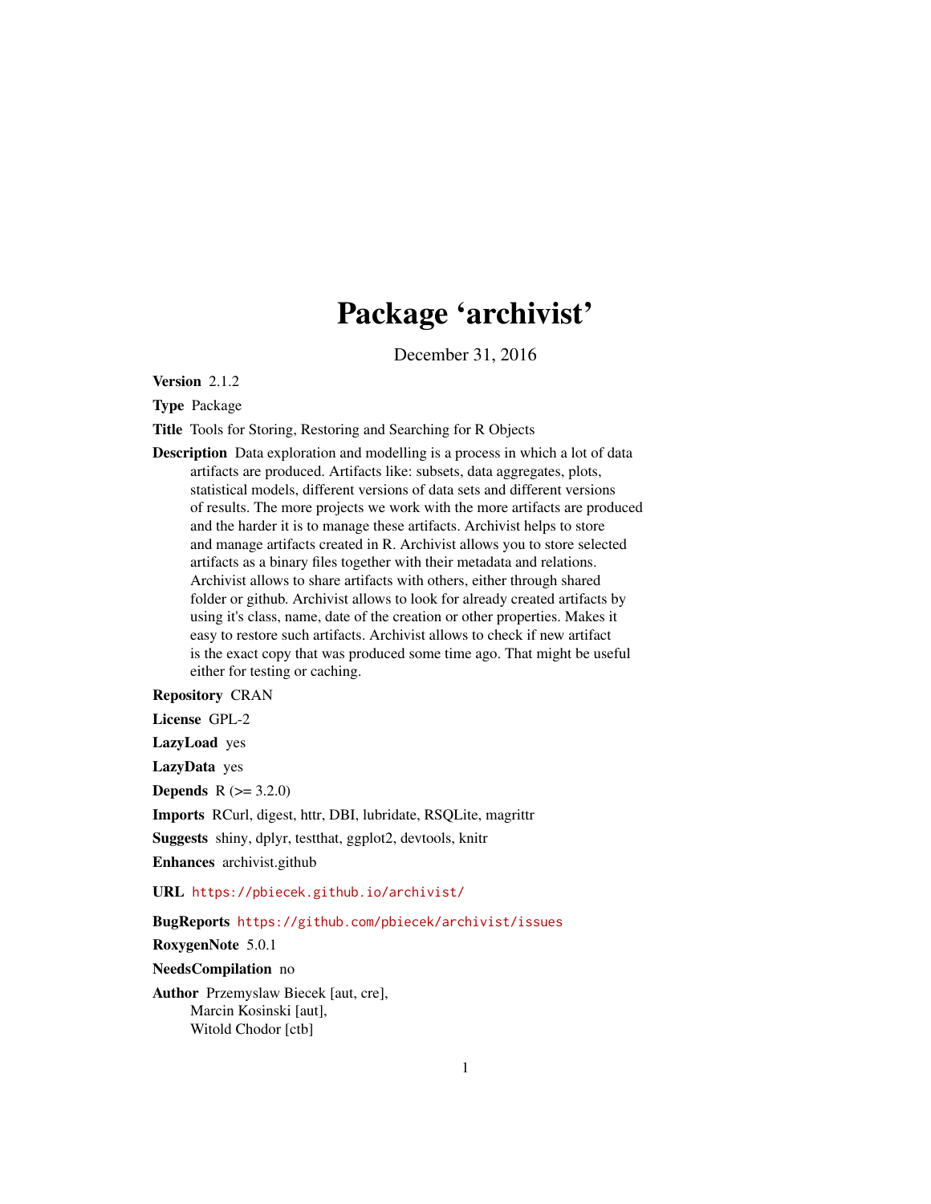# Package 'archivist'

December 31, 2016

**Version** 2.1.2

**Type** Package

**Title** Tools for Storing, Restoring and Searching for R Objects

**Description** Data exploration and modelling is a process in which a lot of data artifacts are produced. Artifacts like: subsets, data aggregates, plots, statistical models, different versions of data sets and different versions of results. The more projects we work with the more artifacts are produced and the harder it is to manage these artifacts. Archivist helps to store and manage artifacts created in R. Archivist allows you to store selected artifacts as a binary files together with their metadata and relations. Archivist allows to share artifacts with others, either through shared folder or github. Archivist allows to look for already created artifacts by using it's class, name, date of the creation or other properties. Makes it easy to restore such artifacts. Archivist allows to check if new artifact is the exact copy that was produced some time ago. That might be useful either for testing or caching.

**Repository** CRAN

**License** GPL-2

**LazyLoad** yes

**LazyData** yes

**Depends** R (>= 3.2.0)

**Imports** RCurl, digest, httr, DBI, lubridate, RSQLite, magrittr

**Suggests** shiny, dplyr, testthat, ggplot2, devtools, knitr

**Enhances** archivist.github

**URL** https://pbiecek.github.io/archivist/

**BugReports** https://github.com/pbiecek/archivist/issues

**RoxygenNote** 5.0.1

**NeedsCompilation** no

**Author** Przemyslaw Biecek [aut, cre],
Marcin Kosinski [aut],
Witold Chodor [ctb]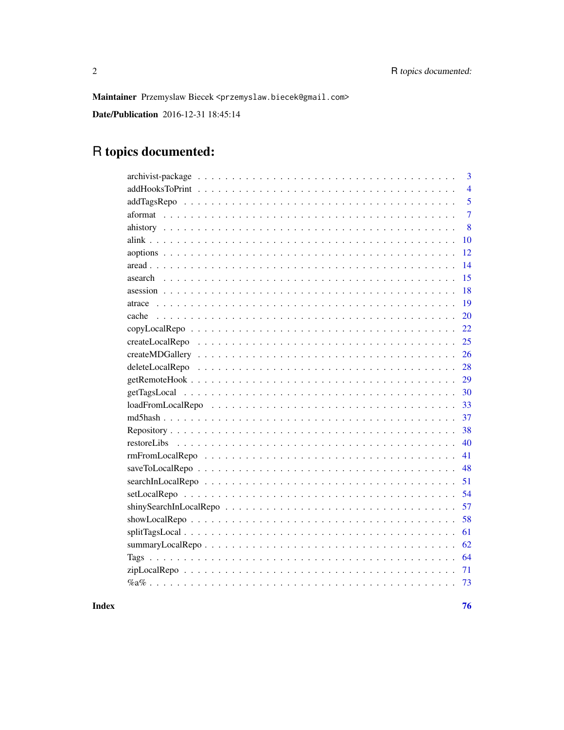**Maintainer** Przemyslaw Biecek <przemyslaw.biecek@gmail.com>

**Date/Publication** 2016-12-31 18:45:14

# R topics documented:

| | |
|---|---|
| archivist-package | 3 |
| addHooksToPrint | 4 |
| addTagsRepo | 5 |
| aformat | 7 |
| ahistory | 8 |
| alink | 10 |
| aoptions | 12 |
| aread | 14 |
| asearch | 15 |
| asession | 18 |
| atrace | 19 |
| cache | 20 |
| copyLocalRepo | 22 |
| createLocalRepo | 25 |
| createMDGallery | 26 |
| deleteLocalRepo | 28 |
| getRemoteHook | 29 |
| getTagsLocal | 30 |
| loadFromLocalRepo | 33 |
| md5hash | 37 |
| Repository | 38 |
| restoreLibs | 40 |
| rmFromLocalRepo | 41 |
| saveToLocalRepo | 48 |
| searchInLocalRepo | 51 |
| setLocalRepo | 54 |
| shinySearchInLocalRepo | 57 |
| showLocalRepo | 58 |
| splitTagsLocal | 61 |
| summaryLocalRepo | 62 |
| Tags | 64 |
| zipLocalRepo | 71 |
| %a% | 73 |

**Index** **76**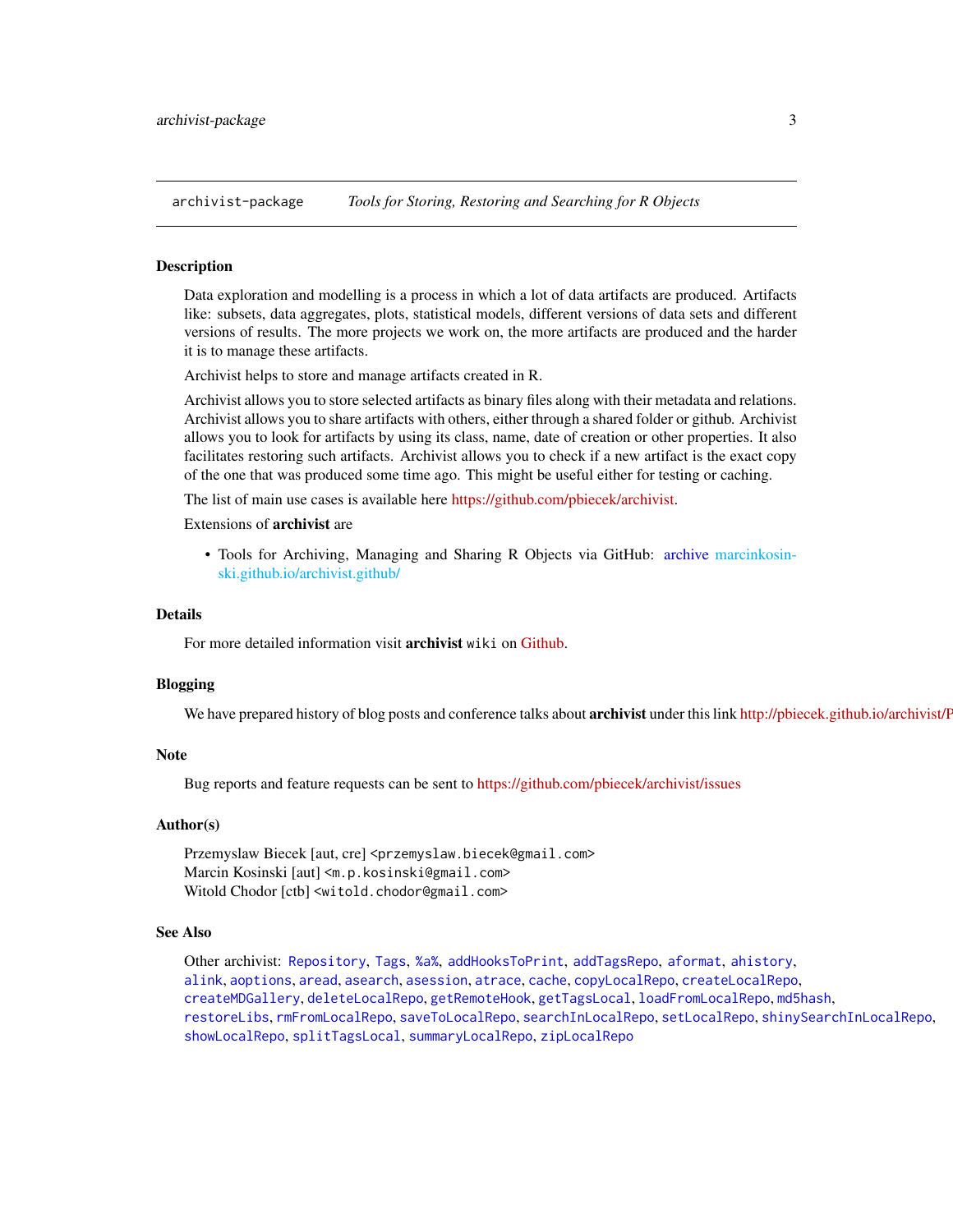## archivist-package — *Tools for Storing, Restoring and Searching for R Objects*

### Description

Data exploration and modelling is a process in which a lot of data artifacts are produced. Artifacts like: subsets, data aggregates, plots, statistical models, different versions of data sets and different versions of results. The more projects we work on, the more artifacts are produced and the harder it is to manage these artifacts.

Archivist helps to store and manage artifacts created in R.

Archivist allows you to store selected artifacts as binary files along with their metadata and relations. Archivist allows you to share artifacts with others, either through a shared folder or github. Archivist allows you to look for artifacts by using its class, name, date of creation or other properties. It also facilitates restoring such artifacts. Archivist allows you to check if a new artifact is the exact copy of the one that was produced some time ago. This might be useful either for testing or caching.

The list of main use cases is available here https://github.com/pbiecek/archivist.

Extensions of **archivist** are

- Tools for Archiving, Managing and Sharing R Objects via GitHub: archive marcinkosinski.github.io/archivist.github/

### Details

For more detailed information visit **archivist** `wiki` on Github.

### Blogging

We have prepared history of blog posts and conference talks about **archivist** under this link http://pbiecek.github.io/archivist/P

### Note

Bug reports and feature requests can be sent to https://github.com/pbiecek/archivist/issues

### Author(s)

Przemyslaw Biecek [aut, cre] <przemyslaw.biecek@gmail.com>
Marcin Kosinski [aut] <m.p.kosinski@gmail.com>
Witold Chodor [ctb] <witold.chodor@gmail.com>

### See Also

Other archivist: `Repository`, `Tags`, `%a%`, `addHooksToPrint`, `addTagsRepo`, `aformat`, `ahistory`, `alink`, `aoptions`, `aread`, `asearch`, `asession`, `atrace`, `cache`, `copyLocalRepo`, `createLocalRepo`, `createMDGallery`, `deleteLocalRepo`, `getRemoteHook`, `getTagsLocal`, `loadFromLocalRepo`, `md5hash`, `restoreLibs`, `rmFromLocalRepo`, `saveToLocalRepo`, `searchInLocalRepo`, `setLocalRepo`, `shinySearchInLocalRepo`, `showLocalRepo`, `splitTagsLocal`, `summaryLocalRepo`, `zipLocalRepo`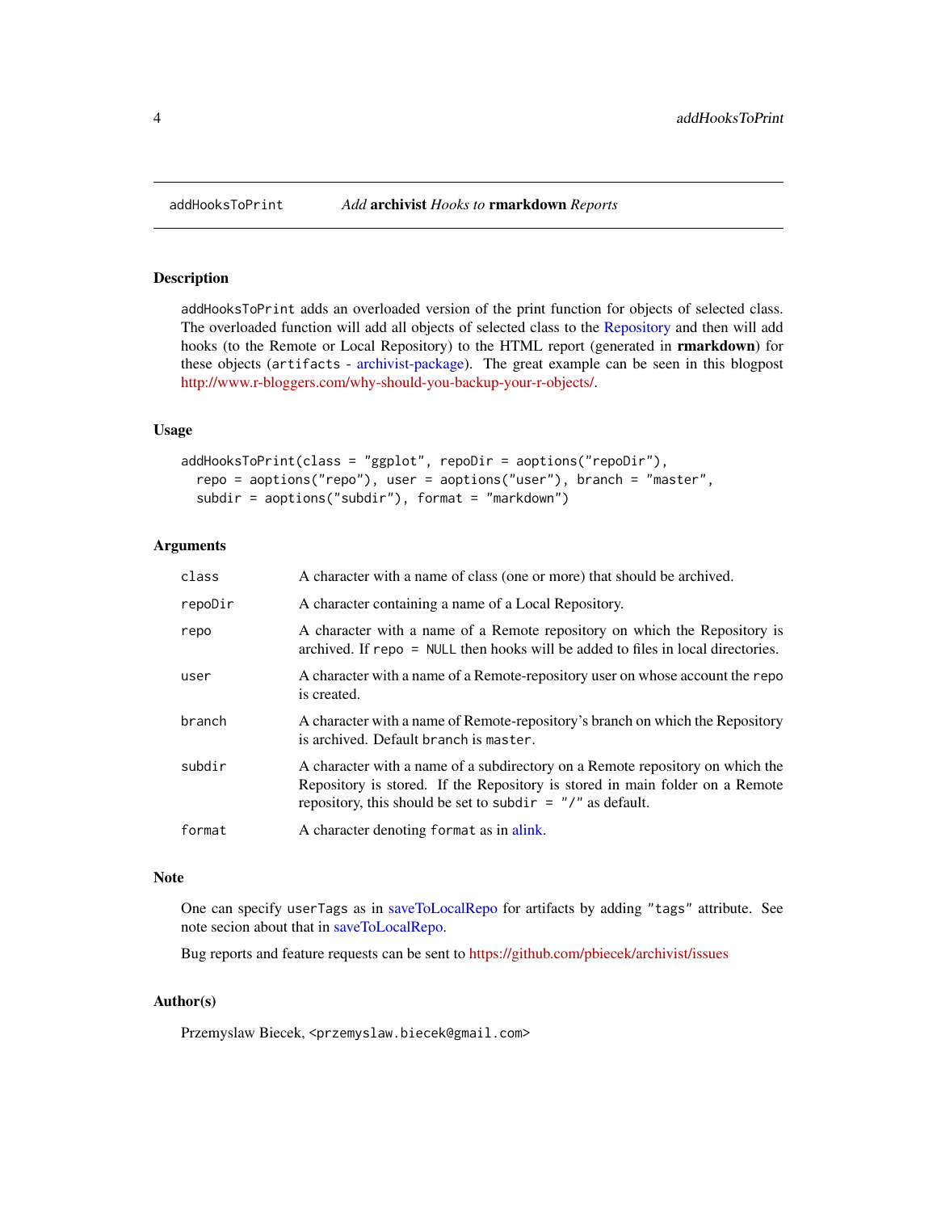## addHooksToPrint — *Add* **archivist** *Hooks to* **rmarkdown** *Reports*

### Description

`addHooksToPrint` adds an overloaded version of the print function for objects of selected class. The overloaded function will add all objects of selected class to the Repository and then will add hooks (to the Remote or Local Repository) to the HTML report (generated in **rmarkdown**) for these objects (`artifacts` - archivist-package). The great example can be seen in this blogpost http://www.r-bloggers.com/why-should-you-backup-your-r-objects/.

### Usage

```
addHooksToPrint(class = "ggplot", repoDir = aoptions("repoDir"),
  repo = aoptions("repo"), user = aoptions("user"), branch = "master",
  subdir = aoptions("subdir"), format = "markdown")
```

### Arguments

| | |
|---|---|
| `class` | A character with a name of class (one or more) that should be archived. |
| `repoDir` | A character containing a name of a Local Repository. |
| `repo` | A character with a name of a Remote repository on which the Repository is archived. If `repo = NULL` then hooks will be added to files in local directories. |
| `user` | A character with a name of a Remote-repository user on whose account the `repo` is created. |
| `branch` | A character with a name of Remote-repository's branch on which the Repository is archived. Default `branch` is `master`. |
| `subdir` | A character with a name of a subdirectory on a Remote repository on which the Repository is stored. If the Repository is stored in main folder on a Remote repository, this should be set to `subdir = "/"` as default. |
| `format` | A character denoting `format` as in alink. |

### Note

One can specify `userTags` as in saveToLocalRepo for artifacts by adding `"tags"` attribute. See note secion about that in saveToLocalRepo.

Bug reports and feature requests can be sent to https://github.com/pbiecek/archivist/issues

### Author(s)

Przemyslaw Biecek, `<przemyslaw.biecek@gmail.com>`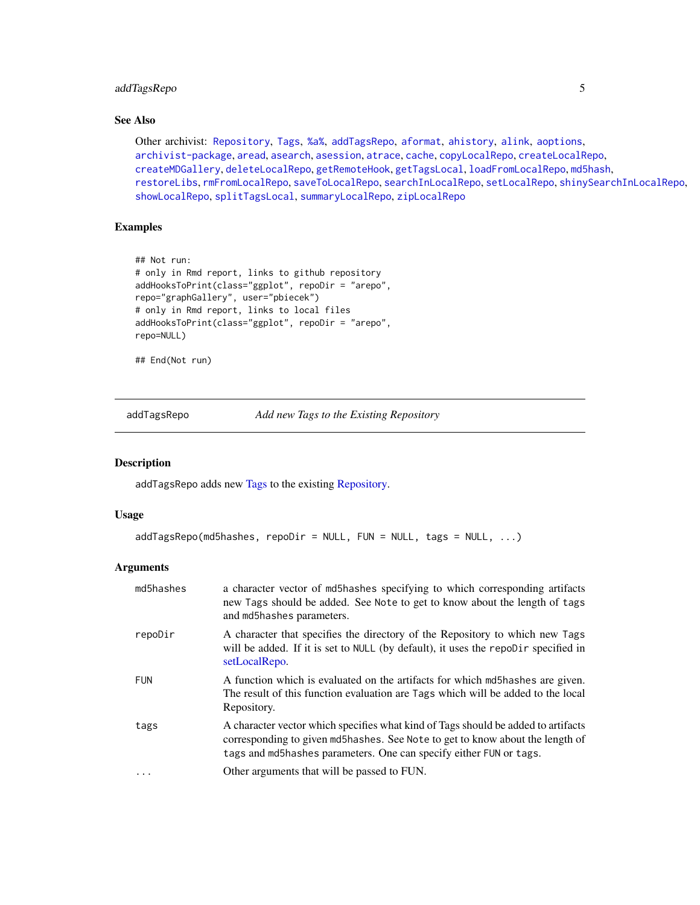### See Also

Other archivist: Repository, Tags, %a%, addTagsRepo, aformat, ahistory, alink, aoptions, archivist-package, aread, asearch, asession, atrace, cache, copyLocalRepo, createLocalRepo, createMDGallery, deleteLocalRepo, getRemoteHook, getTagsLocal, loadFromLocalRepo, md5hash, restoreLibs, rmFromLocalRepo, saveToLocalRepo, searchInLocalRepo, setLocalRepo, shinySearchInLocalRepo, showLocalRepo, splitTagsLocal, summaryLocalRepo, zipLocalRepo

### Examples

```
## Not run:
# only in Rmd report, links to github repository
addHooksToPrint(class="ggplot", repoDir = "arepo",
repo="graphGallery", user="pbiecek")
# only in Rmd report, links to local files
addHooksToPrint(class="ggplot", repoDir = "arepo",
repo=NULL)

## End(Not run)
```

---

## addTagsRepo — *Add new Tags to the Existing Repository*

### Description

addTagsRepo adds new Tags to the existing Repository.

### Usage

```
addTagsRepo(md5hashes, repoDir = NULL, FUN = NULL, tags = NULL, ...)
```

### Arguments

| | |
|---|---|
| md5hashes | a character vector of md5hashes specifying to which corresponding artifacts new Tags should be added. See Note to get to know about the length of tags and md5hashes parameters. |
| repoDir | A character that specifies the directory of the Repository to which new Tags will be added. If it is set to NULL (by default), it uses the repoDir specified in setLocalRepo. |
| FUN | A function which is evaluated on the artifacts for which md5hashes are given. The result of this function evaluation are Tags which will be added to the local Repository. |
| tags | A character vector which specifies what kind of Tags should be added to artifacts corresponding to given md5hashes. See Note to get to know about the length of tags and md5hashes parameters. One can specify either FUN or tags. |
| ... | Other arguments that will be passed to FUN. |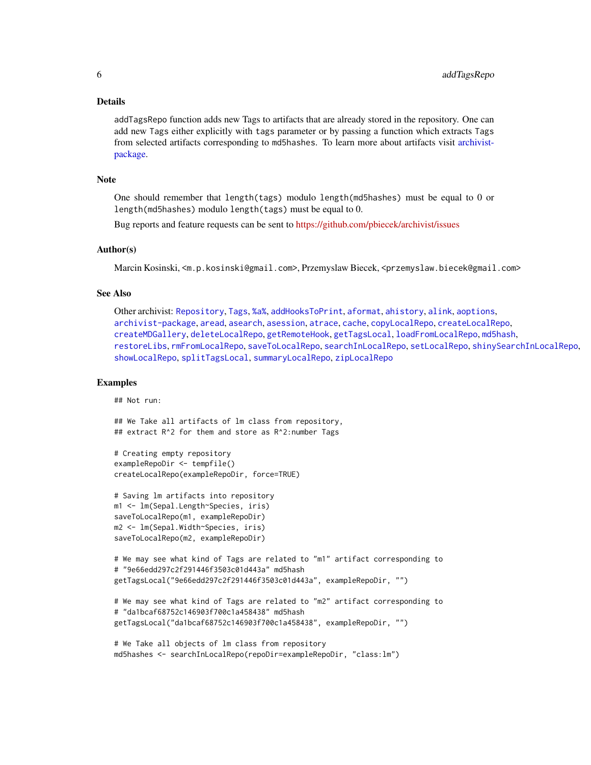## Details

addTagsRepo function adds new Tags to artifacts that are already stored in the repository. One can add new Tags either explicitly with tags parameter or by passing a function which extracts Tags from selected artifacts corresponding to md5hashes. To learn more about artifacts visit archivist-package.

## Note

One should remember that length(tags) modulo length(md5hashes) must be equal to 0 or length(md5hashes) modulo length(tags) must be equal to 0.

Bug reports and feature requests can be sent to https://github.com/pbiecek/archivist/issues

## Author(s)

Marcin Kosinski, <m.p.kosinski@gmail.com>, Przemyslaw Biecek, <przemyslaw.biecek@gmail.com>

## See Also

Other archivist: Repository, Tags, %a%, addHooksToPrint, aformat, ahistory, alink, aoptions, archivist-package, aread, asearch, asession, atrace, cache, copyLocalRepo, createLocalRepo, createMDGallery, deleteLocalRepo, getRemoteHook, getTagsLocal, loadFromLocalRepo, md5hash, restoreLibs, rmFromLocalRepo, saveToLocalRepo, searchInLocalRepo, setLocalRepo, shinySearchInLocalRepo, showLocalRepo, splitTagsLocal, summaryLocalRepo, zipLocalRepo

## Examples

```
## Not run:

## We Take all artifacts of lm class from repository,
## extract R^2 for them and store as R^2:number Tags

# Creating empty repository
exampleRepoDir <- tempfile()
createLocalRepo(exampleRepoDir, force=TRUE)

# Saving lm artifacts into repository
m1 <- lm(Sepal.Length~Species, iris)
saveToLocalRepo(m1, exampleRepoDir)
m2 <- lm(Sepal.Width~Species, iris)
saveToLocalRepo(m2, exampleRepoDir)

# We may see what kind of Tags are related to "m1" artifact corresponding to
# "9e66edd297c2f291446f3503c01d443a" md5hash
getTagsLocal("9e66edd297c2f291446f3503c01d443a", exampleRepoDir, "")

# We may see what kind of Tags are related to "m2" artifact corresponding to
# "da1bcaf68752c146903f700c1a458438" md5hash
getTagsLocal("da1bcaf68752c146903f700c1a458438", exampleRepoDir, "")

# We Take all objects of lm class from repository
md5hashes <- searchInLocalRepo(repoDir=exampleRepoDir, "class:lm")
```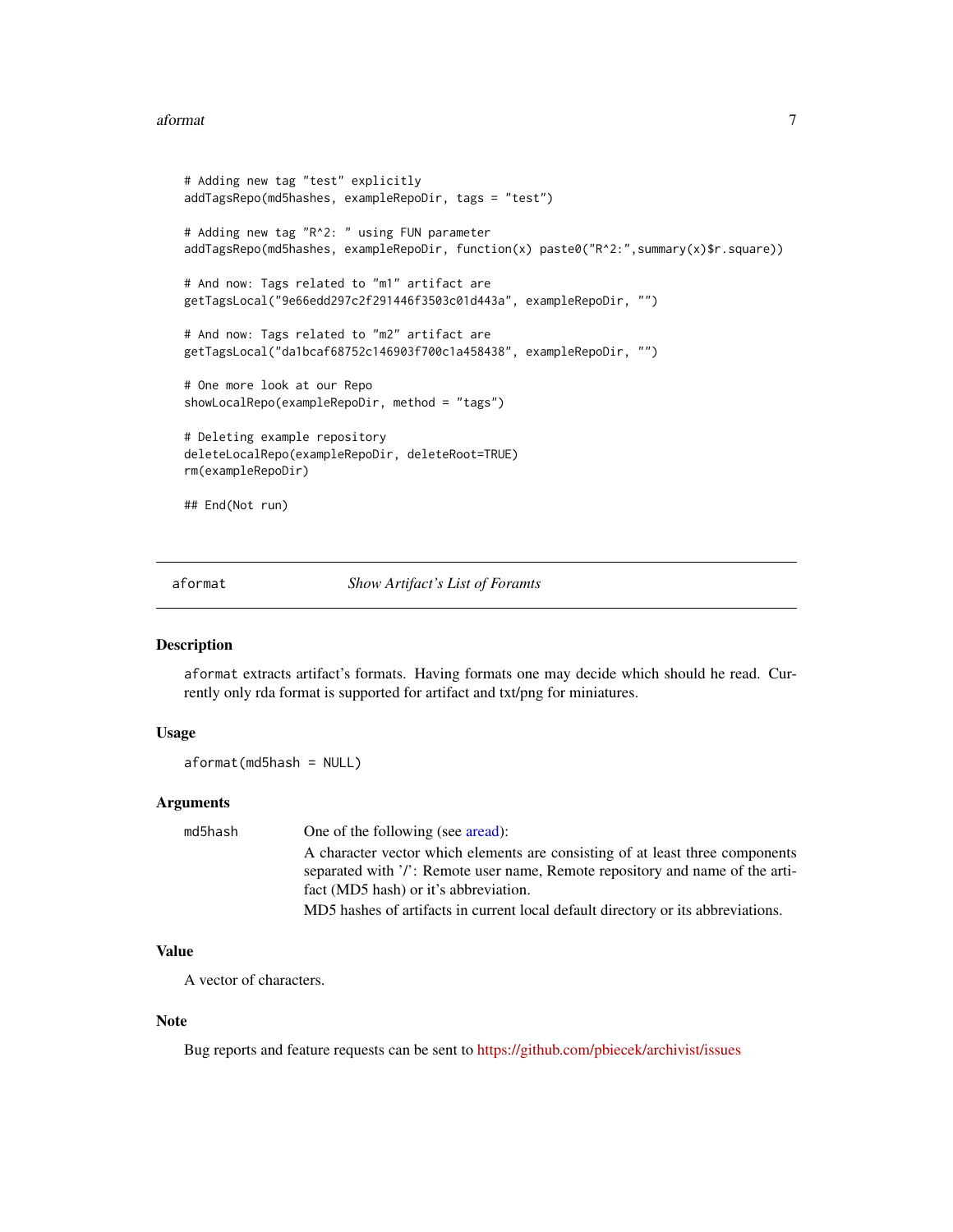```
# Adding new tag "test" explicitly
addTagsRepo(md5hashes, exampleRepoDir, tags = "test")

# Adding new tag "R^2: " using FUN parameter
addTagsRepo(md5hashes, exampleRepoDir, function(x) paste0("R^2:",summary(x)$r.square))

# And now: Tags related to "m1" artifact are
getTagsLocal("9e66edd297c2f291446f3503c01d443a", exampleRepoDir, "")

# And now: Tags related to "m2" artifact are
getTagsLocal("da1bcaf68752c146903f700c1a458438", exampleRepoDir, "")

# One more look at our Repo
showLocalRepo(exampleRepoDir, method = "tags")

# Deleting example repository
deleteLocalRepo(exampleRepoDir, deleteRoot=TRUE)
rm(exampleRepoDir)

## End(Not run)
```

---

# aformat — *Show Artifact's List of Foramts*

## Description

aformat extracts artifact's formats. Having formats one may decide which should he read. Currently only rda format is supported for artifact and txt/png for miniatures.

## Usage

```
aformat(md5hash = NULL)
```

## Arguments

| | |
|---|---|
| md5hash | One of the following (see aread): A character vector which elements are consisting of at least three components separated with '/': Remote user name, Remote repository and name of the artifact (MD5 hash) or it's abbreviation. MD5 hashes of artifacts in current local default directory or its abbreviations. |

## Value

A vector of characters.

## Note

Bug reports and feature requests can be sent to https://github.com/pbiecek/archivist/issues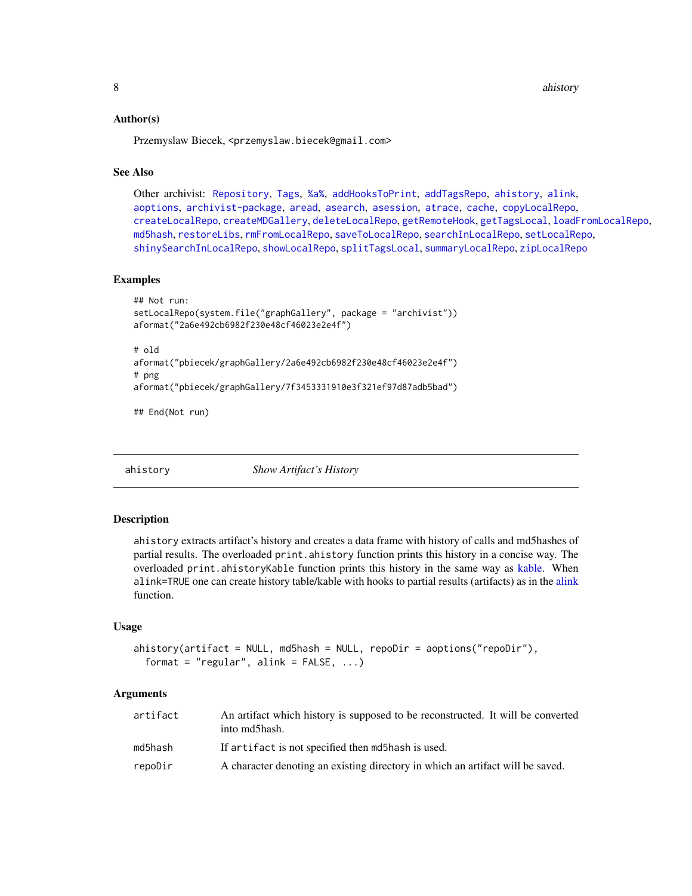### Author(s)

Przemyslaw Biecek, <przemyslaw.biecek@gmail.com>

### See Also

Other archivist: Repository, Tags, %a%, addHooksToPrint, addTagsRepo, ahistory, alink, aoptions, archivist-package, aread, asearch, asession, atrace, cache, copyLocalRepo, createLocalRepo, createMDGallery, deleteLocalRepo, getRemoteHook, getTagsLocal, loadFromLocalRepo, md5hash, restoreLibs, rmFromLocalRepo, saveToLocalRepo, searchInLocalRepo, setLocalRepo, shinySearchInLocalRepo, showLocalRepo, splitTagsLocal, summaryLocalRepo, zipLocalRepo

### Examples

```
## Not run:
setLocalRepo(system.file("graphGallery", package = "archivist"))
aformat("2a6e492cb6982f230e48cf46023e2e4f")

# old
aformat("pbiecek/graphGallery/2a6e492cb6982f230e48cf46023e2e4f")
# png
aformat("pbiecek/graphGallery/7f3453331910e3f321ef97d87adb5bad")

## End(Not run)
```

---

## ahistory &nbsp;&nbsp;&nbsp; *Show Artifact's History*

### Description

ahistory extracts artifact's history and creates a data frame with history of calls and md5hashes of partial results. The overloaded print.ahistory function prints this history in a concise way. The overloaded print.ahistoryKable function prints this history in the same way as kable. When alink=TRUE one can create history table/kable with hooks to partial results (artifacts) as in the alink function.

### Usage

```
ahistory(artifact = NULL, md5hash = NULL, repoDir = aoptions("repoDir"),
  format = "regular", alink = FALSE, ...)
```

### Arguments

| | |
|---|---|
| artifact | An artifact which history is supposed to be reconstructed. It will be converted into md5hash. |
| md5hash | If artifact is not specified then md5hash is used. |
| repoDir | A character denoting an existing directory in which an artifact will be saved. |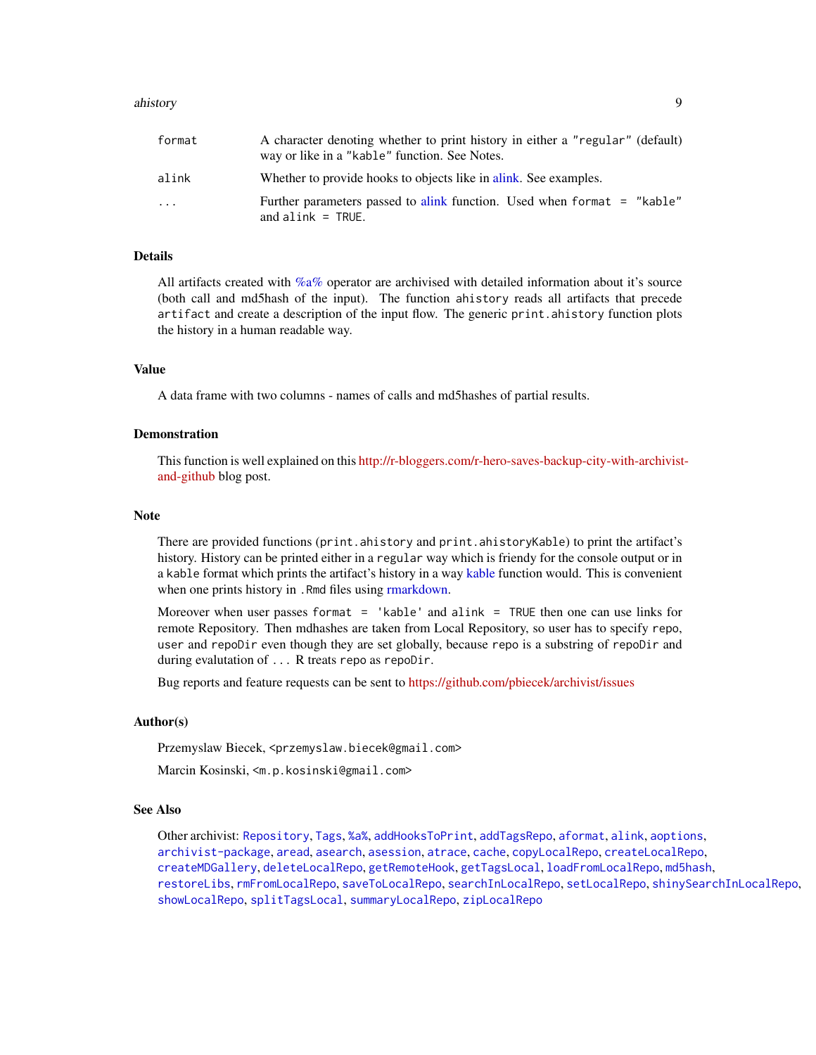| | |
|---|---|
| `format` | A character denoting whether to print history in either a `"regular"` (default) way or like in a `"kable"` function. See Notes. |
| `alink` | Whether to provide hooks to objects like in alink. See examples. |
| `...` | Further parameters passed to alink function. Used when `format = "kable"` and `alink = TRUE`. |

## Details

All artifacts created with %a% operator are archivised with detailed information about it's source (both call and md5hash of the input). The function `ahistory` reads all artifacts that precede `artifact` and create a description of the input flow. The generic `print.ahistory` function plots the history in a human readable way.

## Value

A data frame with two columns - names of calls and md5hashes of partial results.

## Demonstration

This function is well explained on this http://r-bloggers.com/r-hero-saves-backup-city-with-archivist-and-github blog post.

## Note

There are provided functions (`print.ahistory` and `print.ahistoryKable`) to print the artifact's history. History can be printed either in a `regular` way which is friendy for the console output or in a `kable` format which prints the artifact's history in a way kable function would. This is convenient when one prints history in `.Rmd` files using rmarkdown.

Moreover when user passes `format = 'kable'` and `alink = TRUE` then one can use links for remote Repository. Then mdhashes are taken from Local Repository, so user has to specify `repo`, `user` and `repoDir` even though they are set globally, because `repo` is a substring of `repoDir` and during evalutation of `...` R treats `repo` as `repoDir`.

Bug reports and feature requests can be sent to https://github.com/pbiecek/archivist/issues

## Author(s)

Przemyslaw Biecek, <przemyslaw.biecek@gmail.com>

Marcin Kosinski, <m.p.kosinski@gmail.com>

## See Also

Other archivist: `Repository`, `Tags`, `%a%`, `addHooksToPrint`, `addTagsRepo`, `aformat`, `alink`, `aoptions`, `archivist-package`, `aread`, `asearch`, `asession`, `atrace`, `cache`, `copyLocalRepo`, `createLocalRepo`, `createMDGallery`, `deleteLocalRepo`, `getRemoteHook`, `getTagsLocal`, `loadFromLocalRepo`, `md5hash`, `restoreLibs`, `rmFromLocalRepo`, `saveToLocalRepo`, `searchInLocalRepo`, `setLocalRepo`, `shinySearchInLocalRepo`, `showLocalRepo`, `splitTagsLocal`, `summaryLocalRepo`, `zipLocalRepo`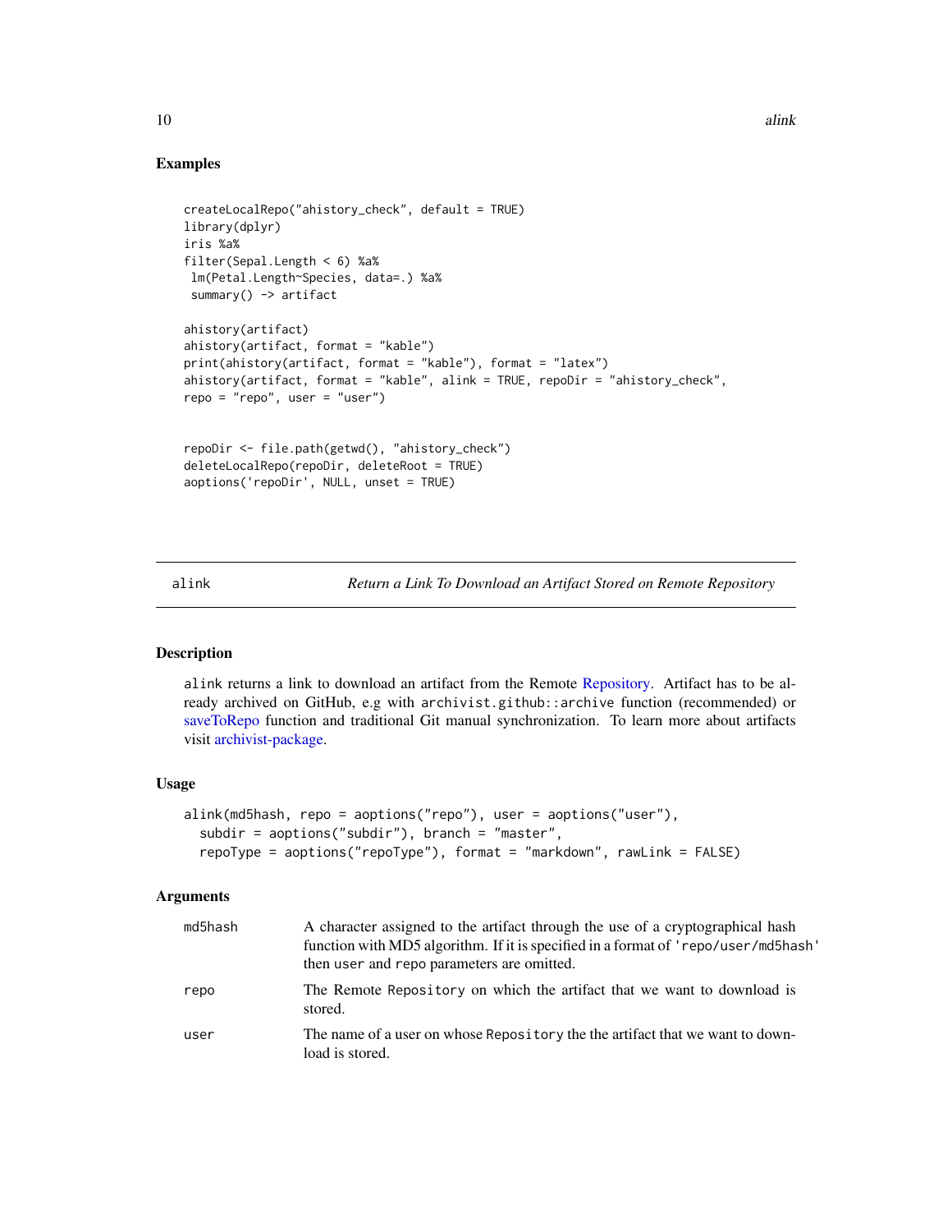## Examples

```
createLocalRepo("ahistory_check", default = TRUE)
library(dplyr)
iris %a%
filter(Sepal.Length < 6) %a%
 lm(Petal.Length~Species, data=.) %a%
 summary() -> artifact

ahistory(artifact)
ahistory(artifact, format = "kable")
print(ahistory(artifact, format = "kable"), format = "latex")
ahistory(artifact, format = "kable", alink = TRUE, repoDir = "ahistory_check",
repo = "repo", user = "user")


repoDir <- file.path(getwd(), "ahistory_check")
deleteLocalRepo(repoDir, deleteRoot = TRUE)
aoptions('repoDir', NULL, unset = TRUE)
```

---

# alink *Return a Link To Download an Artifact Stored on Remote Repository*

## Description

alink returns a link to download an artifact from the Remote Repository. Artifact has to be already archived on GitHub, e.g with archivist.github::archive function (recommended) or saveToRepo function and traditional Git manual synchronization. To learn more about artifacts visit archivist-package.

## Usage

```
alink(md5hash, repo = aoptions("repo"), user = aoptions("user"),
  subdir = aoptions("subdir"), branch = "master",
  repoType = aoptions("repoType"), format = "markdown", rawLink = FALSE)
```

## Arguments

| | |
|---|---|
| md5hash | A character assigned to the artifact through the use of a cryptographical hash function with MD5 algorithm. If it is specified in a format of 'repo/user/md5hash' then user and repo parameters are omitted. |
| repo | The Remote Repository on which the artifact that we want to download is stored. |
| user | The name of a user on whose Repository the the artifact that we want to download is stored. |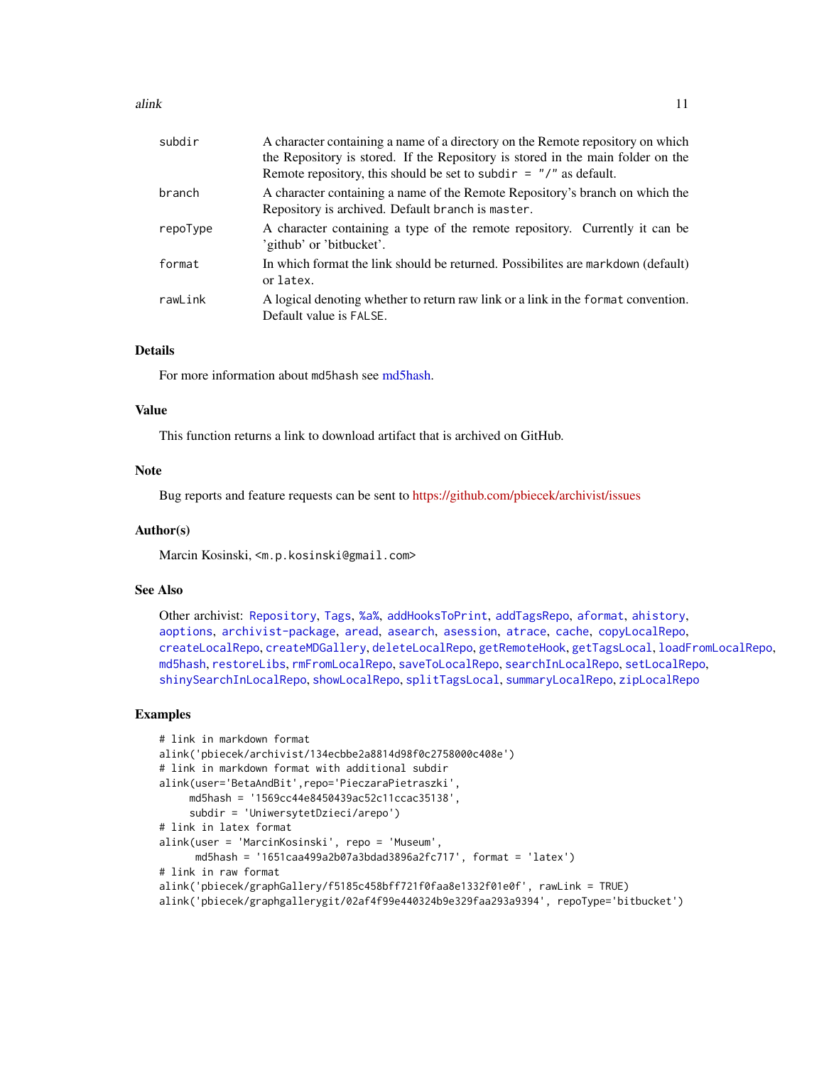| | |
|---|---|
| subdir | A character containing a name of a directory on the Remote repository on which the Repository is stored. If the Repository is stored in the main folder on the Remote repository, this should be set to `subdir = "/"` as default. |
| branch | A character containing a name of the Remote Repository's branch on which the Repository is archived. Default `branch` is `master`. |
| repoType | A character containing a type of the remote repository. Currently it can be 'github' or 'bitbucket'. |
| format | In which format the link should be returned. Possibilites are `markdown` (default) or `latex`. |
| rawLink | A logical denoting whether to return raw link or a link in the `format` convention. Default value is `FALSE`. |

### Details

For more information about `md5hash` see md5hash.

### Value

This function returns a link to download artifact that is archived on GitHub.

### Note

Bug reports and feature requests can be sent to https://github.com/pbiecek/archivist/issues

### Author(s)

Marcin Kosinski, <m.p.kosinski@gmail.com>

### See Also

Other archivist: `Repository`, `Tags`, `%a%`, `addHooksToPrint`, `addTagsRepo`, `aformat`, `ahistory`, `aoptions`, `archivist-package`, `aread`, `asearch`, `asession`, `atrace`, `cache`, `copyLocalRepo`, `createLocalRepo`, `createMDGallery`, `deleteLocalRepo`, `getRemoteHook`, `getTagsLocal`, `loadFromLocalRepo`, `md5hash`, `restoreLibs`, `rmFromLocalRepo`, `saveToLocalRepo`, `searchInLocalRepo`, `setLocalRepo`, `shinySearchInLocalRepo`, `showLocalRepo`, `splitTagsLocal`, `summaryLocalRepo`, `zipLocalRepo`

### Examples

```
# link in markdown format
alink('pbiecek/archivist/134ecbbe2a8814d98f0c2758000c408e')
# link in markdown format with additional subdir
alink(user='BetaAndBit',repo='PieczaraPietraszki',
     md5hash = '1569cc44e8450439ac52c11ccac35138',
     subdir = 'UniwersytetDzieci/arepo')
# link in latex format
alink(user = 'MarcinKosinski', repo = 'Museum',
      md5hash = '1651caa499a2b07a3bdad3896a2fc717', format = 'latex')
# link in raw format
alink('pbiecek/graphGallery/f5185c458bff721f0faa8e1332f01e0f', rawLink = TRUE)
alink('pbiecek/graphgallerygit/02af4f99e440324b9e329faa293a9394', repoType='bitbucket')
```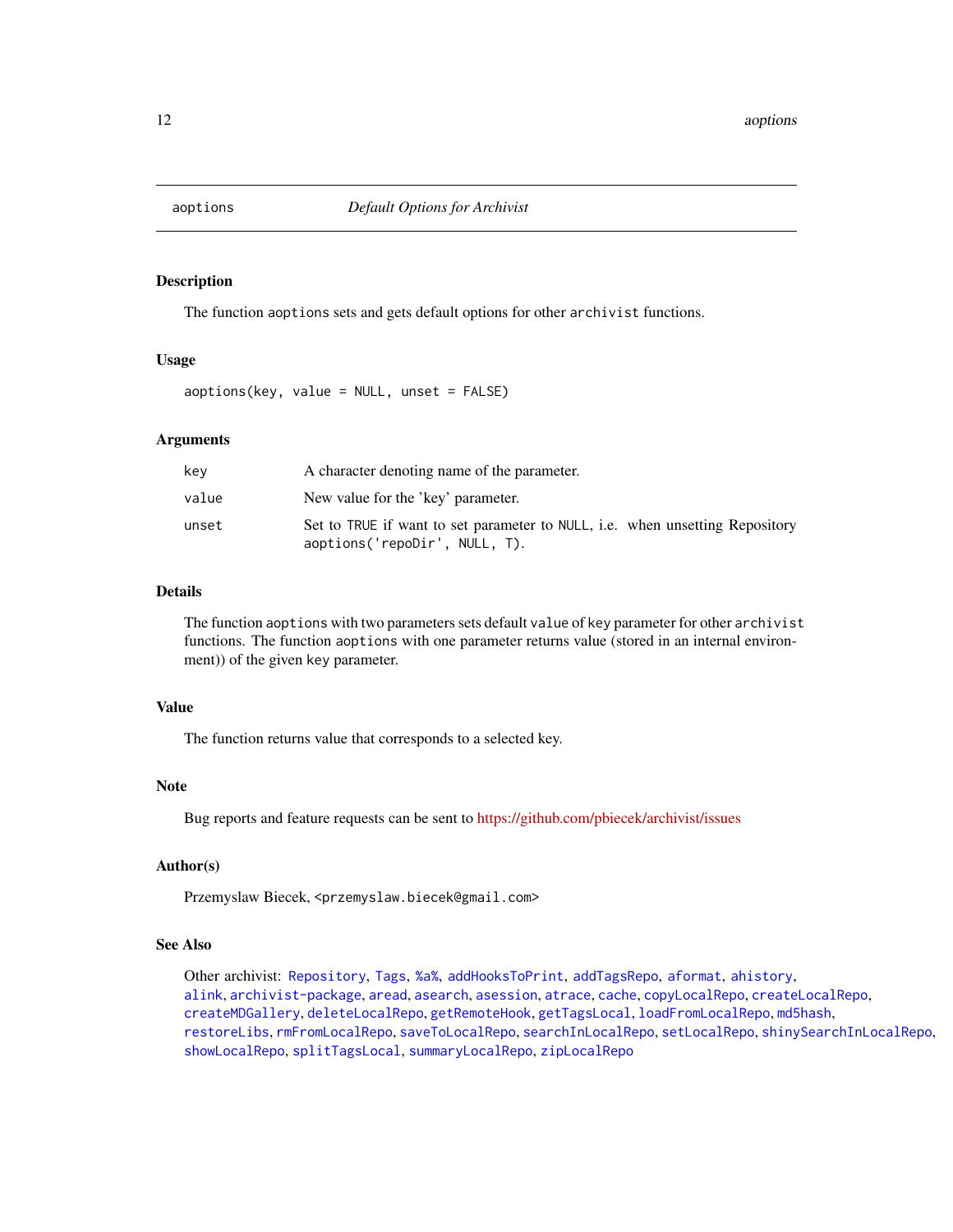# aoptions *Default Options for Archivist*

## Description

The function `aoptions` sets and gets default options for other `archivist` functions.

## Usage

```
aoptions(key, value = NULL, unset = FALSE)
```

## Arguments

| | |
|---|---|
| `key` | A character denoting name of the parameter. |
| `value` | New value for the 'key' parameter. |
| `unset` | Set to `TRUE` if want to set parameter to `NULL`, i.e. when unsetting Repository `aoptions('repoDir', NULL, T)`. |

## Details

The function `aoptions` with two parameters sets default `value` of `key` parameter for other `archivist` functions. The function `aoptions` with one parameter returns value (stored in an internal environment)) of the given `key` parameter.

## Value

The function returns value that corresponds to a selected key.

## Note

Bug reports and feature requests can be sent to https://github.com/pbiecek/archivist/issues

## Author(s)

Przemyslaw Biecek, `<przemyslaw.biecek@gmail.com>`

## See Also

Other archivist: `Repository`, `Tags`, `%a%`, `addHooksToPrint`, `addTagsRepo`, `aformat`, `ahistory`, `alink`, `archivist-package`, `aread`, `asearch`, `asession`, `atrace`, `cache`, `copyLocalRepo`, `createLocalRepo`, `createMDGallery`, `deleteLocalRepo`, `getRemoteHook`, `getTagsLocal`, `loadFromLocalRepo`, `md5hash`, `restoreLibs`, `rmFromLocalRepo`, `saveToLocalRepo`, `searchInLocalRepo`, `setLocalRepo`, `shinySearchInLocalRepo`, `showLocalRepo`, `splitTagsLocal`, `summaryLocalRepo`, `zipLocalRepo`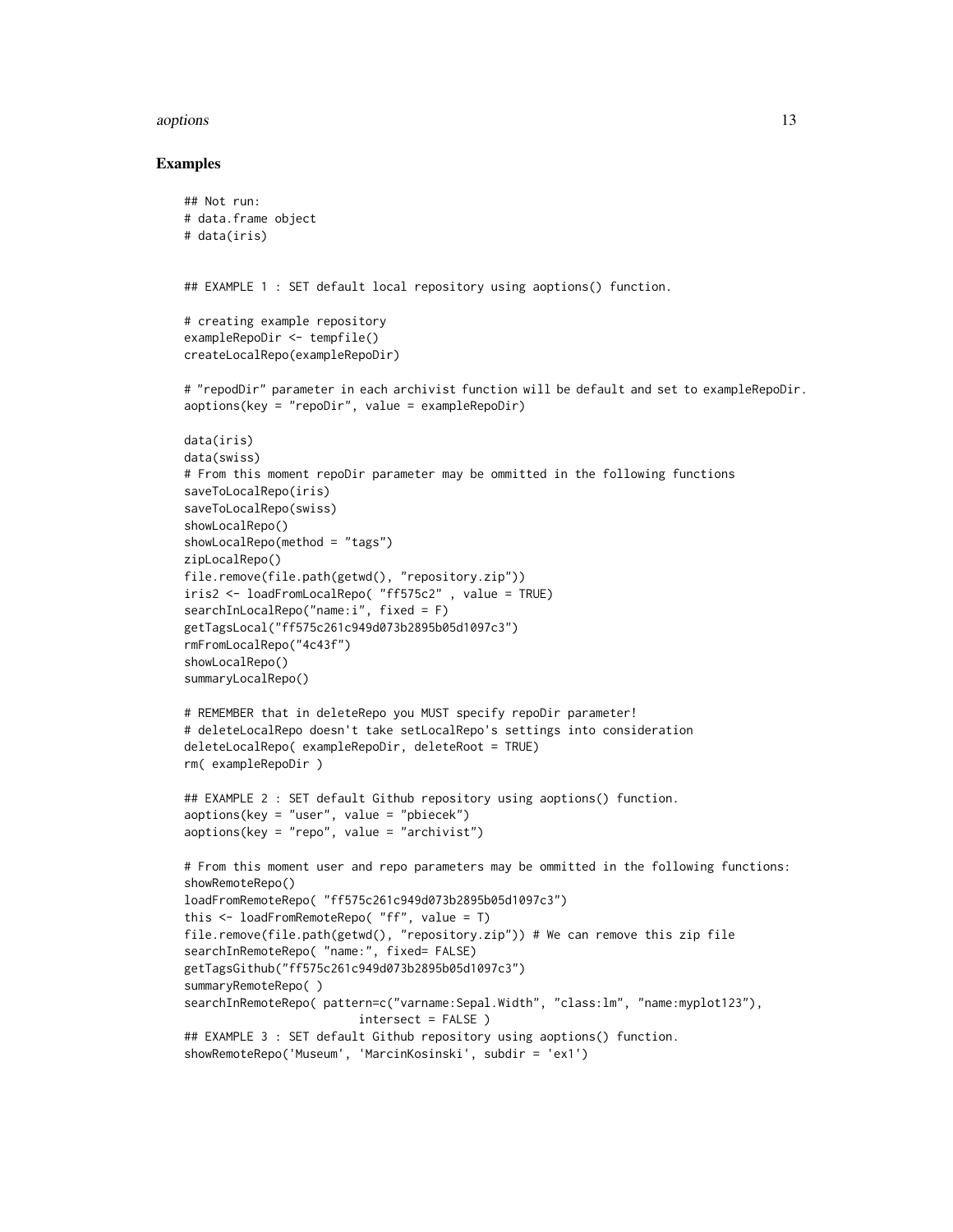## Examples

```
## Not run:
# data.frame object
# data(iris)


## EXAMPLE 1 : SET default local repository using aoptions() function.

# creating example repository
exampleRepoDir <- tempfile()
createLocalRepo(exampleRepoDir)

# "repodDir" parameter in each archivist function will be default and set to exampleRepoDir.
aoptions(key = "repoDir", value = exampleRepoDir)

data(iris)
data(swiss)
# From this moment repoDir parameter may be ommitted in the following functions
saveToLocalRepo(iris)
saveToLocalRepo(swiss)
showLocalRepo()
showLocalRepo(method = "tags")
zipLocalRepo()
file.remove(file.path(getwd(), "repository.zip"))
iris2 <- loadFromLocalRepo( "ff575c2" , value = TRUE)
searchInLocalRepo("name:i", fixed = F)
getTagsLocal("ff575c261c949d073b2895b05d1097c3")
rmFromLocalRepo("4c43f")
showLocalRepo()
summaryLocalRepo()

# REMEMBER that in deleteRepo you MUST specify repoDir parameter!
# deleteLocalRepo doesn't take setLocalRepo's settings into consideration
deleteLocalRepo( exampleRepoDir, deleteRoot = TRUE)
rm( exampleRepoDir )

## EXAMPLE 2 : SET default Github repository using aoptions() function.
aoptions(key = "user", value = "pbiecek")
aoptions(key = "repo", value = "archivist")

# From this moment user and repo parameters may be ommitted in the following functions:
showRemoteRepo()
loadFromRemoteRepo( "ff575c261c949d073b2895b05d1097c3")
this <- loadFromRemoteRepo( "ff", value = T)
file.remove(file.path(getwd(), "repository.zip")) # We can remove this zip file
searchInRemoteRepo( "name:", fixed= FALSE)
getTagsGithub("ff575c261c949d073b2895b05d1097c3")
summaryRemoteRepo( )
searchInRemoteRepo( pattern=c("varname:Sepal.Width", "class:lm", "name:myplot123"),
                         intersect = FALSE )
## EXAMPLE 3 : SET default Github repository using aoptions() function.
showRemoteRepo('Museum', 'MarcinKosinski', subdir = 'ex1')
```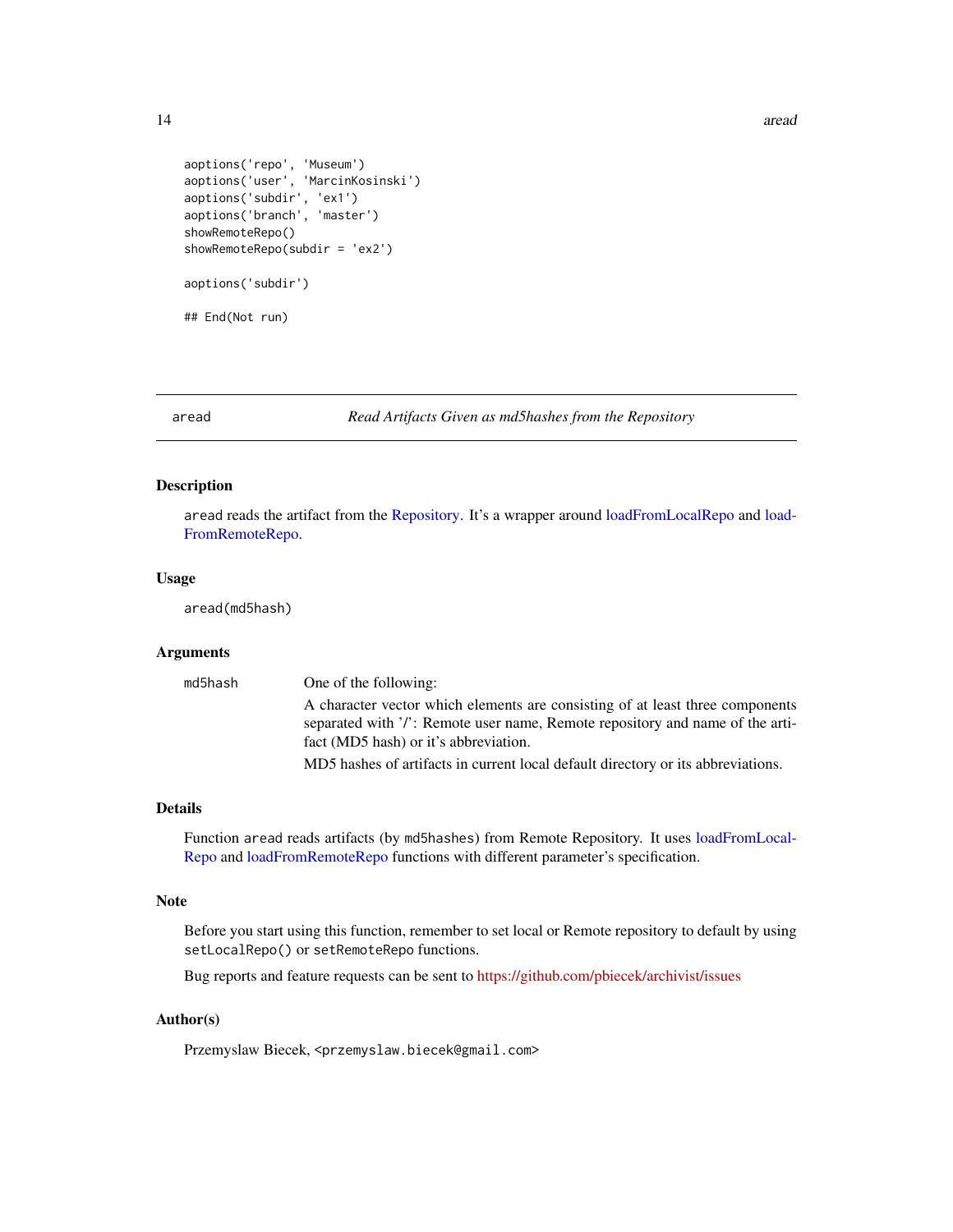```
aoptions('repo', 'Museum')
aoptions('user', 'MarcinKosinski')
aoptions('subdir', 'ex1')
aoptions('branch', 'master')
showRemoteRepo()
showRemoteRepo(subdir = 'ex2')

aoptions('subdir')

## End(Not run)
```

---

## aread — *Read Artifacts Given as md5hashes from the Repository*

---

### Description

aread reads the artifact from the Repository. It's a wrapper around loadFromLocalRepo and loadFromRemoteRepo.

### Usage

```
aread(md5hash)
```

### Arguments

| | |
|---|---|
| md5hash | One of the following: A character vector which elements are consisting of at least three components separated with '/': Remote user name, Remote repository and name of the artifact (MD5 hash) or it's abbreviation. MD5 hashes of artifacts in current local default directory or its abbreviations. |

### Details

Function aread reads artifacts (by md5hashes) from Remote Repository. It uses loadFromLocalRepo and loadFromRemoteRepo functions with different parameter's specification.

### Note

Before you start using this function, remember to set local or Remote repository to default by using `setLocalRepo()` or `setRemoteRepo` functions.

Bug reports and feature requests can be sent to https://github.com/pbiecek/archivist/issues

### Author(s)

Przemyslaw Biecek, <przemyslaw.biecek@gmail.com>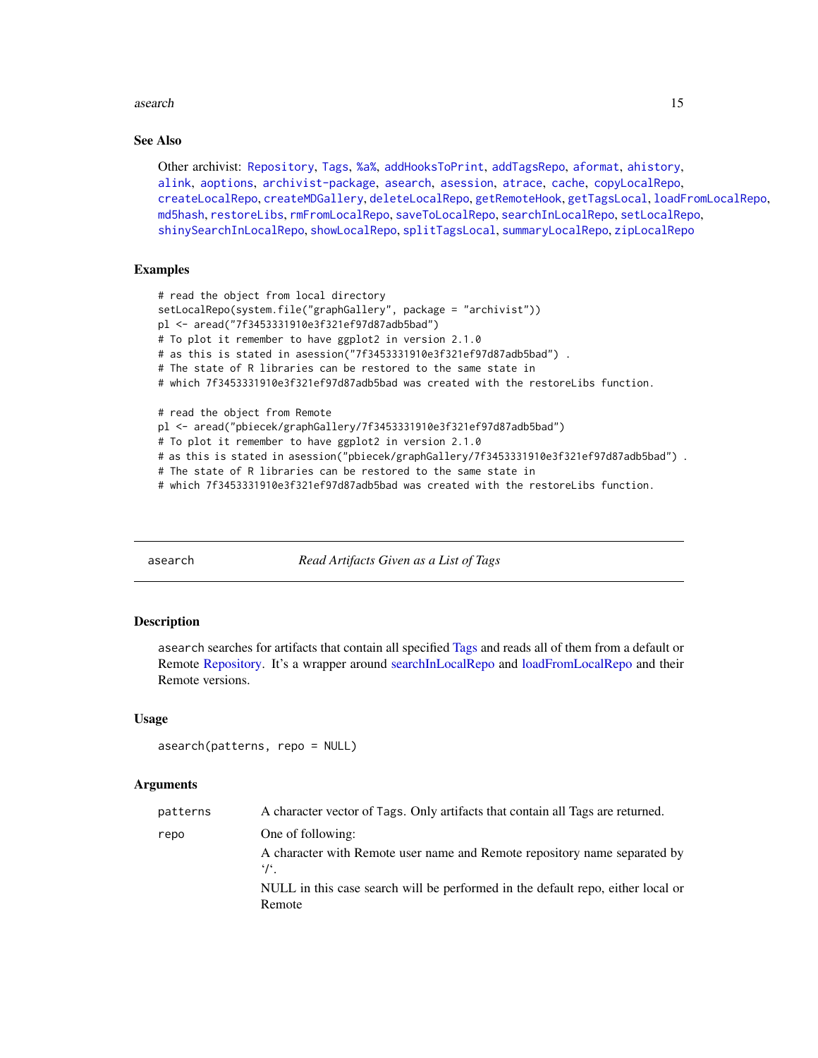### See Also

Other archivist: Repository, Tags, %a%, addHooksToPrint, addTagsRepo, aformat, ahistory, alink, aoptions, archivist-package, asearch, asession, atrace, cache, copyLocalRepo, createLocalRepo, createMDGallery, deleteLocalRepo, getRemoteHook, getTagsLocal, loadFromLocalRepo, md5hash, restoreLibs, rmFromLocalRepo, saveToLocalRepo, searchInLocalRepo, setLocalRepo, shinySearchInLocalRepo, showLocalRepo, splitTagsLocal, summaryLocalRepo, zipLocalRepo

### Examples

```
# read the object from local directory
setLocalRepo(system.file("graphGallery", package = "archivist"))
pl <- aread("7f3453331910e3f321ef97d87adb5bad")
# To plot it remember to have ggplot2 in version 2.1.0
# as this is stated in asession("7f3453331910e3f321ef97d87adb5bad") .
# The state of R libraries can be restored to the same state in
# which 7f3453331910e3f321ef97d87adb5bad was created with the restoreLibs function.

# read the object from Remote
pl <- aread("pbiecek/graphGallery/7f3453331910e3f321ef97d87adb5bad")
# To plot it remember to have ggplot2 in version 2.1.0
# as this is stated in asession("pbiecek/graphGallery/7f3453331910e3f321ef97d87adb5bad") .
# The state of R libraries can be restored to the same state in
# which 7f3453331910e3f321ef97d87adb5bad was created with the restoreLibs function.
```

---

## asearch — *Read Artifacts Given as a List of Tags*

### Description

`asearch` searches for artifacts that contain all specified Tags and reads all of them from a default or Remote Repository. It's a wrapper around searchInLocalRepo and loadFromLocalRepo and their Remote versions.

### Usage

```
asearch(patterns, repo = NULL)
```

### Arguments

| | |
|---|---|
| `patterns` | A character vector of Tags. Only artifacts that contain all Tags are returned. |
| `repo` | One of following:<br>A character with Remote user name and Remote repository name separated by '/'.<br>NULL in this case search will be performed in the default repo, either local or Remote |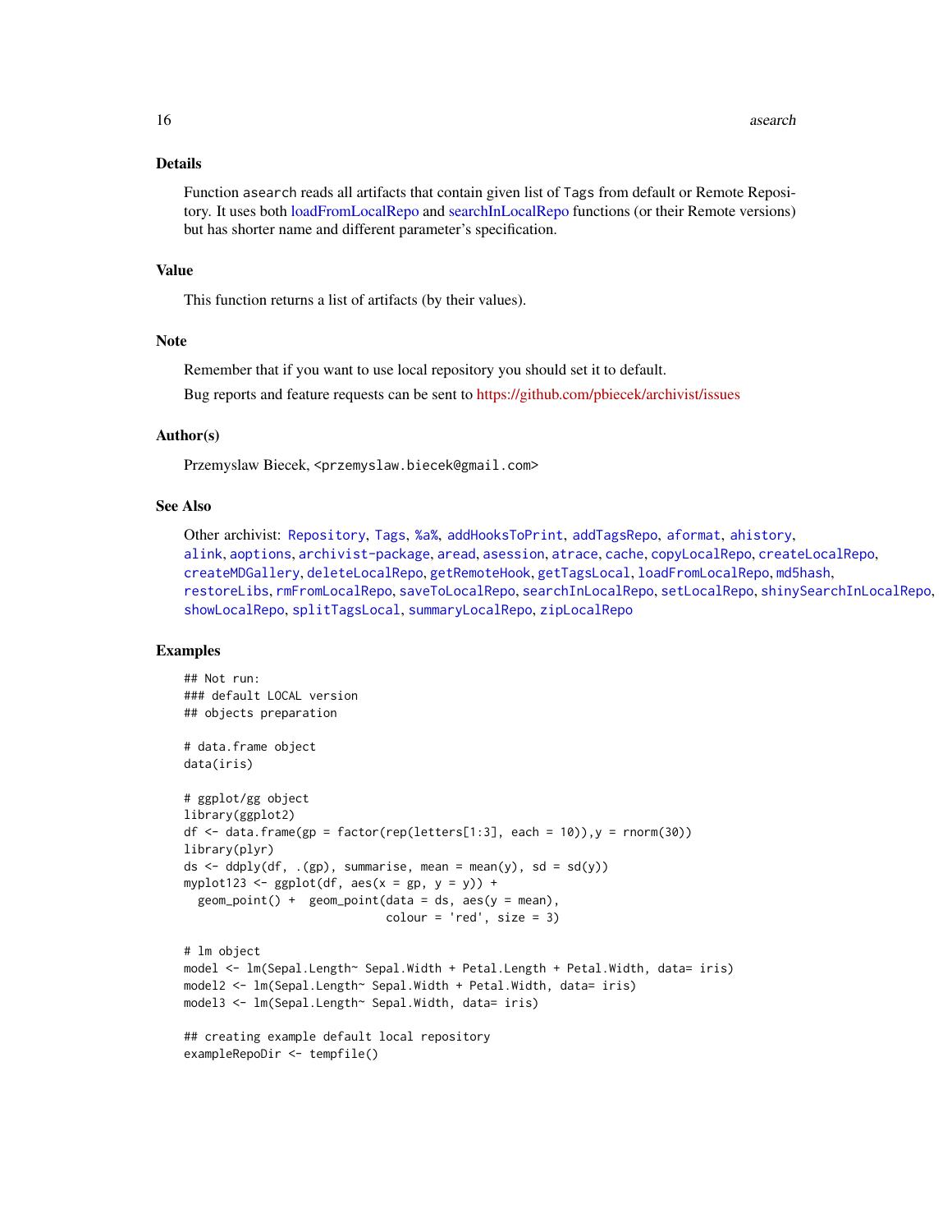## Details

Function `asearch` reads all artifacts that contain given list of `Tags` from default or Remote Repository. It uses both loadFromLocalRepo and searchInLocalRepo functions (or their Remote versions) but has shorter name and different parameter's specification.

## Value

This function returns a list of artifacts (by their values).

## Note

Remember that if you want to use local repository you should set it to default.

Bug reports and feature requests can be sent to https://github.com/pbiecek/archivist/issues

## Author(s)

Przemyslaw Biecek, <przemyslaw.biecek@gmail.com>

## See Also

Other archivist: `Repository`, `Tags`, `%a%`, `addHooksToPrint`, `addTagsRepo`, `aformat`, `ahistory`, `alink`, `aoptions`, `archivist-package`, `aread`, `asession`, `atrace`, `cache`, `copyLocalRepo`, `createLocalRepo`, `createMDGallery`, `deleteLocalRepo`, `getRemoteHook`, `getTagsLocal`, `loadFromLocalRepo`, `md5hash`, `restoreLibs`, `rmFromLocalRepo`, `saveToLocalRepo`, `searchInLocalRepo`, `setLocalRepo`, `shinySearchInLocalRepo`, `showLocalRepo`, `splitTagsLocal`, `summaryLocalRepo`, `zipLocalRepo`

## Examples

```
## Not run:
### default LOCAL version
## objects preparation

# data.frame object
data(iris)

# ggplot/gg object
library(ggplot2)
df <- data.frame(gp = factor(rep(letters[1:3], each = 10)),y = rnorm(30))
library(plyr)
ds <- ddply(df, .(gp), summarise, mean = mean(y), sd = sd(y))
myplot123 <- ggplot(df, aes(x = gp, y = y)) +
  geom_point() +  geom_point(data = ds, aes(y = mean),
                             colour = 'red', size = 3)

# lm object
model <- lm(Sepal.Length~ Sepal.Width + Petal.Length + Petal.Width, data= iris)
model2 <- lm(Sepal.Length~ Sepal.Width + Petal.Width, data= iris)
model3 <- lm(Sepal.Length~ Sepal.Width, data= iris)

## creating example default local repository
exampleRepoDir <- tempfile()
```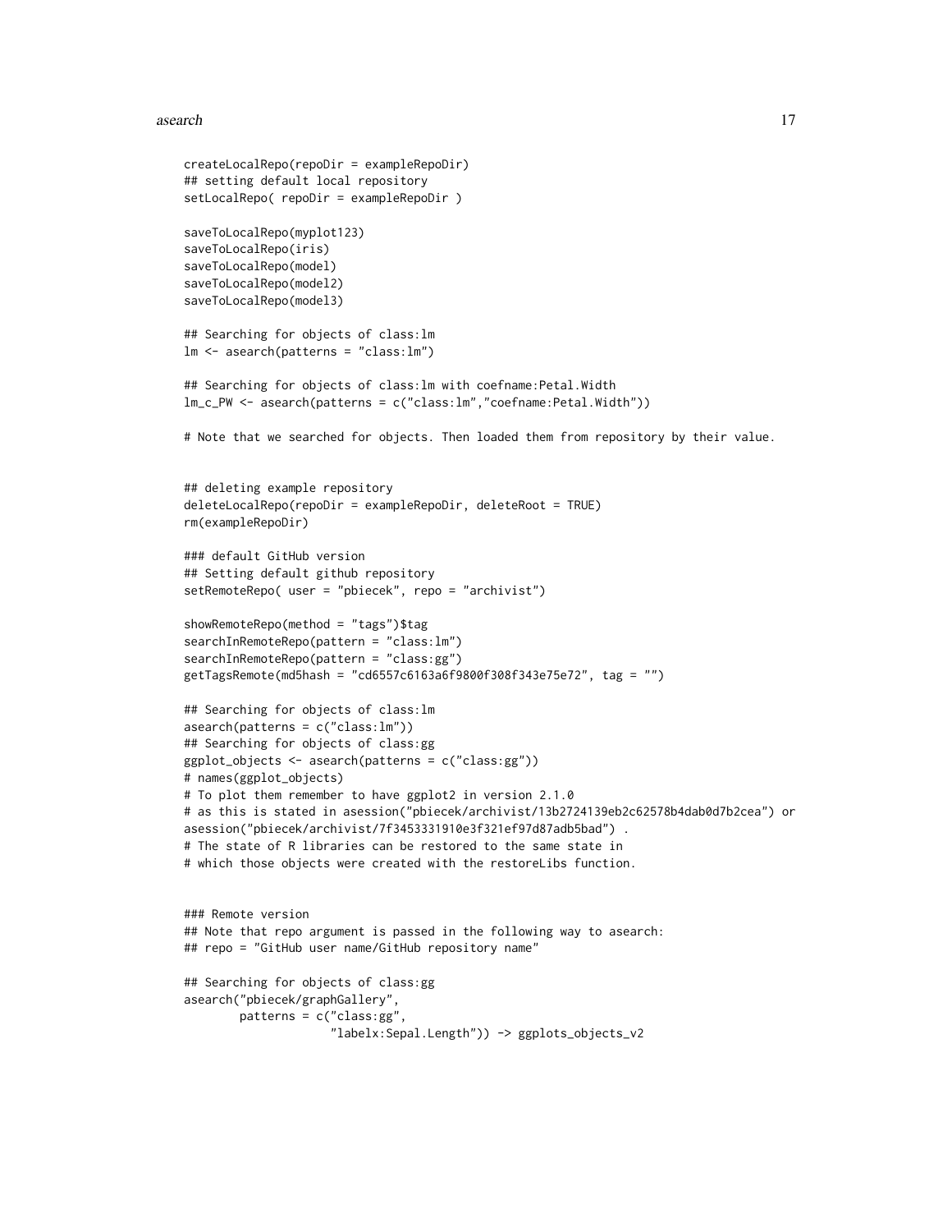```
createLocalRepo(repoDir = exampleRepoDir)
## setting default local repository
setLocalRepo( repoDir = exampleRepoDir )

saveToLocalRepo(myplot123)
saveToLocalRepo(iris)
saveToLocalRepo(model)
saveToLocalRepo(model2)
saveToLocalRepo(model3)

## Searching for objects of class:lm
lm <- asearch(patterns = "class:lm")

## Searching for objects of class:lm with coefname:Petal.Width
lm_c_PW <- asearch(patterns = c("class:lm","coefname:Petal.Width"))

# Note that we searched for objects. Then loaded them from repository by their value.


## deleting example repository
deleteLocalRepo(repoDir = exampleRepoDir, deleteRoot = TRUE)
rm(exampleRepoDir)

### default GitHub version
## Setting default github repository
setRemoteRepo( user = "pbiecek", repo = "archivist")

showRemoteRepo(method = "tags")$tag
searchInRemoteRepo(pattern = "class:lm")
searchInRemoteRepo(pattern = "class:gg")
getTagsRemote(md5hash = "cd6557c6163a6f9800f308f343e75e72", tag = "")

## Searching for objects of class:lm
asearch(patterns = c("class:lm"))
## Searching for objects of class:gg
ggplot_objects <- asearch(patterns = c("class:gg"))
# names(ggplot_objects)
# To plot them remember to have ggplot2 in version 2.1.0
# as this is stated in asession("pbiecek/archivist/13b2724139eb2c62578b4dab0d7b2cea") or
asession("pbiecek/archivist/7f3453331910e3f321ef97d87adb5bad") .
# The state of R libraries can be restored to the same state in
# which those objects were created with the restoreLibs function.


### Remote version
## Note that repo argument is passed in the following way to asearch:
## repo = "GitHub user name/GitHub repository name"

## Searching for objects of class:gg
asearch("pbiecek/graphGallery",
        patterns = c("class:gg",
                     "labelx:Sepal.Length")) -> ggplots_objects_v2
```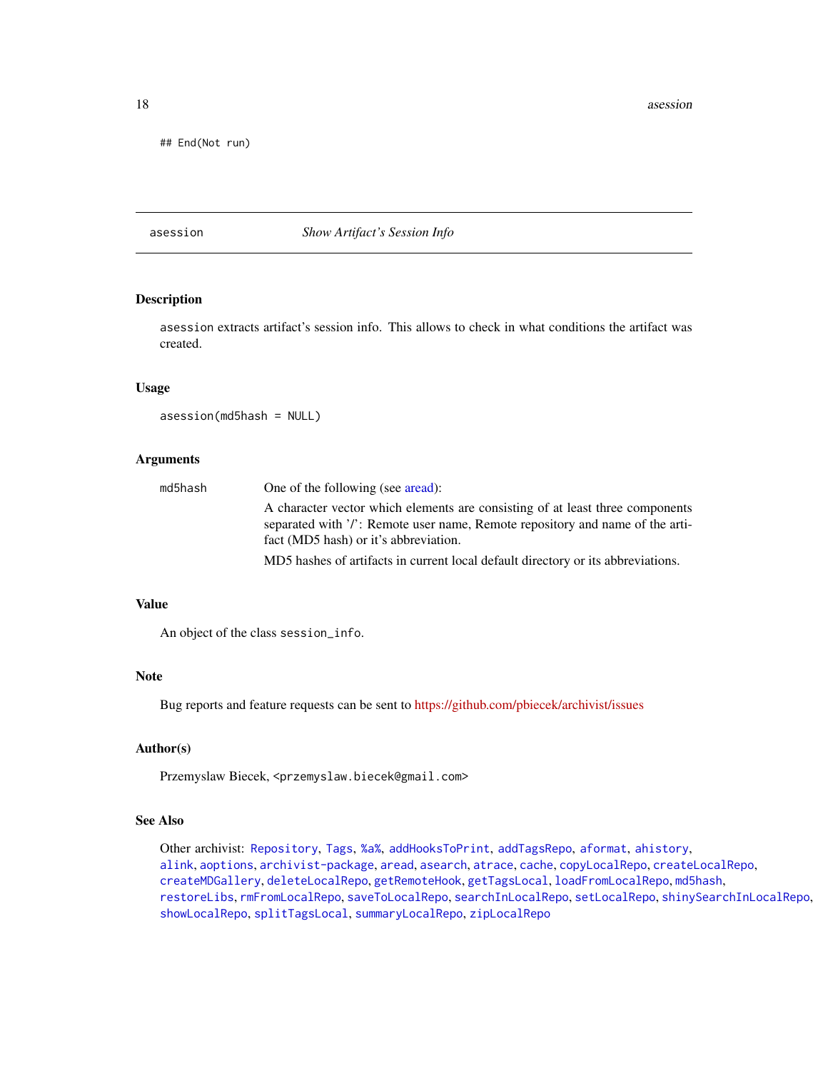```
## End(Not run)
```

## asession — *Show Artifact's Session Info*

### Description

asession extracts artifact's session info. This allows to check in what conditions the artifact was created.

### Usage

```
asession(md5hash = NULL)
```

### Arguments

md5hash — One of the following (see aread):

A character vector which elements are consisting of at least three components separated with '/': Remote user name, Remote repository and name of the artifact (MD5 hash) or it's abbreviation.

MD5 hashes of artifacts in current local default directory or its abbreviations.

### Value

An object of the class session_info.

### Note

Bug reports and feature requests can be sent to https://github.com/pbiecek/archivist/issues

### Author(s)

Przemyslaw Biecek, <przemyslaw.biecek@gmail.com>

### See Also

Other archivist: Repository, Tags, %a%, addHooksToPrint, addTagsRepo, aformat, ahistory, alink, aoptions, archivist-package, aread, asearch, atrace, cache, copyLocalRepo, createLocalRepo, createMDGallery, deleteLocalRepo, getRemoteHook, getTagsLocal, loadFromLocalRepo, md5hash, restoreLibs, rmFromLocalRepo, saveToLocalRepo, searchInLocalRepo, setLocalRepo, shinySearchInLocalRepo, showLocalRepo, splitTagsLocal, summaryLocalRepo, zipLocalRepo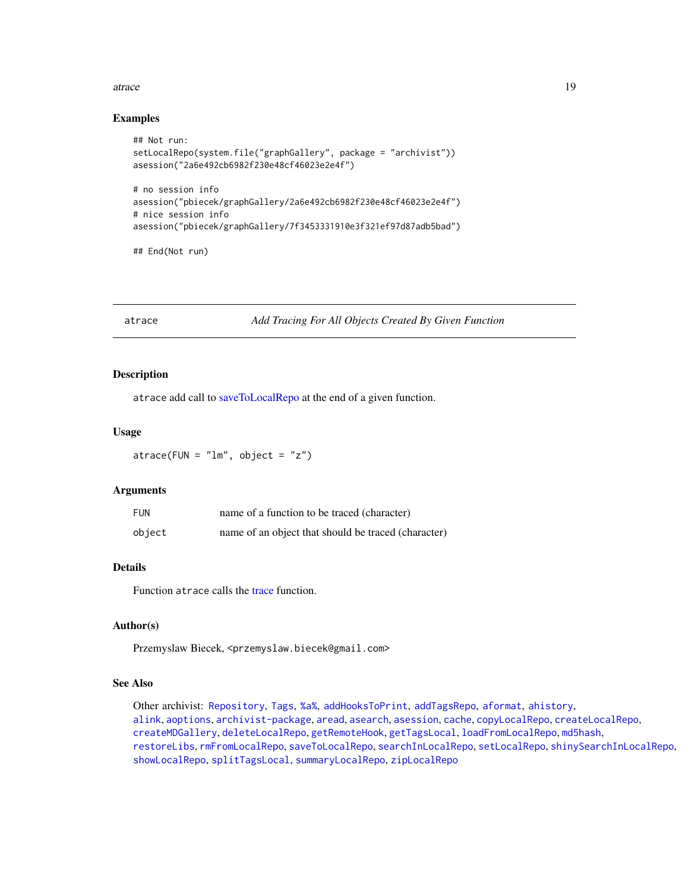### Examples

```
## Not run:
setLocalRepo(system.file("graphGallery", package = "archivist"))
asession("2a6e492cb6982f230e48cf46023e2e4f")

# no session info
asession("pbiecek/graphGallery/2a6e492cb6982f230e48cf46023e2e4f")
# nice session info
asession("pbiecek/graphGallery/7f3453331910e3f321ef97d87adb5bad")

## End(Not run)
```

---

## atrace — *Add Tracing For All Objects Created By Given Function*

### Description

`atrace` add call to saveToLocalRepo at the end of a given function.

### Usage

```
atrace(FUN = "lm", object = "z")
```

### Arguments

| | |
|---|---|
| `FUN` | name of a function to be traced (character) |
| `object` | name of an object that should be traced (character) |

### Details

Function `atrace` calls the trace function.

### Author(s)

Przemyslaw Biecek, <przemyslaw.biecek@gmail.com>

### See Also

Other archivist: `Repository`, `Tags`, `%a%`, `addHooksToPrint`, `addTagsRepo`, `aformat`, `ahistory`, `alink`, `aoptions`, `archivist-package`, `aread`, `asearch`, `asession`, `cache`, `copyLocalRepo`, `createLocalRepo`, `createMDGallery`, `deleteLocalRepo`, `getRemoteHook`, `getTagsLocal`, `loadFromLocalRepo`, `md5hash`, `restoreLibs`, `rmFromLocalRepo`, `saveToLocalRepo`, `searchInLocalRepo`, `setLocalRepo`, `shinySearchInLocalRepo`, `showLocalRepo`, `splitTagsLocal`, `summaryLocalRepo`, `zipLocalRepo`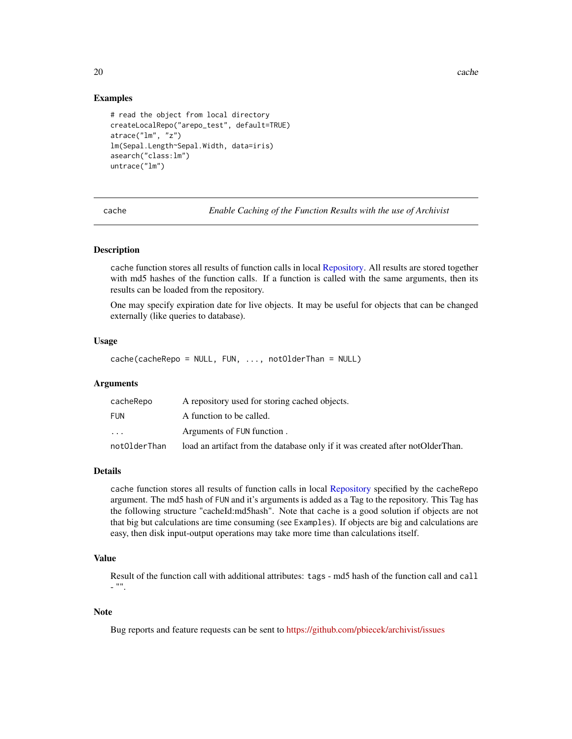### Examples

```
# read the object from local directory
createLocalRepo("arepo_test", default=TRUE)
atrace("lm", "z")
lm(Sepal.Length~Sepal.Width, data=iris)
asearch("class:lm")
untrace("lm")
```

---

## cache — *Enable Caching of the Function Results with the use of Archivist*

---

### Description

`cache` function stores all results of function calls in local Repository. All results are stored together with md5 hashes of the function calls. If a function is called with the same arguments, then its results can be loaded from the repository.

One may specify expiration date for live objects. It may be useful for objects that can be changed externally (like queries to database).

### Usage

```
cache(cacheRepo = NULL, FUN, ..., notOlderThan = NULL)
```

### Arguments

| | |
|---|---|
| `cacheRepo` | A repository used for storing cached objects. |
| `FUN` | A function to be called. |
| `...` | Arguments of `FUN` function . |
| `notOlderThan` | load an artifact from the database only if it was created after notOlderThan. |

### Details

`cache` function stores all results of function calls in local Repository specified by the `cacheRepo` argument. The md5 hash of `FUN` and it's arguments is added as a Tag to the repository. This Tag has the following structure "cacheId:md5hash". Note that `cache` is a good solution if objects are not that big but calculations are time consuming (see `Examples`). If objects are big and calculations are easy, then disk input-output operations may take more time than calculations itself.

### Value

Result of the function call with additional attributes: `tags` - md5 hash of the function call and `call` - "".

### Note

Bug reports and feature requests can be sent to https://github.com/pbiecek/archivist/issues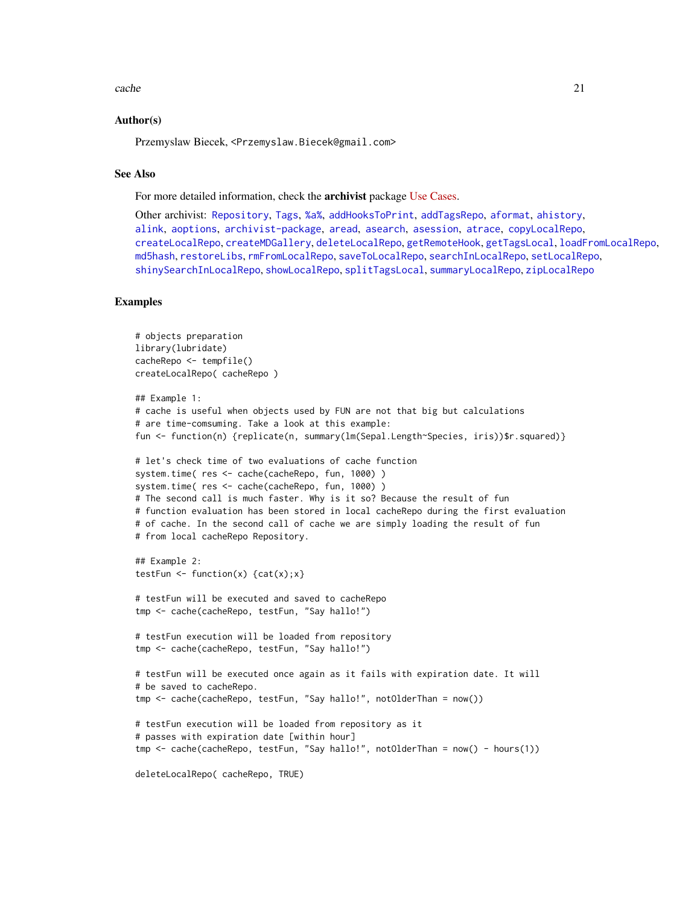## Author(s)

Przemyslaw Biecek, <Przemyslaw.Biecek@gmail.com>

## See Also

For more detailed information, check the **archivist** package Use Cases.

Other archivist: Repository, Tags, %a%, addHooksToPrint, addTagsRepo, aformat, ahistory, alink, aoptions, archivist-package, aread, asearch, asession, atrace, copyLocalRepo, createLocalRepo, createMDGallery, deleteLocalRepo, getRemoteHook, getTagsLocal, loadFromLocalRepo, md5hash, restoreLibs, rmFromLocalRepo, saveToLocalRepo, searchInLocalRepo, setLocalRepo, shinySearchInLocalRepo, showLocalRepo, splitTagsLocal, summaryLocalRepo, zipLocalRepo

## Examples

```
# objects preparation
library(lubridate)
cacheRepo <- tempfile()
createLocalRepo( cacheRepo )

## Example 1:
# cache is useful when objects used by FUN are not that big but calculations
# are time-comsuming. Take a look at this example:
fun <- function(n) {replicate(n, summary(lm(Sepal.Length~Species, iris))$r.squared)}

# let's check time of two evaluations of cache function
system.time( res <- cache(cacheRepo, fun, 1000) )
system.time( res <- cache(cacheRepo, fun, 1000) )
# The second call is much faster. Why is it so? Because the result of fun
# function evaluation has been stored in local cacheRepo during the first evaluation
# of cache. In the second call of cache we are simply loading the result of fun
# from local cacheRepo Repository.

## Example 2:
testFun <- function(x) {cat(x);x}

# testFun will be executed and saved to cacheRepo
tmp <- cache(cacheRepo, testFun, "Say hallo!")

# testFun execution will be loaded from repository
tmp <- cache(cacheRepo, testFun, "Say hallo!")

# testFun will be executed once again as it fails with expiration date. It will
# be saved to cacheRepo.
tmp <- cache(cacheRepo, testFun, "Say hallo!", notOlderThan = now())

# testFun execution will be loaded from repository as it
# passes with expiration date [within hour]
tmp <- cache(cacheRepo, testFun, "Say hallo!", notOlderThan = now() - hours(1))

deleteLocalRepo( cacheRepo, TRUE)
```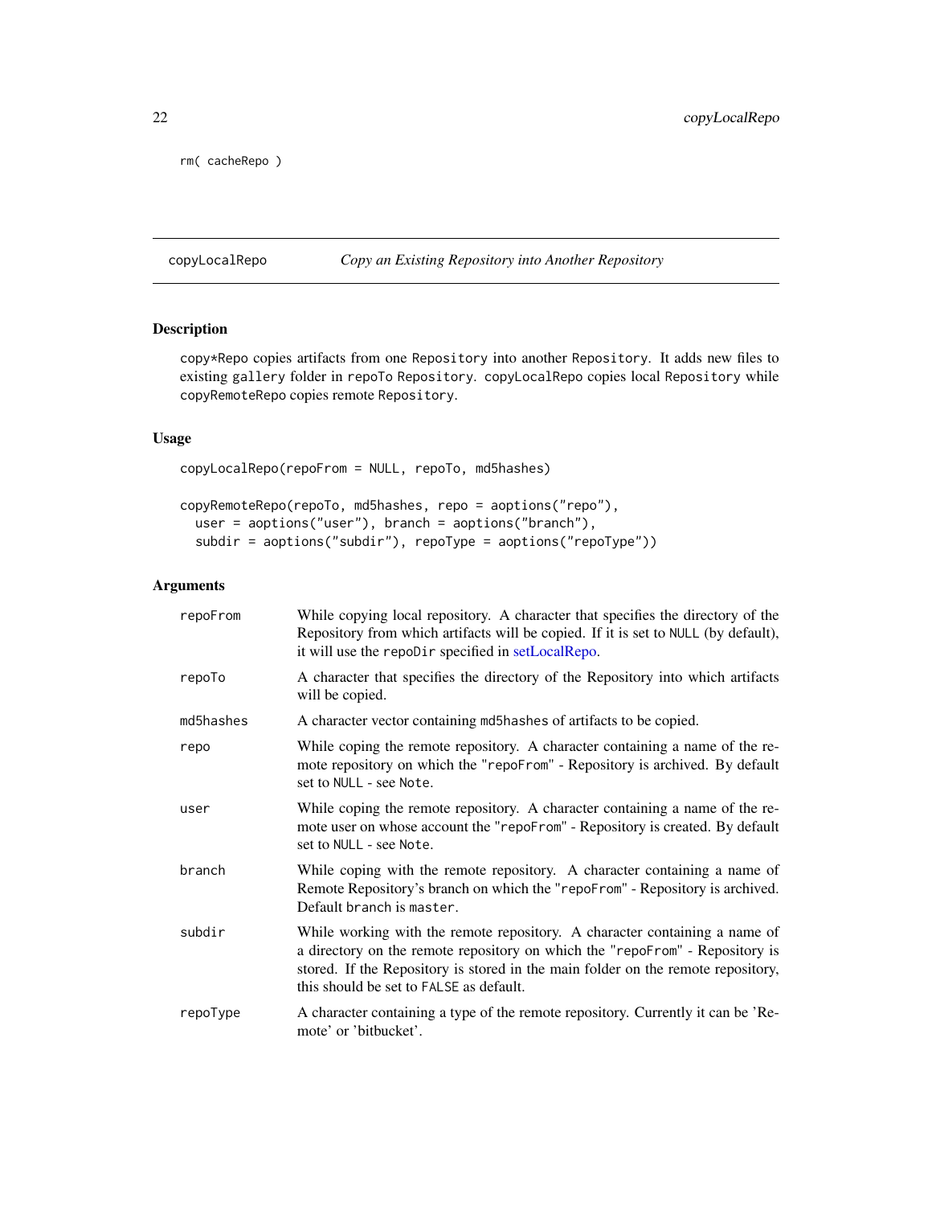```
rm( cacheRepo )
```

## copyLocalRepo — *Copy an Existing Repository into Another Repository*

### Description

`copy*Repo` copies artifacts from one `Repository` into another `Repository`. It adds new files to existing `gallery` folder in `repoTo` `Repository`. `copyLocalRepo` copies local `Repository` while `copyRemoteRepo` copies remote `Repository`.

### Usage

```
copyLocalRepo(repoFrom = NULL, repoTo, md5hashes)

copyRemoteRepo(repoTo, md5hashes, repo = aoptions("repo"),
  user = aoptions("user"), branch = aoptions("branch"),
  subdir = aoptions("subdir"), repoType = aoptions("repoType"))
```

### Arguments

| | |
|---|---|
| `repoFrom` | While copying local repository. A character that specifies the directory of the Repository from which artifacts will be copied. If it is set to `NULL` (by default), it will use the `repoDir` specified in setLocalRepo. |
| `repoTo` | A character that specifies the directory of the Repository into which artifacts will be copied. |
| `md5hashes` | A character vector containing `md5hashes` of artifacts to be copied. |
| `repo` | While coping the remote repository. A character containing a name of the remote repository on which the "`repoFrom`" - Repository is archived. By default set to `NULL` - see `Note`. |
| `user` | While coping the remote repository. A character containing a name of the remote user on whose account the "`repoFrom`" - Repository is created. By default set to `NULL` - see `Note`. |
| `branch` | While coping with the remote repository. A character containing a name of Remote Repository's branch on which the "`repoFrom`" - Repository is archived. Default `branch` is `master`. |
| `subdir` | While working with the remote repository. A character containing a name of a directory on the remote repository on which the "`repoFrom`" - Repository is stored. If the Repository is stored in the main folder on the remote repository, this should be set to `FALSE` as default. |
| `repoType` | A character containing a type of the remote repository. Currently it can be 'Remote' or 'bitbucket'. |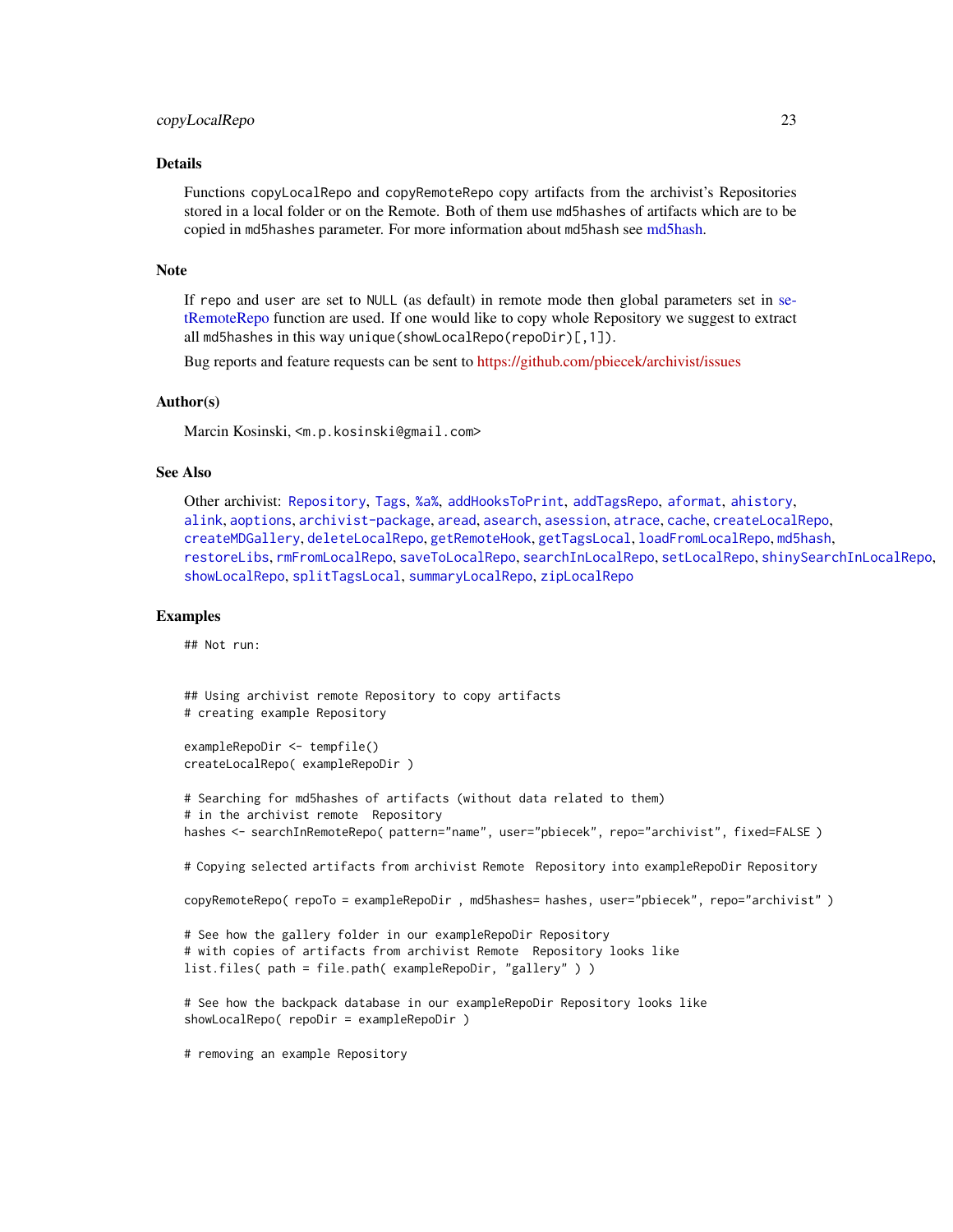## Details

Functions copyLocalRepo and copyRemoteRepo copy artifacts from the archivist's Repositories stored in a local folder or on the Remote. Both of them use md5hashes of artifacts which are to be copied in md5hashes parameter. For more information about md5hash see md5hash.

## Note

If repo and user are set to NULL (as default) in remote mode then global parameters set in setRemoteRepo function are used. If one would like to copy whole Repository we suggest to extract all md5hashes in this way unique(showLocalRepo(repoDir)[,1]).

Bug reports and feature requests can be sent to https://github.com/pbiecek/archivist/issues

## Author(s)

Marcin Kosinski, <m.p.kosinski@gmail.com>

## See Also

Other archivist: Repository, Tags, %a%, addHooksToPrint, addTagsRepo, aformat, ahistory, alink, aoptions, archivist-package, aread, asearch, asession, atrace, cache, createLocalRepo, createMDGallery, deleteLocalRepo, getRemoteHook, getTagsLocal, loadFromLocalRepo, md5hash, restoreLibs, rmFromLocalRepo, saveToLocalRepo, searchInLocalRepo, setLocalRepo, shinySearchInLocalRepo, showLocalRepo, splitTagsLocal, summaryLocalRepo, zipLocalRepo

## Examples

```
## Not run:


## Using archivist remote Repository to copy artifacts
# creating example Repository

exampleRepoDir <- tempfile()
createLocalRepo( exampleRepoDir )

# Searching for md5hashes of artifacts (without data related to them)
# in the archivist remote  Repository
hashes <- searchInRemoteRepo( pattern="name", user="pbiecek", repo="archivist", fixed=FALSE )

# Copying selected artifacts from archivist Remote  Repository into exampleRepoDir Repository

copyRemoteRepo( repoTo = exampleRepoDir , md5hashes= hashes, user="pbiecek", repo="archivist" )

# See how the gallery folder in our exampleRepoDir Repository
# with copies of artifacts from archivist Remote  Repository looks like
list.files( path = file.path( exampleRepoDir, "gallery" ) )

# See how the backpack database in our exampleRepoDir Repository looks like
showLocalRepo( repoDir = exampleRepoDir )

# removing an example Repository
```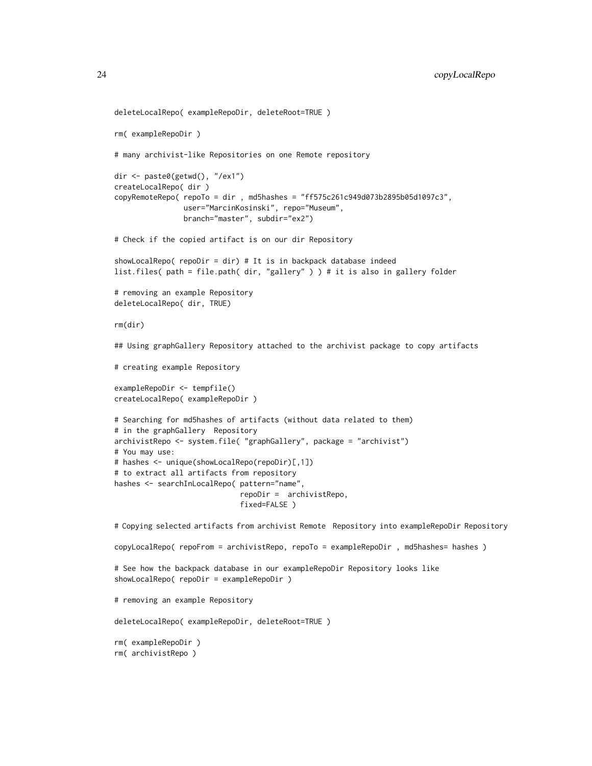```
deleteLocalRepo( exampleRepoDir, deleteRoot=TRUE )

rm( exampleRepoDir )

# many archivist-like Repositories on one Remote repository

dir <- paste0(getwd(), "/ex1")
createLocalRepo( dir )
copyRemoteRepo( repoTo = dir , md5hashes = "ff575c261c949d073b2895b05d1097c3",
                user="MarcinKosinski", repo="Museum",
                branch="master", subdir="ex2")

# Check if the copied artifact is on our dir Repository

showLocalRepo( repoDir = dir) # It is in backpack database indeed
list.files( path = file.path( dir, "gallery" ) ) # it is also in gallery folder

# removing an example Repository
deleteLocalRepo( dir, TRUE)

rm(dir)

## Using graphGallery Repository attached to the archivist package to copy artifacts

# creating example Repository

exampleRepoDir <- tempfile()
createLocalRepo( exampleRepoDir )

# Searching for md5hashes of artifacts (without data related to them)
# in the graphGallery  Repository
archivistRepo <- system.file( "graphGallery", package = "archivist")
# You may use:
# hashes <- unique(showLocalRepo(repoDir)[,1])
# to extract all artifacts from repository
hashes <- searchInLocalRepo( pattern="name",
                             repoDir =  archivistRepo,
                             fixed=FALSE )

# Copying selected artifacts from archivist Remote  Repository into exampleRepoDir Repository

copyLocalRepo( repoFrom = archivistRepo, repoTo = exampleRepoDir , md5hashes= hashes )

# See how the backpack database in our exampleRepoDir Repository looks like
showLocalRepo( repoDir = exampleRepoDir )

# removing an example Repository

deleteLocalRepo( exampleRepoDir, deleteRoot=TRUE )

rm( exampleRepoDir )
rm( archivistRepo )
```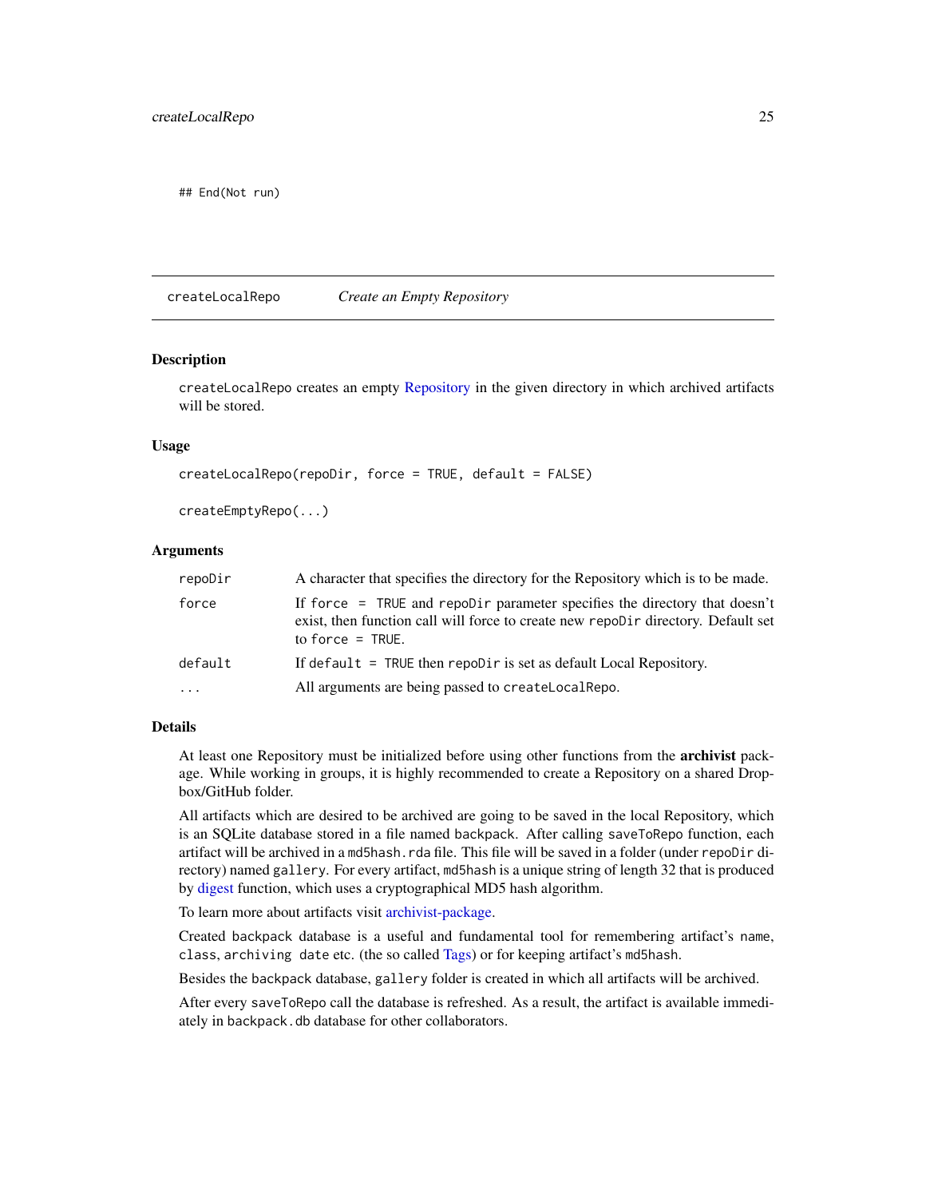```
## End(Not run)
```

## createLocalRepo — *Create an Empty Repository*

### Description

createLocalRepo creates an empty Repository in the given directory in which archived artifacts will be stored.

### Usage

```
createLocalRepo(repoDir, force = TRUE, default = FALSE)

createEmptyRepo(...)
```

### Arguments

| | |
|---|---|
| repoDir | A character that specifies the directory for the Repository which is to be made. |
| force | If `force = TRUE` and `repoDir` parameter specifies the directory that doesn't exist, then function call will force to create new `repoDir` directory. Default set to `force = TRUE`. |
| default | If `default = TRUE` then `repoDir` is set as default Local Repository. |
| ... | All arguments are being passed to `createLocalRepo`. |

### Details

At least one Repository must be initialized before using other functions from the **archivist** package. While working in groups, it is highly recommended to create a Repository on a shared Dropbox/GitHub folder.

All artifacts which are desired to be archived are going to be saved in the local Repository, which is an SQLite database stored in a file named `backpack`. After calling `saveToRepo` function, each artifact will be archived in a `md5hash.rda` file. This file will be saved in a folder (under `repoDir` directory) named `gallery`. For every artifact, `md5hash` is a unique string of length 32 that is produced by digest function, which uses a cryptographical MD5 hash algorithm.

To learn more about artifacts visit archivist-package.

Created `backpack` database is a useful and fundamental tool for remembering artifact's `name`, `class`, `archiving date` etc. (the so called Tags) or for keeping artifact's `md5hash`.

Besides the `backpack` database, `gallery` folder is created in which all artifacts will be archived.

After every `saveToRepo` call the database is refreshed. As a result, the artifact is available immediately in `backpack.db` database for other collaborators.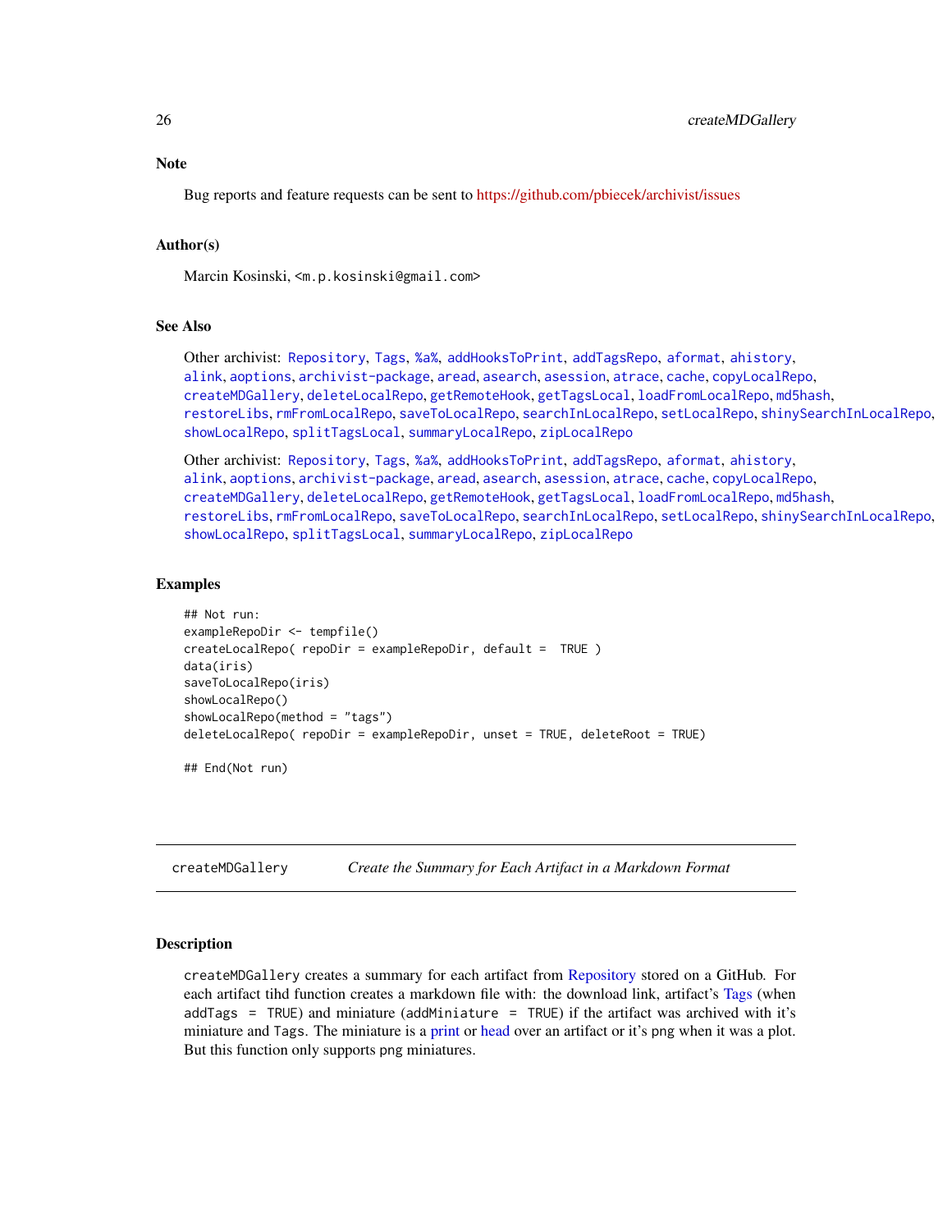### Note

Bug reports and feature requests can be sent to https://github.com/pbiecek/archivist/issues

### Author(s)

Marcin Kosinski, <m.p.kosinski@gmail.com>

### See Also

Other archivist: Repository, Tags, %a%, addHooksToPrint, addTagsRepo, aformat, ahistory, alink, aoptions, archivist-package, aread, asearch, asession, atrace, cache, copyLocalRepo, createMDGallery, deleteLocalRepo, getRemoteHook, getTagsLocal, loadFromLocalRepo, md5hash, restoreLibs, rmFromLocalRepo, saveToLocalRepo, searchInLocalRepo, setLocalRepo, shinySearchInLocalRepo, showLocalRepo, splitTagsLocal, summaryLocalRepo, zipLocalRepo

Other archivist: Repository, Tags, %a%, addHooksToPrint, addTagsRepo, aformat, ahistory, alink, aoptions, archivist-package, aread, asearch, asession, atrace, cache, copyLocalRepo, createMDGallery, deleteLocalRepo, getRemoteHook, getTagsLocal, loadFromLocalRepo, md5hash, restoreLibs, rmFromLocalRepo, saveToLocalRepo, searchInLocalRepo, setLocalRepo, shinySearchInLocalRepo, showLocalRepo, splitTagsLocal, summaryLocalRepo, zipLocalRepo

### Examples

```
## Not run:
exampleRepoDir <- tempfile()
createLocalRepo( repoDir = exampleRepoDir, default =  TRUE )
data(iris)
saveToLocalRepo(iris)
showLocalRepo()
showLocalRepo(method = "tags")
deleteLocalRepo( repoDir = exampleRepoDir, unset = TRUE, deleteRoot = TRUE)

## End(Not run)
```

---

## createMDGallery — *Create the Summary for Each Artifact in a Markdown Format*

---

### Description

`createMDGallery` creates a summary for each artifact from Repository stored on a GitHub. For each artifact tihd function creates a markdown file with: the download link, artifact's Tags (when `addTags = TRUE`) and miniature (`addMiniature = TRUE`) if the artifact was archived with it's miniature and `Tags`. The miniature is a print or head over an artifact or it's png when it was a plot. But this function only supports png miniatures.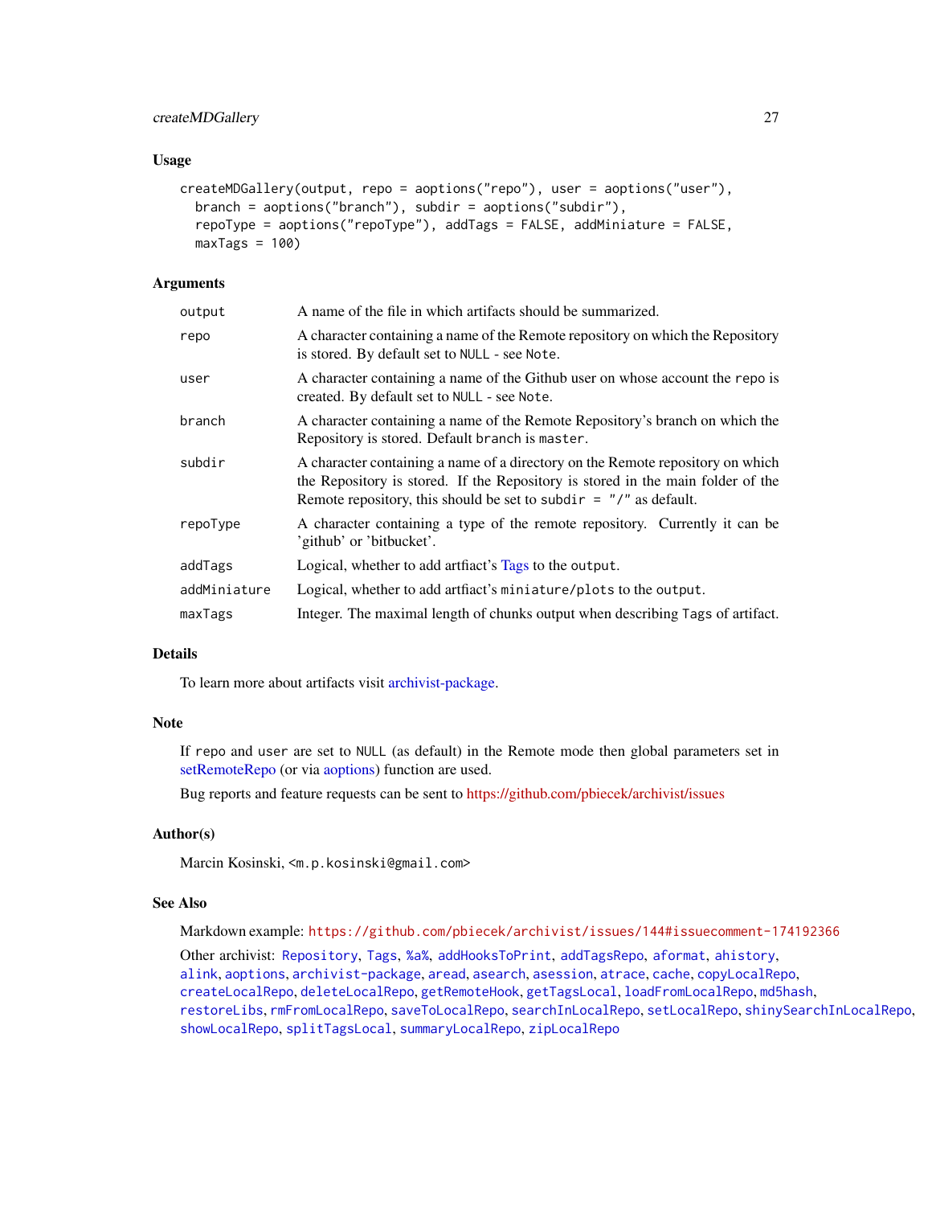### Usage

```
createMDGallery(output, repo = aoptions("repo"), user = aoptions("user"),
  branch = aoptions("branch"), subdir = aoptions("subdir"),
  repoType = aoptions("repoType"), addTags = FALSE, addMiniature = FALSE,
  maxTags = 100)
```

### Arguments

| | |
|---|---|
| output | A name of the file in which artifacts should be summarized. |
| repo | A character containing a name of the Remote repository on which the Repository is stored. By default set to `NULL` - see `Note`. |
| user | A character containing a name of the Github user on whose account the `repo` is created. By default set to `NULL` - see `Note`. |
| branch | A character containing a name of the Remote Repository's branch on which the Repository is stored. Default `branch` is `master`. |
| subdir | A character containing a name of a directory on the Remote repository on which the Repository is stored. If the Repository is stored in the main folder of the Remote repository, this should be set to `subdir = "/"` as default. |
| repoType | A character containing a type of the remote repository. Currently it can be 'github' or 'bitbucket'. |
| addTags | Logical, whether to add artfiact's Tags to the `output`. |
| addMiniature | Logical, whether to add artfiact's `miniature/plots` to the `output`. |
| maxTags | Integer. The maximal length of chunks output when describing `Tags` of artifact. |

### Details

To learn more about artifacts visit archivist-package.

### Note

If `repo` and `user` are set to `NULL` (as default) in the Remote mode then global parameters set in setRemoteRepo (or via aoptions) function are used.

Bug reports and feature requests can be sent to https://github.com/pbiecek/archivist/issues

### Author(s)

Marcin Kosinski, <m.p.kosinski@gmail.com>

### See Also

Markdown example: `https://github.com/pbiecek/archivist/issues/144#issuecomment-174192366`

Other archivist: `Repository`, `Tags`, `%a%`, `addHooksToPrint`, `addTagsRepo`, `aformat`, `ahistory`, `alink`, `aoptions`, `archivist-package`, `aread`, `asearch`, `asession`, `atrace`, `cache`, `copyLocalRepo`, `createLocalRepo`, `deleteLocalRepo`, `getRemoteHook`, `getTagsLocal`, `loadFromLocalRepo`, `md5hash`, `restoreLibs`, `rmFromLocalRepo`, `saveToLocalRepo`, `searchInLocalRepo`, `setLocalRepo`, `shinySearchInLocalRepo`, `showLocalRepo`, `splitTagsLocal`, `summaryLocalRepo`, `zipLocalRepo`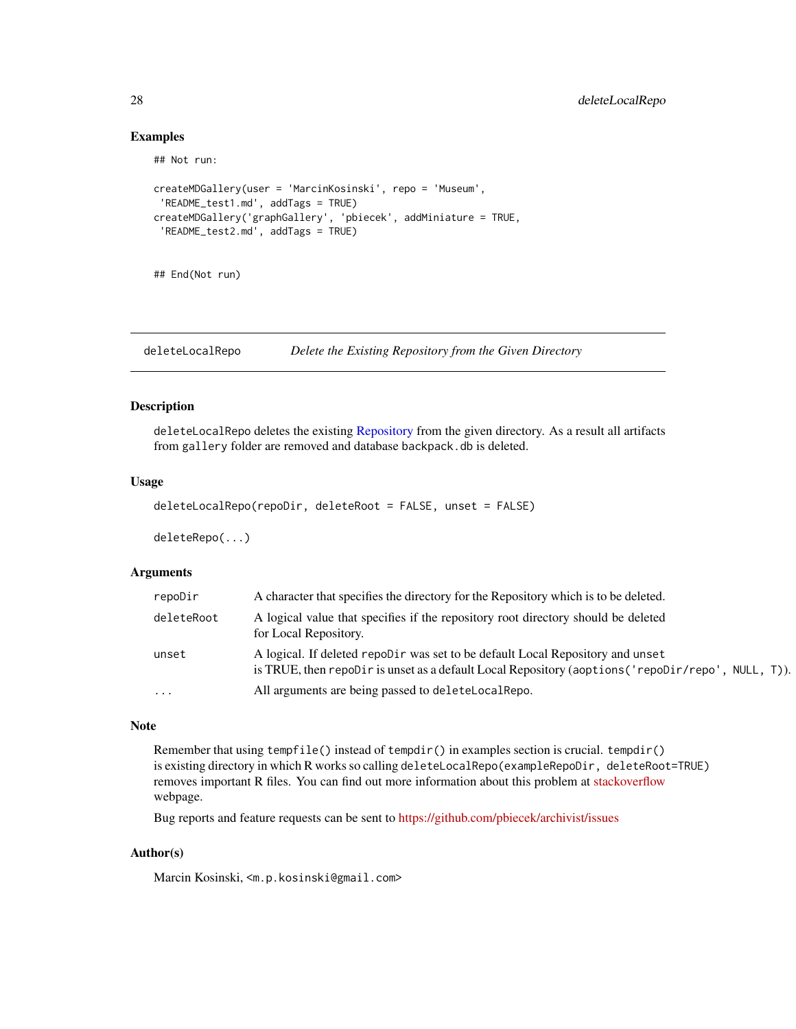### Examples

```
## Not run:

createMDGallery(user = 'MarcinKosinski', repo = 'Museum',
 'README_test1.md', addTags = TRUE)
createMDGallery('graphGallery', 'pbiecek', addMiniature = TRUE,
 'README_test2.md', addTags = TRUE)


## End(Not run)
```

---

## deleteLocalRepo *Delete the Existing Repository from the Given Directory*

---

### Description

`deleteLocalRepo` deletes the existing Repository from the given directory. As a result all artifacts from `gallery` folder are removed and database `backpack.db` is deleted.

### Usage

```
deleteLocalRepo(repoDir, deleteRoot = FALSE, unset = FALSE)

deleteRepo(...)
```

### Arguments

| | |
|---|---|
| `repoDir` | A character that specifies the directory for the Repository which is to be deleted. |
| `deleteRoot` | A logical value that specifies if the repository root directory should be deleted for Local Repository. |
| `unset` | A logical. If deleted `repoDir` was set to be default Local Repository and `unset` is TRUE, then `repoDir` is unset as a default Local Repository (`aoptions('repoDir/repo', NULL, T)`). |
| `...` | All arguments are being passed to `deleteLocalRepo`. |

### Note

Remember that using `tempfile()` instead of `tempdir()` in examples section is crucial. `tempdir()` is existing directory in which R works so calling `deleteLocalRepo(exampleRepoDir, deleteRoot=TRUE)` removes important R files. You can find out more information about this problem at stackoverflow webpage.

Bug reports and feature requests can be sent to https://github.com/pbiecek/archivist/issues

### Author(s)

Marcin Kosinski, `<m.p.kosinski@gmail.com>`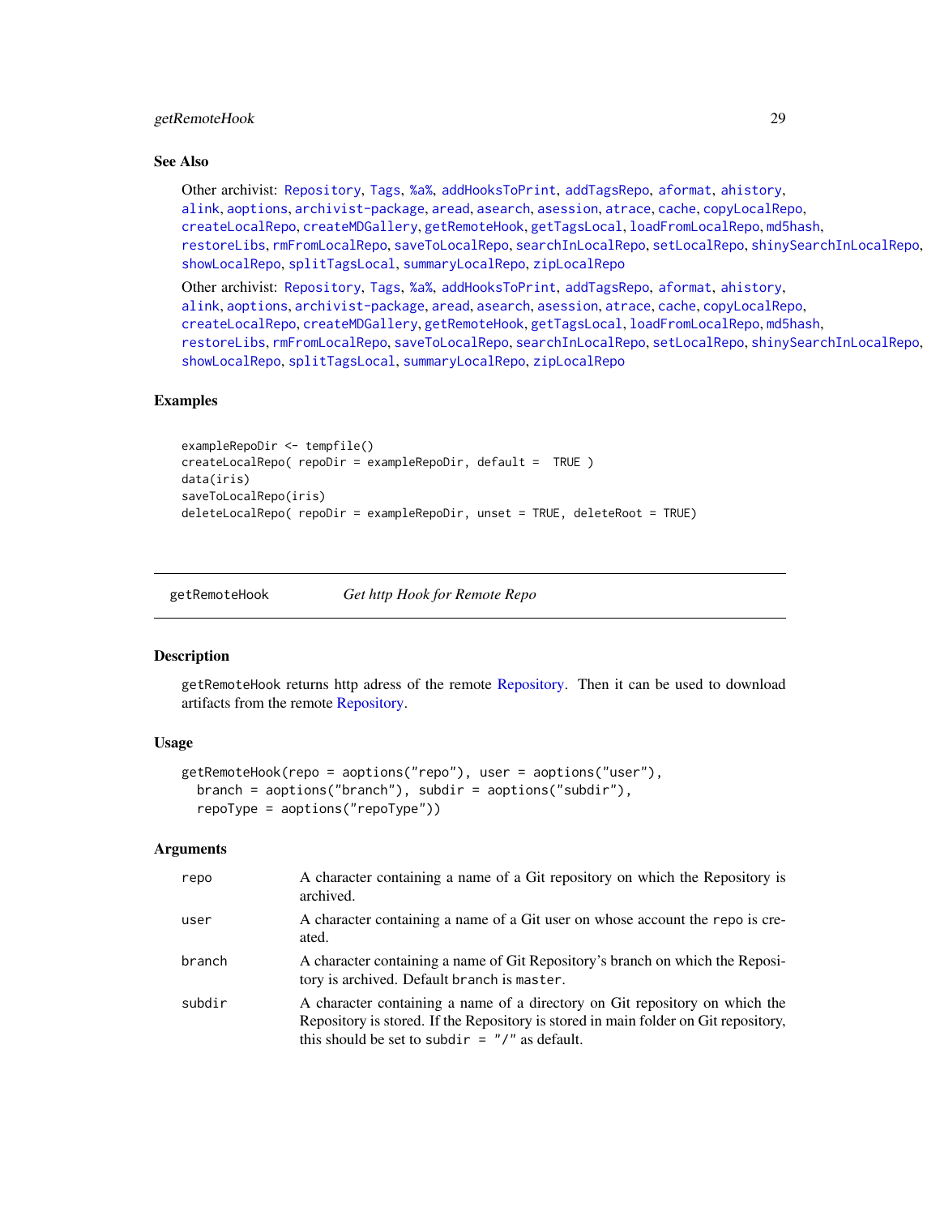### See Also

Other archivist: Repository, Tags, %a%, addHooksToPrint, addTagsRepo, aformat, ahistory, alink, aoptions, archivist-package, aread, asearch, asession, atrace, cache, copyLocalRepo, createLocalRepo, createMDGallery, getRemoteHook, getTagsLocal, loadFromLocalRepo, md5hash, restoreLibs, rmFromLocalRepo, saveToLocalRepo, searchInLocalRepo, setLocalRepo, shinySearchInLocalRepo, showLocalRepo, splitTagsLocal, summaryLocalRepo, zipLocalRepo

Other archivist: Repository, Tags, %a%, addHooksToPrint, addTagsRepo, aformat, ahistory, alink, aoptions, archivist-package, aread, asearch, asession, atrace, cache, copyLocalRepo, createLocalRepo, createMDGallery, getRemoteHook, getTagsLocal, loadFromLocalRepo, md5hash, restoreLibs, rmFromLocalRepo, saveToLocalRepo, searchInLocalRepo, setLocalRepo, shinySearchInLocalRepo, showLocalRepo, splitTagsLocal, summaryLocalRepo, zipLocalRepo

### Examples

```
exampleRepoDir <- tempfile()
createLocalRepo( repoDir = exampleRepoDir, default =  TRUE )
data(iris)
saveToLocalRepo(iris)
deleteLocalRepo( repoDir = exampleRepoDir, unset = TRUE, deleteRoot = TRUE)
```

---

## getRemoteHook &nbsp;&nbsp;&nbsp; *Get http Hook for Remote Repo*

---

### Description

getRemoteHook returns http adress of the remote Repository. Then it can be used to download artifacts from the remote Repository.

### Usage

```
getRemoteHook(repo = aoptions("repo"), user = aoptions("user"),
  branch = aoptions("branch"), subdir = aoptions("subdir"),
  repoType = aoptions("repoType"))
```

### Arguments

| | |
|---|---|
| repo | A character containing a name of a Git repository on which the Repository is archived. |
| user | A character containing a name of a Git user on whose account the repo is created. |
| branch | A character containing a name of Git Repository's branch on which the Repository is archived. Default branch is master. |
| subdir | A character containing a name of a directory on Git repository on which the Repository is stored. If the Repository is stored in main folder on Git repository, this should be set to subdir = "/" as default. |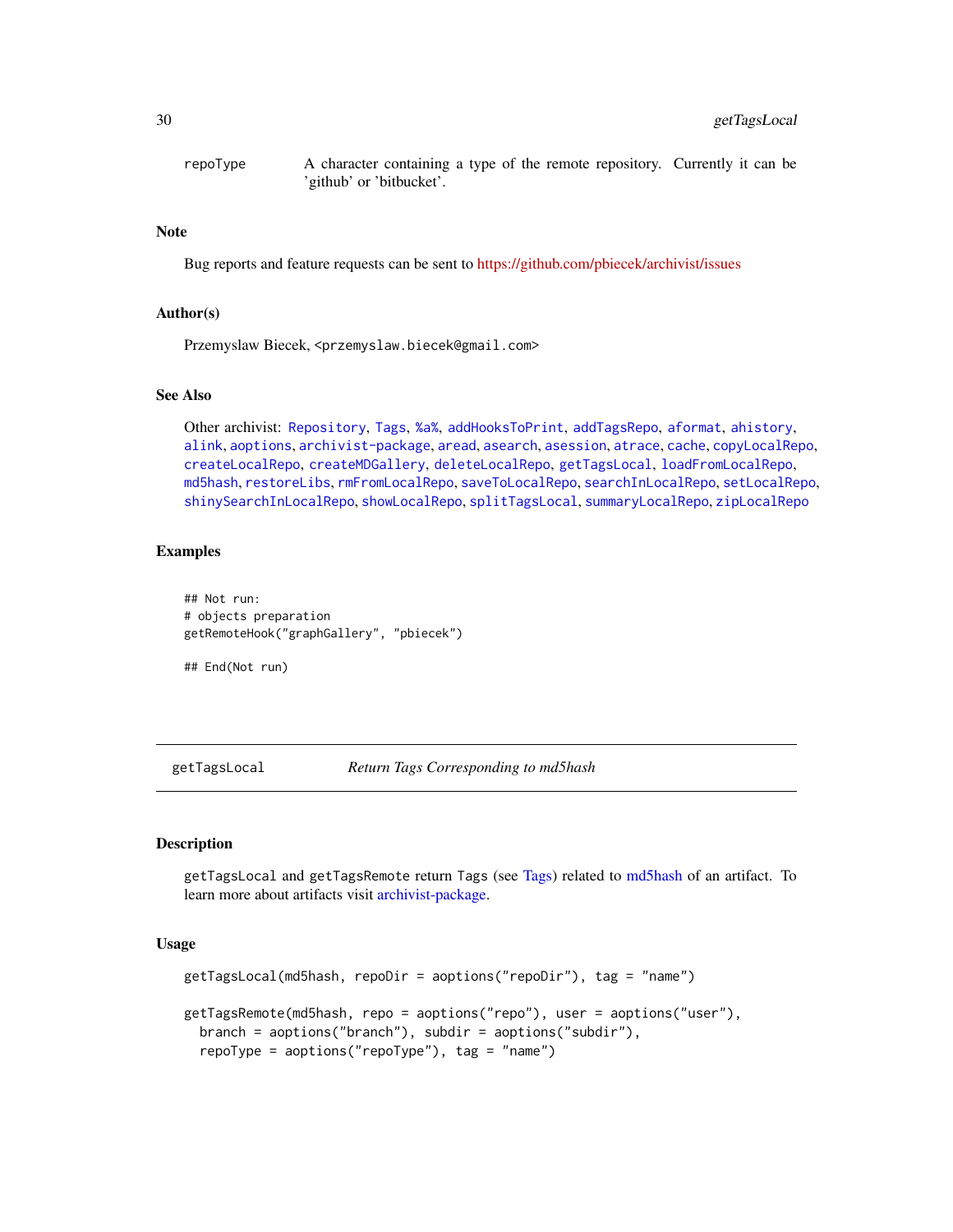repoType A character containing a type of the remote repository. Currently it can be 'github' or 'bitbucket'.

### Note

Bug reports and feature requests can be sent to https://github.com/pbiecek/archivist/issues

### Author(s)

Przemyslaw Biecek, <przemyslaw.biecek@gmail.com>

### See Also

Other archivist: Repository, Tags, %a%, addHooksToPrint, addTagsRepo, aformat, ahistory, alink, aoptions, archivist-package, aread, asearch, asession, atrace, cache, copyLocalRepo, createLocalRepo, createMDGallery, deleteLocalRepo, getTagsLocal, loadFromLocalRepo, md5hash, restoreLibs, rmFromLocalRepo, saveToLocalRepo, searchInLocalRepo, setLocalRepo, shinySearchInLocalRepo, showLocalRepo, splitTagsLocal, summaryLocalRepo, zipLocalRepo

### Examples

```
## Not run:
# objects preparation
getRemoteHook("graphGallery", "pbiecek")

## End(Not run)
```

---

## getTagsLocal *Return Tags Corresponding to md5hash*

### Description

getTagsLocal and getTagsRemote return Tags (see Tags) related to md5hash of an artifact. To learn more about artifacts visit archivist-package.

### Usage

```
getTagsLocal(md5hash, repoDir = aoptions("repoDir"), tag = "name")

getTagsRemote(md5hash, repo = aoptions("repo"), user = aoptions("user"),
  branch = aoptions("branch"), subdir = aoptions("subdir"),
  repoType = aoptions("repoType"), tag = "name")
```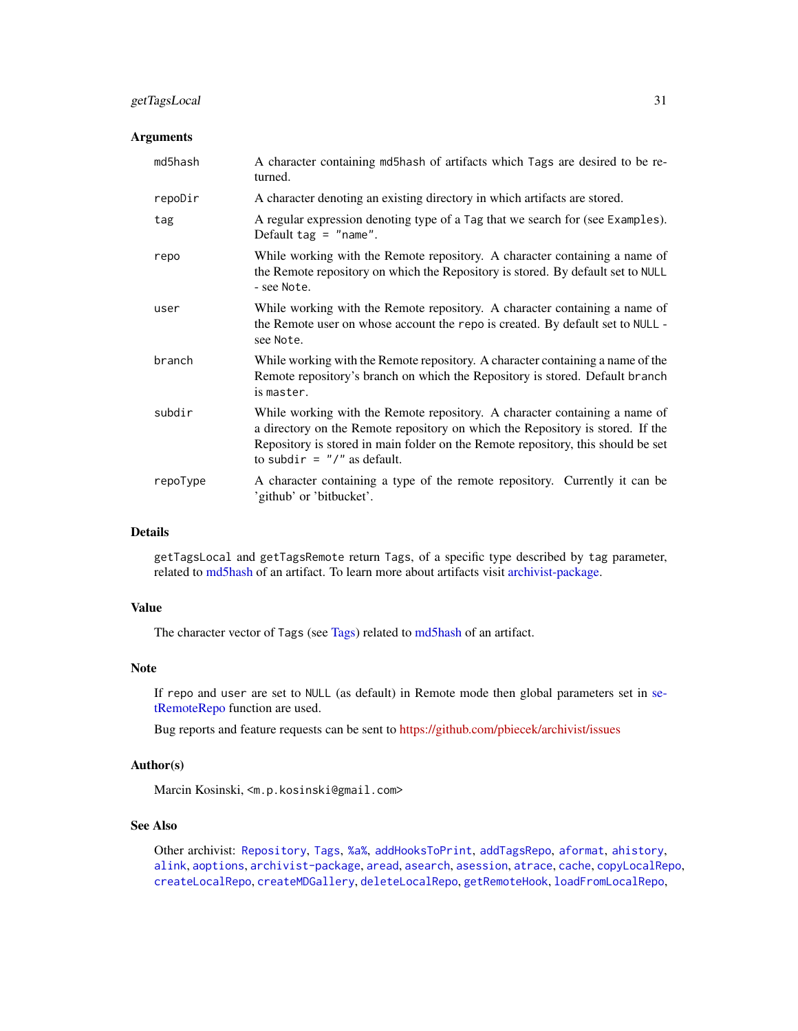### Arguments

| | |
|---|---|
| `md5hash` | A character containing `md5hash` of artifacts which `Tags` are desired to be returned. |
| `repoDir` | A character denoting an existing directory in which artifacts are stored. |
| `tag` | A regular expression denoting type of a `Tag` that we search for (see `Examples`). Default `tag = "name"`. |
| `repo` | While working with the Remote repository. A character containing a name of the Remote repository on which the Repository is stored. By default set to `NULL` - see `Note`. |
| `user` | While working with the Remote repository. A character containing a name of the Remote user on whose account the `repo` is created. By default set to `NULL` - see `Note`. |
| `branch` | While working with the Remote repository. A character containing a name of the Remote repository's branch on which the Repository is stored. Default `branch` is `master`. |
| `subdir` | While working with the Remote repository. A character containing a name of a directory on the Remote repository on which the Repository is stored. If the Repository is stored in main folder on the Remote repository, this should be set to `subdir = "/"` as default. |
| `repoType` | A character containing a type of the remote repository. Currently it can be 'github' or 'bitbucket'. |

### Details

`getTagsLocal` and `getTagsRemote` return `Tags`, of a specific type described by `tag` parameter, related to md5hash of an artifact. To learn more about artifacts visit archivist-package.

### Value

The character vector of `Tags` (see Tags) related to md5hash of an artifact.

### Note

If `repo` and `user` are set to `NULL` (as default) in Remote mode then global parameters set in setRemoteRepo function are used.

Bug reports and feature requests can be sent to https://github.com/pbiecek/archivist/issues

### Author(s)

Marcin Kosinski, `<m.p.kosinski@gmail.com>`

### See Also

Other archivist: `Repository`, `Tags`, `%a%`, `addHooksToPrint`, `addTagsRepo`, `aformat`, `ahistory`, `alink`, `aoptions`, `archivist-package`, `aread`, `asearch`, `asession`, `atrace`, `cache`, `copyLocalRepo`, `createLocalRepo`, `createMDGallery`, `deleteLocalRepo`, `getRemoteHook`, `loadFromLocalRepo`,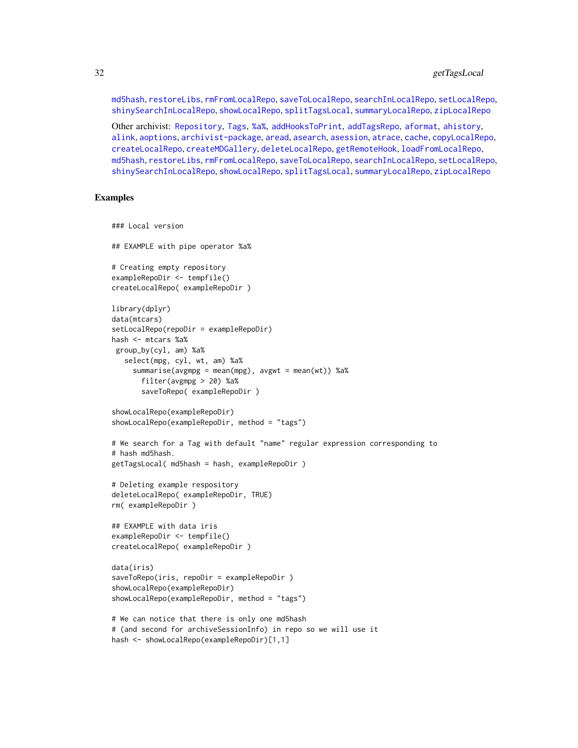md5hash, restoreLibs, rmFromLocalRepo, saveToLocalRepo, searchInLocalRepo, setLocalRepo, shinySearchInLocalRepo, showLocalRepo, splitTagsLocal, summaryLocalRepo, zipLocalRepo

Other archivist: Repository, Tags, %a%, addHooksToPrint, addTagsRepo, aformat, ahistory, alink, aoptions, archivist-package, aread, asearch, asession, atrace, cache, copyLocalRepo, createLocalRepo, createMDGallery, deleteLocalRepo, getRemoteHook, loadFromLocalRepo, md5hash, restoreLibs, rmFromLocalRepo, saveToLocalRepo, searchInLocalRepo, setLocalRepo, shinySearchInLocalRepo, showLocalRepo, splitTagsLocal, summaryLocalRepo, zipLocalRepo

## Examples

```
### Local version

## EXAMPLE with pipe operator %a%

# Creating empty repository
exampleRepoDir <- tempfile()
createLocalRepo( exampleRepoDir )

library(dplyr)
data(mtcars)
setLocalRepo(repoDir = exampleRepoDir)
hash <- mtcars %a%
 group_by(cyl, am) %a%
   select(mpg, cyl, wt, am) %a%
     summarise(avgmpg = mean(mpg), avgwt = mean(wt)) %a%
       filter(avgmpg > 20) %a%
       saveToRepo( exampleRepoDir )

showLocalRepo(exampleRepoDir)
showLocalRepo(exampleRepoDir, method = "tags")

# We search for a Tag with default "name" regular expression corresponding to
# hash md5hash.
getTagsLocal( md5hash = hash, exampleRepoDir )

# Deleting example respository
deleteLocalRepo( exampleRepoDir, TRUE)
rm( exampleRepoDir )

## EXAMPLE with data iris
exampleRepoDir <- tempfile()
createLocalRepo( exampleRepoDir )

data(iris)
saveToRepo(iris, repoDir = exampleRepoDir )
showLocalRepo(exampleRepoDir)
showLocalRepo(exampleRepoDir, method = "tags")

# We can notice that there is only one md5hash
# (and second for archiveSessionInfo) in repo so we will use it
hash <- showLocalRepo(exampleRepoDir)[1,1]
```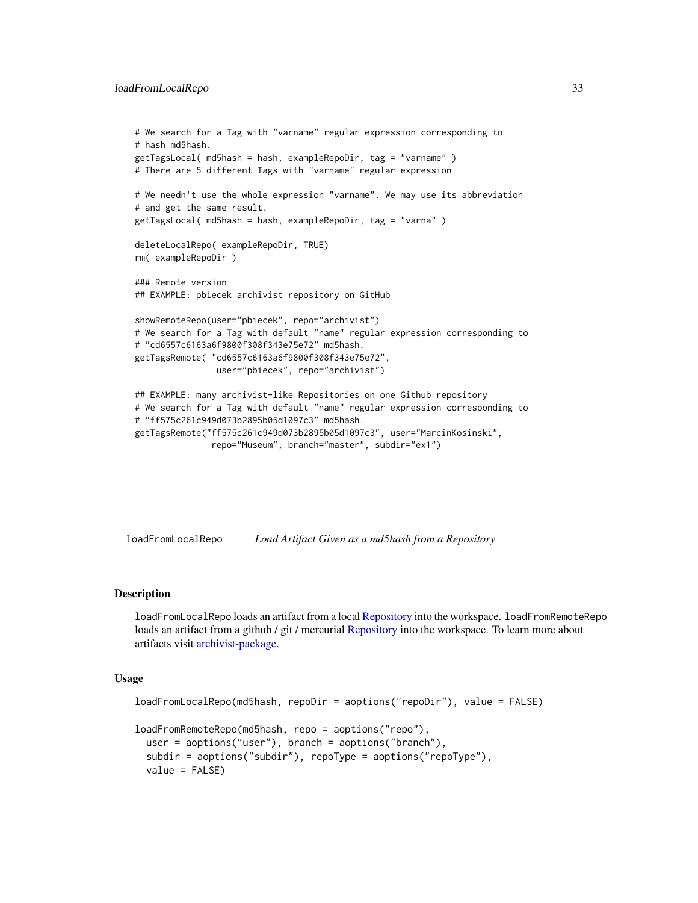```
# We search for a Tag with "varname" regular expression corresponding to
# hash md5hash.
getTagsLocal( md5hash = hash, exampleRepoDir, tag = "varname" )
# There are 5 different Tags with "varname" regular expression

# We needn't use the whole expression "varname". We may use its abbreviation
# and get the same result.
getTagsLocal( md5hash = hash, exampleRepoDir, tag = "varna" )

deleteLocalRepo( exampleRepoDir, TRUE)
rm( exampleRepoDir )

### Remote version
## EXAMPLE: pbiecek archivist repository on GitHub

showRemoteRepo(user="pbiecek", repo="archivist")
# We search for a Tag with default "name" regular expression corresponding to
# "cd6557c6163a6f9800f308f343e75e72" md5hash.
getTagsRemote( "cd6557c6163a6f9800f308f343e75e72",
               user="pbiecek", repo="archivist")

## EXAMPLE: many archivist-like Repositories on one Github repository
# We search for a Tag with default "name" regular expression corresponding to
# "ff575c261c949d073b2895b05d1097c3" md5hash.
getTagsRemote("ff575c261c949d073b2895b05d1097c3", user="MarcinKosinski",
              repo="Museum", branch="master", subdir="ex1")
```

---

## loadFromLocalRepo *Load Artifact Given as a md5hash from a Repository*

---

### Description

loadFromLocalRepo loads an artifact from a local Repository into the workspace. loadFromRemoteRepo loads an artifact from a github / git / mercurial Repository into the workspace. To learn more about artifacts visit archivist-package.

### Usage

```
loadFromLocalRepo(md5hash, repoDir = aoptions("repoDir"), value = FALSE)

loadFromRemoteRepo(md5hash, repo = aoptions("repo"),
  user = aoptions("user"), branch = aoptions("branch"),
  subdir = aoptions("subdir"), repoType = aoptions("repoType"),
  value = FALSE)
```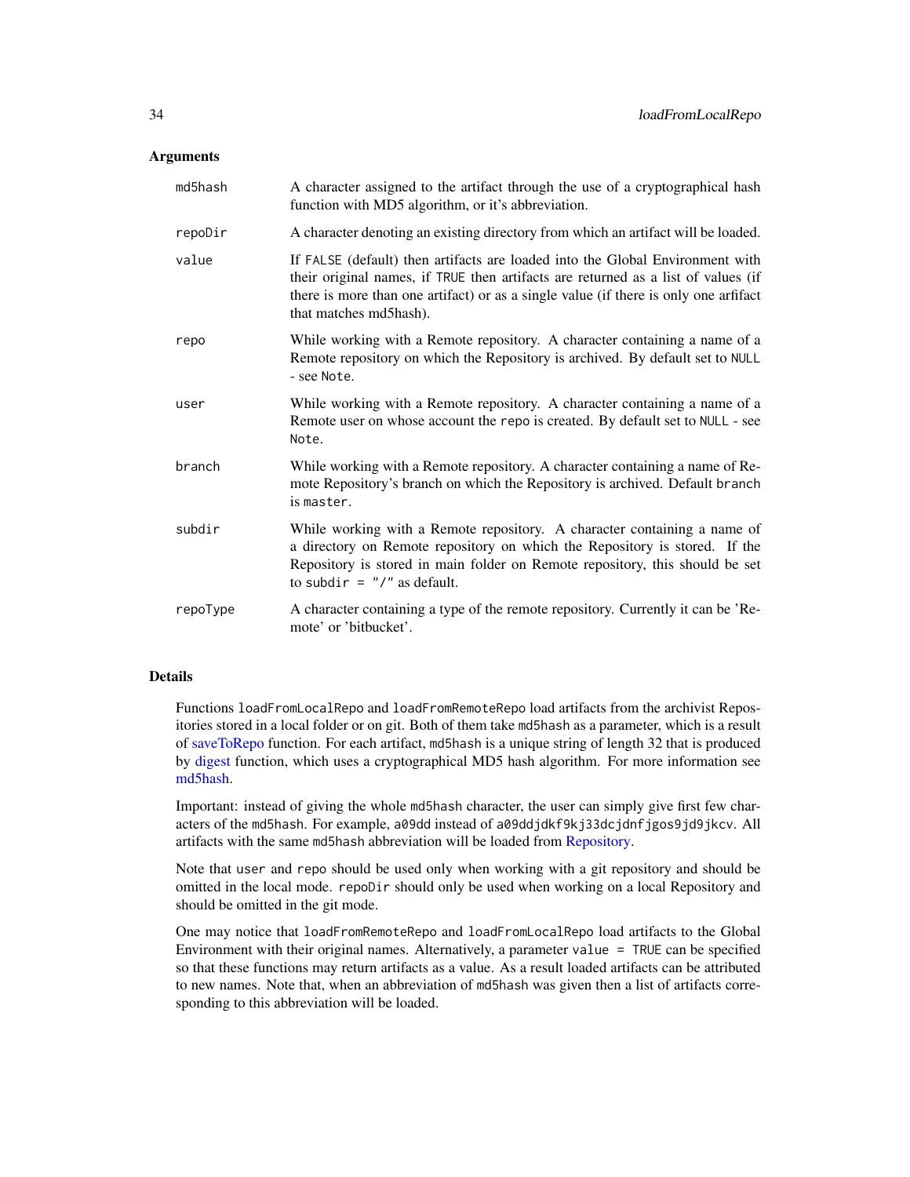### Arguments

| | |
|---|---|
| `md5hash` | A character assigned to the artifact through the use of a cryptographical hash function with MD5 algorithm, or it's abbreviation. |
| `repoDir` | A character denoting an existing directory from which an artifact will be loaded. |
| `value` | If `FALSE` (default) then artifacts are loaded into the Global Environment with their original names, if `TRUE` then artifacts are returned as a list of values (if there is more than one artifact) or as a single value (if there is only one arfifact that matches md5hash). |
| `repo` | While working with a Remote repository. A character containing a name of a Remote repository on which the Repository is archived. By default set to `NULL` - see `Note`. |
| `user` | While working with a Remote repository. A character containing a name of a Remote user on whose account the `repo` is created. By default set to `NULL` - see `Note`. |
| `branch` | While working with a Remote repository. A character containing a name of Remote Repository's branch on which the Repository is archived. Default `branch` is `master`. |
| `subdir` | While working with a Remote repository. A character containing a name of a directory on Remote repository on which the Repository is stored. If the Repository is stored in main folder on Remote repository, this should be set to `subdir = "/"` as default. |
| `repoType` | A character containing a type of the remote repository. Currently it can be 'Remote' or 'bitbucket'. |

### Details

Functions `loadFromLocalRepo` and `loadFromRemoteRepo` load artifacts from the archivist Repositories stored in a local folder or on git. Both of them take `md5hash` as a parameter, which is a result of saveToRepo function. For each artifact, `md5hash` is a unique string of length 32 that is produced by digest function, which uses a cryptographical MD5 hash algorithm. For more information see md5hash.

Important: instead of giving the whole `md5hash` character, the user can simply give first few characters of the `md5hash`. For example, `a09dd` instead of `a09ddjdkf9kj33dcjdnfjgos9jd9jkcv`. All artifacts with the same `md5hash` abbreviation will be loaded from Repository.

Note that `user` and `repo` should be used only when working with a git repository and should be omitted in the local mode. `repoDir` should only be used when working on a local Repository and should be omitted in the git mode.

One may notice that `loadFromRemoteRepo` and `loadFromLocalRepo` load artifacts to the Global Environment with their original names. Alternatively, a parameter `value = TRUE` can be specified so that these functions may return artifacts as a value. As a result loaded artifacts can be attributed to new names. Note that, when an abbreviation of `md5hash` was given then a list of artifacts corresponding to this abbreviation will be loaded.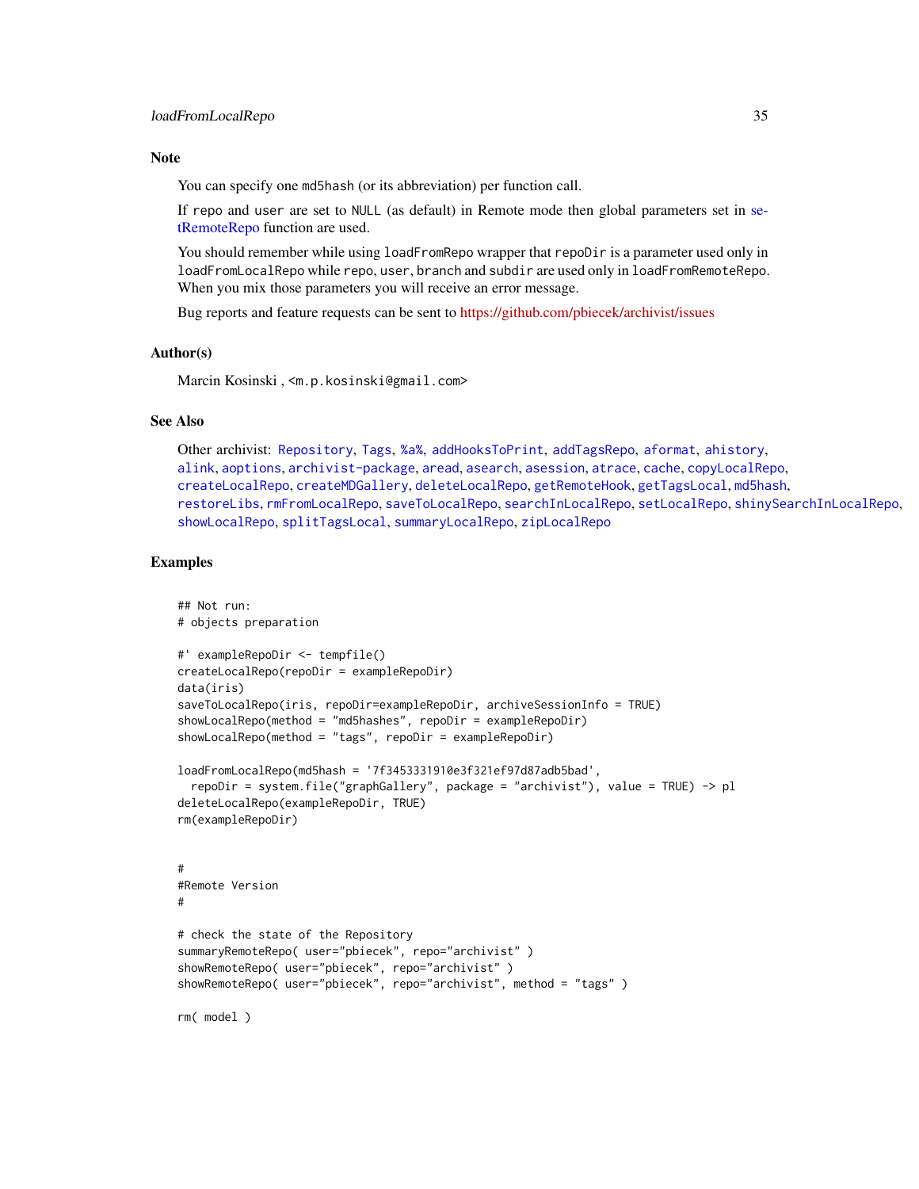## Note

You can specify one `md5hash` (or its abbreviation) per function call.

If `repo` and `user` are set to `NULL` (as default) in Remote mode then global parameters set in setRemoteRepo function are used.

You should remember while using `loadFromRepo` wrapper that `repoDir` is a parameter used only in `loadFromLocalRepo` while `repo`, `user`, `branch` and `subdir` are used only in `loadFromRemoteRepo`. When you mix those parameters you will receive an error message.

Bug reports and feature requests can be sent to https://github.com/pbiecek/archivist/issues

## Author(s)

Marcin Kosinski , <m.p.kosinski@gmail.com>

## See Also

Other archivist: Repository, Tags, %a%, addHooksToPrint, addTagsRepo, aformat, ahistory, alink, aoptions, archivist-package, aread, asearch, asession, atrace, cache, copyLocalRepo, createLocalRepo, createMDGallery, deleteLocalRepo, getRemoteHook, getTagsLocal, md5hash, restoreLibs, rmFromLocalRepo, saveToLocalRepo, searchInLocalRepo, setLocalRepo, shinySearchInLocalRepo, showLocalRepo, splitTagsLocal, summaryLocalRepo, zipLocalRepo

## Examples

```
## Not run:
# objects preparation

#' exampleRepoDir <- tempfile()
createLocalRepo(repoDir = exampleRepoDir)
data(iris)
saveToLocalRepo(iris, repoDir=exampleRepoDir, archiveSessionInfo = TRUE)
showLocalRepo(method = "md5hashes", repoDir = exampleRepoDir)
showLocalRepo(method = "tags", repoDir = exampleRepoDir)

loadFromLocalRepo(md5hash = '7f3453331910e3f321ef97d87adb5bad',
  repoDir = system.file("graphGallery", package = "archivist"), value = TRUE) -> pl
deleteLocalRepo(exampleRepoDir, TRUE)
rm(exampleRepoDir)


#
#Remote Version
#

# check the state of the Repository
summaryRemoteRepo( user="pbiecek", repo="archivist" )
showRemoteRepo( user="pbiecek", repo="archivist" )
showRemoteRepo( user="pbiecek", repo="archivist", method = "tags" )

rm( model )
```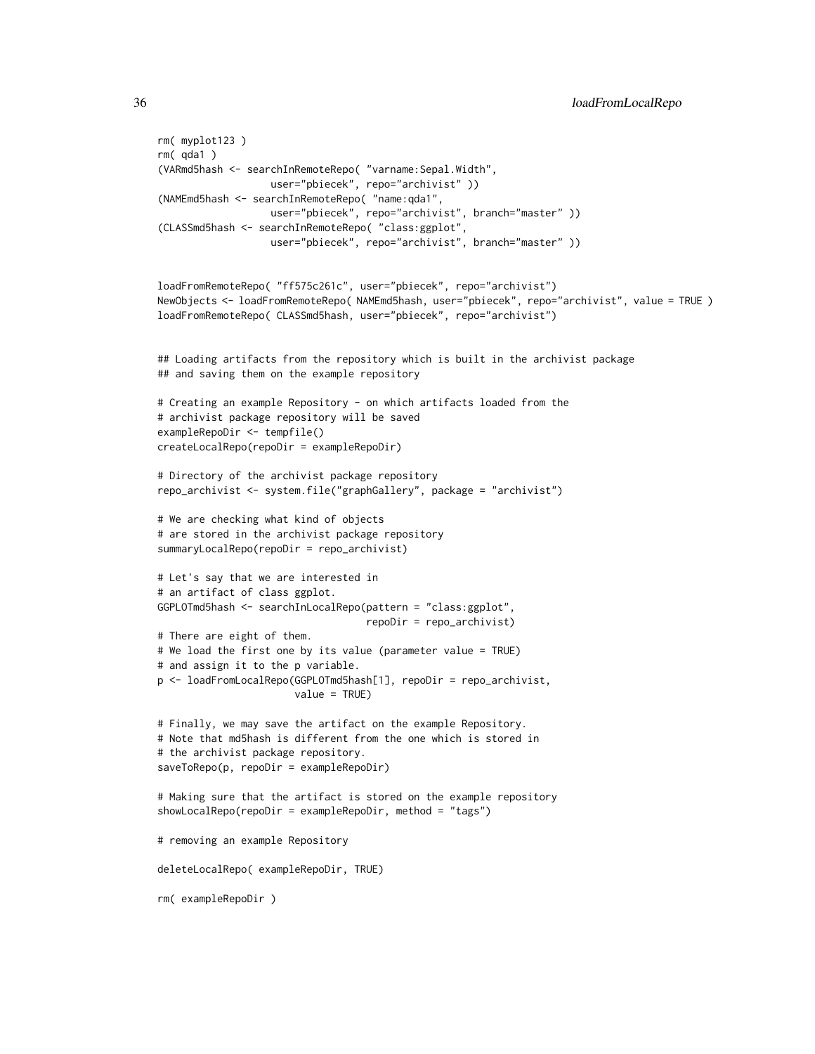```
rm( myplot123 )
rm( qda1 )
(VARmd5hash <- searchInRemoteRepo( "varname:Sepal.Width",
                   user="pbiecek", repo="archivist" ))
(NAMEmd5hash <- searchInRemoteRepo( "name:qda1",
                   user="pbiecek", repo="archivist", branch="master" ))
(CLASSmd5hash <- searchInRemoteRepo( "class:ggplot",
                   user="pbiecek", repo="archivist", branch="master" ))


loadFromRemoteRepo( "ff575c261c", user="pbiecek", repo="archivist")
NewObjects <- loadFromRemoteRepo( NAMEmd5hash, user="pbiecek", repo="archivist", value = TRUE )
loadFromRemoteRepo( CLASSmd5hash, user="pbiecek", repo="archivist")


## Loading artifacts from the repository which is built in the archivist package
## and saving them on the example repository

# Creating an example Repository - on which artifacts loaded from the
# archivist package repository will be saved
exampleRepoDir <- tempfile()
createLocalRepo(repoDir = exampleRepoDir)

# Directory of the archivist package repository
repo_archivist <- system.file("graphGallery", package = "archivist")

# We are checking what kind of objects
# are stored in the archivist package repository
summaryLocalRepo(repoDir = repo_archivist)

# Let's say that we are interested in
# an artifact of class ggplot.
GGPLOTmd5hash <- searchInLocalRepo(pattern = "class:ggplot",
                                   repoDir = repo_archivist)
# There are eight of them.
# We load the first one by its value (parameter value = TRUE)
# and assign it to the p variable.
p <- loadFromLocalRepo(GGPLOTmd5hash[1], repoDir = repo_archivist,
                       value = TRUE)

# Finally, we may save the artifact on the example Repository.
# Note that md5hash is different from the one which is stored in
# the archivist package repository.
saveToRepo(p, repoDir = exampleRepoDir)

# Making sure that the artifact is stored on the example repository
showLocalRepo(repoDir = exampleRepoDir, method = "tags")

# removing an example Repository

deleteLocalRepo( exampleRepoDir, TRUE)

rm( exampleRepoDir )
```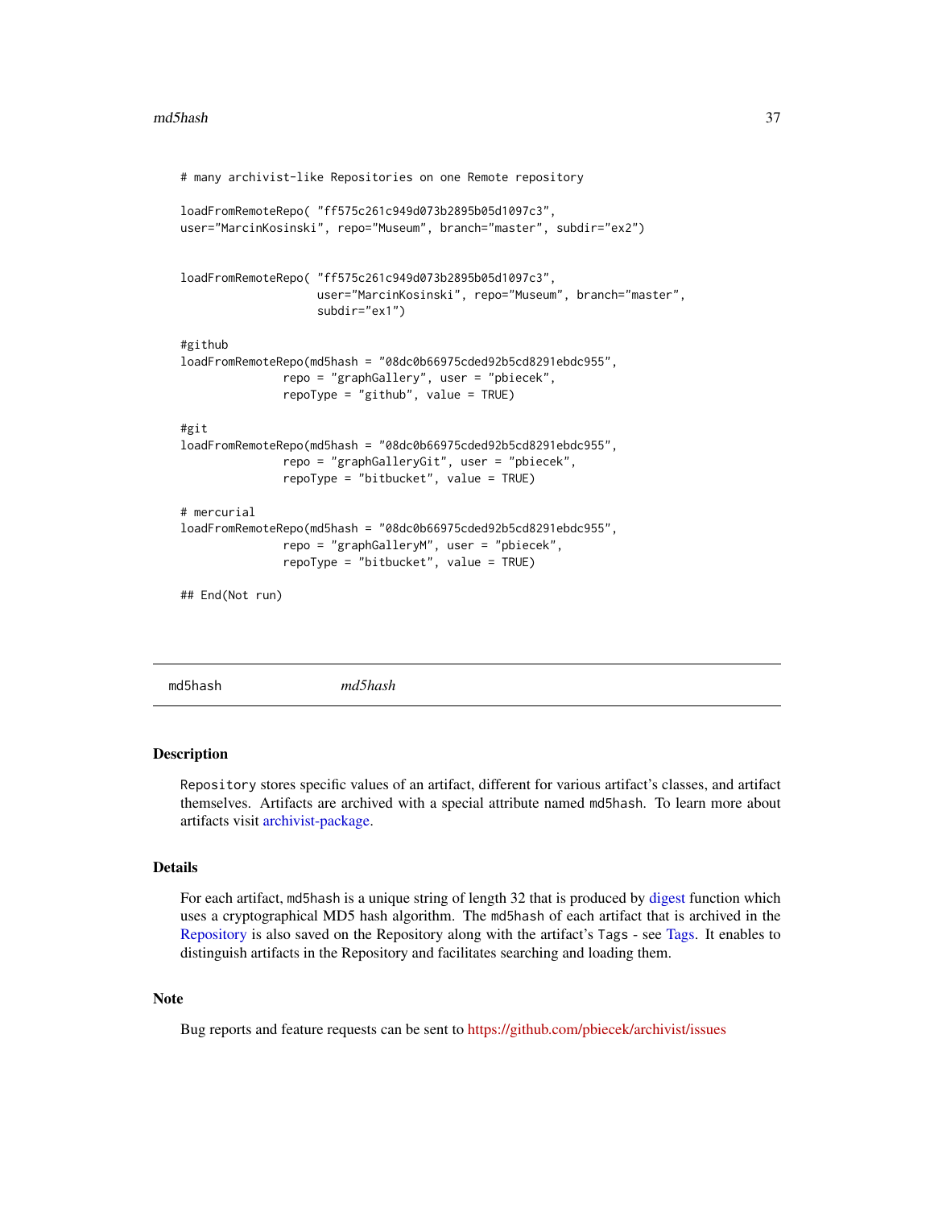```
# many archivist-like Repositories on one Remote repository

loadFromRemoteRepo( "ff575c261c949d073b2895b05d1097c3",
user="MarcinKosinski", repo="Museum", branch="master", subdir="ex2")


loadFromRemoteRepo( "ff575c261c949d073b2895b05d1097c3",
                    user="MarcinKosinski", repo="Museum", branch="master",
                    subdir="ex1")

#github
loadFromRemoteRepo(md5hash = "08dc0b66975cded92b5cd8291ebdc955",
               repo = "graphGallery", user = "pbiecek",
               repoType = "github", value = TRUE)

#git
loadFromRemoteRepo(md5hash = "08dc0b66975cded92b5cd8291ebdc955",
               repo = "graphGalleryGit", user = "pbiecek",
               repoType = "bitbucket", value = TRUE)

# mercurial
loadFromRemoteRepo(md5hash = "08dc0b66975cded92b5cd8291ebdc955",
               repo = "graphGalleryM", user = "pbiecek",
               repoType = "bitbucket", value = TRUE)

## End(Not run)
```

---

md5hash *md5hash*

---

### Description

`Repository` stores specific values of an artifact, different for various artifact's classes, and artifact themselves. Artifacts are archived with a special attribute named `md5hash`. To learn more about artifacts visit archivist-package.

### Details

For each artifact, `md5hash` is a unique string of length 32 that is produced by digest function which uses a cryptographical MD5 hash algorithm. The `md5hash` of each artifact that is archived in the Repository is also saved on the Repository along with the artifact's `Tags` - see Tags. It enables to distinguish artifacts in the Repository and facilitates searching and loading them.

### Note

Bug reports and feature requests can be sent to https://github.com/pbiecek/archivist/issues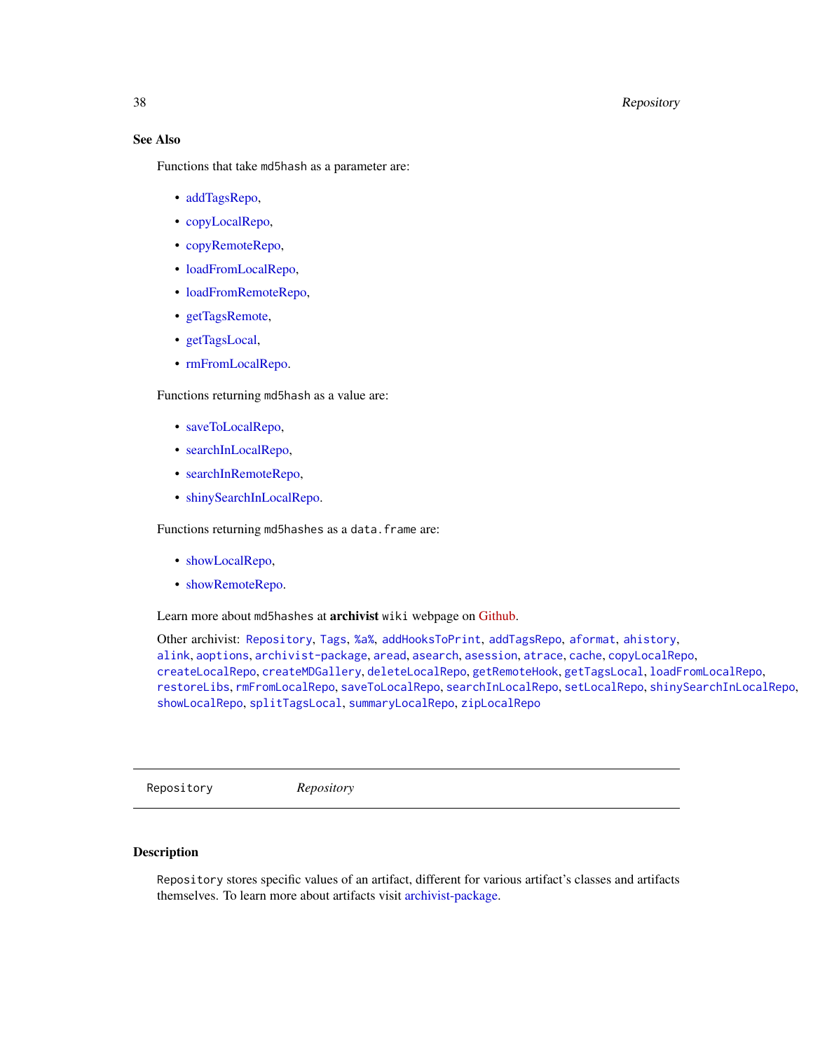### See Also

Functions that take `md5hash` as a parameter are:

- addTagsRepo,
- copyLocalRepo,
- copyRemoteRepo,
- loadFromLocalRepo,
- loadFromRemoteRepo,
- getTagsRemote,
- getTagsLocal,
- rmFromLocalRepo.

Functions returning `md5hash` as a value are:

- saveToLocalRepo,
- searchInLocalRepo,
- searchInRemoteRepo,
- shinySearchInLocalRepo.

Functions returning `md5hashes` as a `data.frame` are:

- showLocalRepo,
- showRemoteRepo.

Learn more about `md5hashes` at **archivist** `wiki` webpage on Github.

Other archivist: `Repository`, `Tags`, `%a%`, `addHooksToPrint`, `addTagsRepo`, `aformat`, `ahistory`, `alink`, `aoptions`, `archivist-package`, `aread`, `asearch`, `asession`, `atrace`, `cache`, `copyLocalRepo`, `createLocalRepo`, `createMDGallery`, `deleteLocalRepo`, `getRemoteHook`, `getTagsLocal`, `loadFromLocalRepo`, `restoreLibs`, `rmFromLocalRepo`, `saveToLocalRepo`, `searchInLocalRepo`, `setLocalRepo`, `shinySearchInLocalRepo`, `showLocalRepo`, `splitTagsLocal`, `summaryLocalRepo`, `zipLocalRepo`

---

## Repository *Repository*

---

### Description

`Repository` stores specific values of an artifact, different for various artifact's classes and artifacts themselves. To learn more about artifacts visit archivist-package.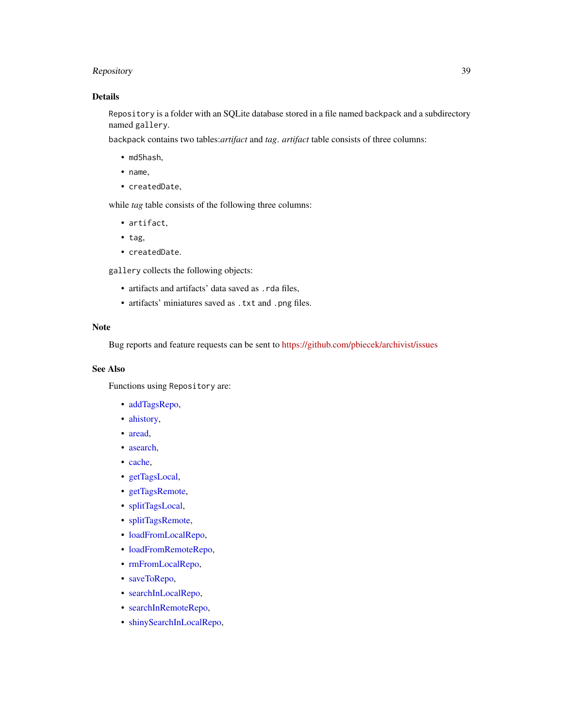## Details

`Repository` is a folder with an SQLite database stored in a file named `backpack` and a subdirectory named `gallery`.

`backpack` contains two tables:*artifact* and *tag*. *artifact* table consists of three columns:

- `md5hash`,
- `name`,
- `createdDate`,

while *tag* table consists of the following three columns:

- `artifact`,
- `tag`,
- `createdDate`.

`gallery` collects the following objects:

- artifacts and artifacts' data saved as `.rda` files,
- artifacts' miniatures saved as `.txt` and `.png` files.

## Note

Bug reports and feature requests can be sent to https://github.com/pbiecek/archivist/issues

## See Also

Functions using `Repository` are:

- addTagsRepo,
- ahistory,
- aread,
- asearch,
- cache,
- getTagsLocal,
- getTagsRemote,
- splitTagsLocal,
- splitTagsRemote,
- loadFromLocalRepo,
- loadFromRemoteRepo,
- rmFromLocalRepo,
- saveToRepo,
- searchInLocalRepo,
- searchInRemoteRepo,
- shinySearchInLocalRepo,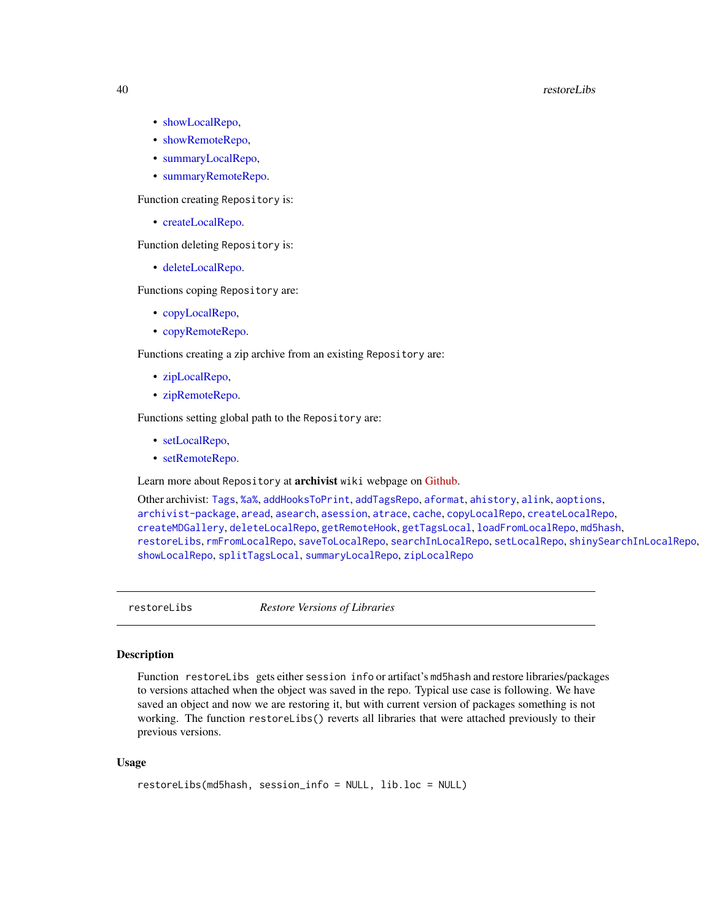- showLocalRepo,
- showRemoteRepo,
- summaryLocalRepo,
- summaryRemoteRepo.

Function creating `Repository` is:

- createLocalRepo.

Function deleting `Repository` is:

- deleteLocalRepo.

Functions coping `Repository` are:

- copyLocalRepo,
- copyRemoteRepo.

Functions creating a zip archive from an existing `Repository` are:

- zipLocalRepo,
- zipRemoteRepo.

Functions setting global path to the `Repository` are:

- setLocalRepo,
- setRemoteRepo.

Learn more about `Repository` at **archivist** `wiki` webpage on Github.

Other archivist: `Tags`, `%a%`, `addHooksToPrint`, `addTagsRepo`, `aformat`, `ahistory`, `alink`, `aoptions`, `archivist-package`, `aread`, `asearch`, `asession`, `atrace`, `cache`, `copyLocalRepo`, `createLocalRepo`, `createMDGallery`, `deleteLocalRepo`, `getRemoteHook`, `getTagsLocal`, `loadFromLocalRepo`, `md5hash`, `restoreLibs`, `rmFromLocalRepo`, `saveToLocalRepo`, `searchInLocalRepo`, `setLocalRepo`, `shinySearchInLocalRepo`, `showLocalRepo`, `splitTagsLocal`, `summaryLocalRepo`, `zipLocalRepo`

---

`restoreLibs` *Restore Versions of Libraries*

---

## Description

Function `restoreLibs` gets either `session info` or artifact's `md5hash` and restore libraries/packages to versions attached when the object was saved in the repo. Typical use case is following. We have saved an object and now we are restoring it, but with current version of packages something is not working. The function `restoreLibs()` reverts all libraries that were attached previously to their previous versions.

## Usage

```
restoreLibs(md5hash, session_info = NULL, lib.loc = NULL)
```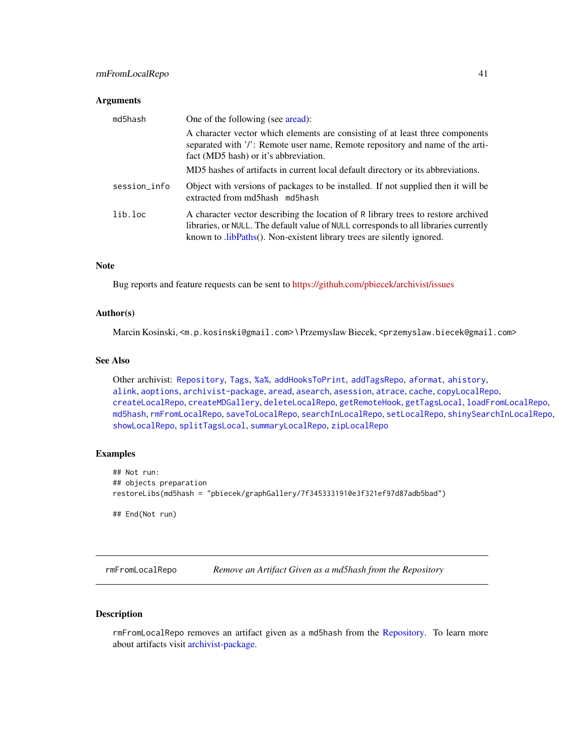### Arguments

| | |
|---|---|
| md5hash | One of the following (see aread): <br> A character vector which elements are consisting of at least three components separated with '/': Remote user name, Remote repository and name of the artifact (MD5 hash) or it's abbreviation. <br> MD5 hashes of artifacts in current local default directory or its abbreviations. |
| session_info | Object with versions of packages to be installed. If not supplied then it will be extracted from md5hash md5hash |
| lib.loc | A character vector describing the location of R library trees to restore archived libraries, or NULL. The default value of NULL corresponds to all libraries currently known to .libPaths(). Non-existent library trees are silently ignored. |

### Note

Bug reports and feature requests can be sent to https://github.com/pbiecek/archivist/issues

### Author(s)

Marcin Kosinski, <m.p.kosinski@gmail.com> \ Przemyslaw Biecek, <przemyslaw.biecek@gmail.com>

### See Also

Other archivist: Repository, Tags, %a%, addHooksToPrint, addTagsRepo, aformat, ahistory, alink, aoptions, archivist-package, aread, asearch, asession, atrace, cache, copyLocalRepo, createLocalRepo, createMDGallery, deleteLocalRepo, getRemoteHook, getTagsLocal, loadFromLocalRepo, md5hash, rmFromLocalRepo, saveToLocalRepo, searchInLocalRepo, setLocalRepo, shinySearchInLocalRepo, showLocalRepo, splitTagsLocal, summaryLocalRepo, zipLocalRepo

### Examples

```
## Not run:
## objects preparation
restoreLibs(md5hash = "pbiecek/graphGallery/7f3453331910e3f321ef97d87adb5bad")

## End(Not run)
```

---

## rmFromLocalRepo — *Remove an Artifact Given as a md5hash from the Repository*

### Description

rmFromLocalRepo removes an artifact given as a md5hash from the Repository. To learn more about artifacts visit archivist-package.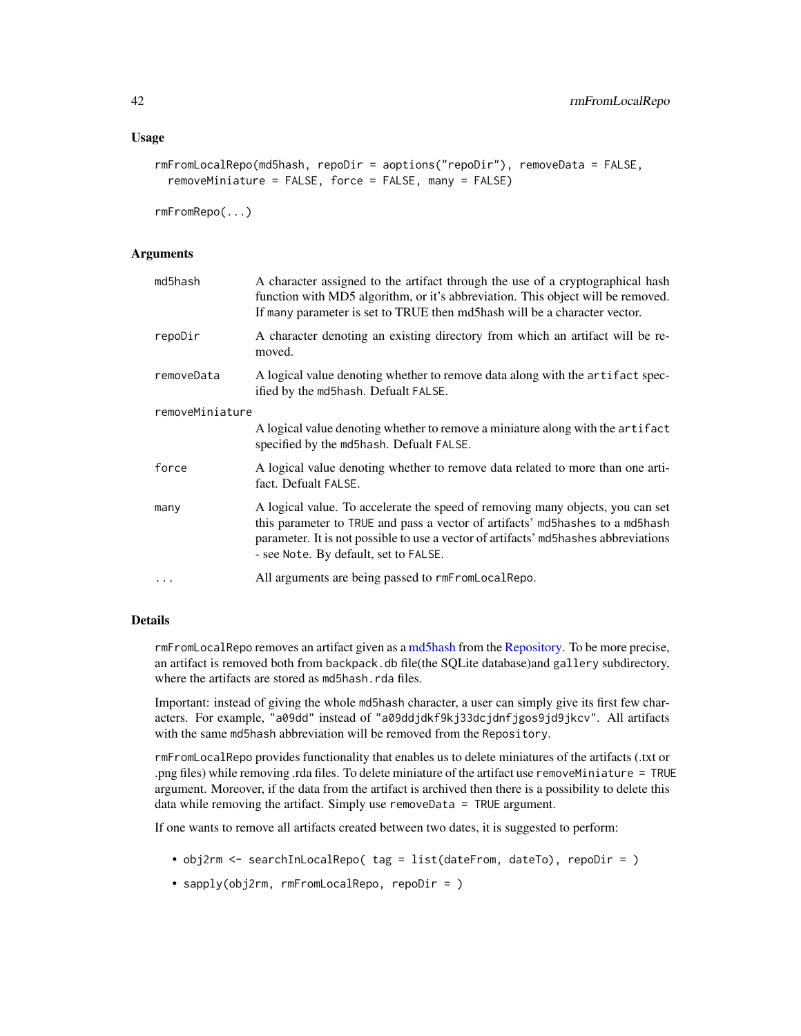## Usage

```
rmFromLocalRepo(md5hash, repoDir = aoptions("repoDir"), removeData = FALSE,
  removeMiniature = FALSE, force = FALSE, many = FALSE)

rmFromRepo(...)
```

## Arguments

| | |
|---|---|
| md5hash | A character assigned to the artifact through the use of a cryptographical hash function with MD5 algorithm, or it's abbreviation. This object will be removed. If many parameter is set to TRUE then md5hash will be a character vector. |
| repoDir | A character denoting an existing directory from which an artifact will be removed. |
| removeData | A logical value denoting whether to remove data along with the `artifact` specified by the `md5hash`. Defualt `FALSE`. |
| removeMiniature | A logical value denoting whether to remove a miniature along with the `artifact` specified by the `md5hash`. Defualt `FALSE`. |
| force | A logical value denoting whether to remove data related to more than one artifact. Defualt `FALSE`. |
| many | A logical value. To accelerate the speed of removing many objects, you can set this parameter to `TRUE` and pass a vector of artifacts' `md5hashes` to a `md5hash` parameter. It is not possible to use a vector of artifacts' `md5hashes` abbreviations - see `Note`. By default, set to `FALSE`. |
| ... | All arguments are being passed to `rmFromLocalRepo`. |

## Details

`rmFromLocalRepo` removes an artifact given as a md5hash from the Repository. To be more precise, an artifact is removed both from `backpack.db` file(the SQLite database)and `gallery` subdirectory, where the artifacts are stored as `md5hash.rda` files.

Important: instead of giving the whole `md5hash` character, a user can simply give its first few characters. For example, `"a09dd"` instead of `"a09ddjdkf9kj33dcjdnfjgos9jd9jkcv"`. All artifacts with the same `md5hash` abbreviation will be removed from the `Repository`.

`rmFromLocalRepo` provides functionality that enables us to delete miniatures of the artifacts (.txt or .png files) while removing .rda files. To delete miniature of the artifact use `removeMiniature = TRUE` argument. Moreover, if the data from the artifact is archived then there is a possibility to delete this data while removing the artifact. Simply use `removeData = TRUE` argument.

If one wants to remove all artifacts created between two dates, it is suggested to perform:

- `obj2rm <- searchInLocalRepo( tag = list(dateFrom, dateTo), repoDir = )`
- `sapply(obj2rm, rmFromLocalRepo, repoDir = )`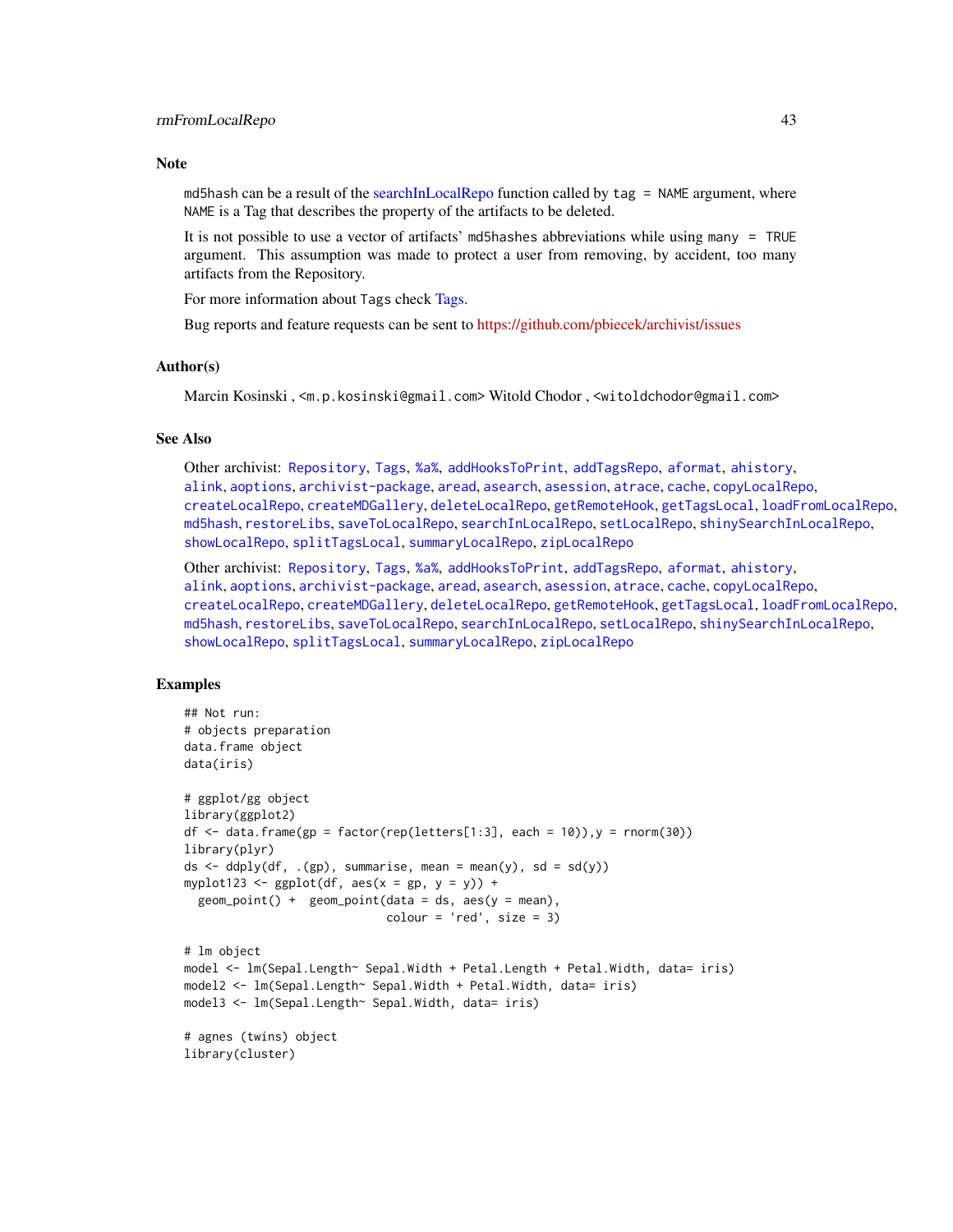## Note

`md5hash` can be a result of the searchInLocalRepo function called by `tag = NAME` argument, where `NAME` is a Tag that describes the property of the artifacts to be deleted.

It is not possible to use a vector of artifacts' `md5hashes` abbreviations while using `many = TRUE` argument. This assumption was made to protect a user from removing, by accident, too many artifacts from the Repository.

For more information about `Tags` check Tags.

Bug reports and feature requests can be sent to https://github.com/pbiecek/archivist/issues

## Author(s)

Marcin Kosinski , `<m.p.kosinski@gmail.com>` Witold Chodor , `<witoldchodor@gmail.com>`

## See Also

Other archivist: `Repository`, `Tags`, `%a%`, `addHooksToPrint`, `addTagsRepo`, `aformat`, `ahistory`, `alink`, `aoptions`, `archivist-package`, `aread`, `asearch`, `asession`, `atrace`, `cache`, `copyLocalRepo`, `createLocalRepo`, `createMDGallery`, `deleteLocalRepo`, `getRemoteHook`, `getTagsLocal`, `loadFromLocalRepo`, `md5hash`, `restoreLibs`, `saveToLocalRepo`, `searchInLocalRepo`, `setLocalRepo`, `shinySearchInLocalRepo`, `showLocalRepo`, `splitTagsLocal`, `summaryLocalRepo`, `zipLocalRepo`

Other archivist: `Repository`, `Tags`, `%a%`, `addHooksToPrint`, `addTagsRepo`, `aformat`, `ahistory`, `alink`, `aoptions`, `archivist-package`, `aread`, `asearch`, `asession`, `atrace`, `cache`, `copyLocalRepo`, `createLocalRepo`, `createMDGallery`, `deleteLocalRepo`, `getRemoteHook`, `getTagsLocal`, `loadFromLocalRepo`, `md5hash`, `restoreLibs`, `saveToLocalRepo`, `searchInLocalRepo`, `setLocalRepo`, `shinySearchInLocalRepo`, `showLocalRepo`, `splitTagsLocal`, `summaryLocalRepo`, `zipLocalRepo`

## Examples

```
## Not run:
# objects preparation
data.frame object
data(iris)

# ggplot/gg object
library(ggplot2)
df <- data.frame(gp = factor(rep(letters[1:3], each = 10)),y = rnorm(30))
library(plyr)
ds <- ddply(df, .(gp), summarise, mean = mean(y), sd = sd(y))
myplot123 <- ggplot(df, aes(x = gp, y = y)) +
  geom_point() +  geom_point(data = ds, aes(y = mean),
                             colour = 'red', size = 3)

# lm object
model <- lm(Sepal.Length~ Sepal.Width + Petal.Length + Petal.Width, data= iris)
model2 <- lm(Sepal.Length~ Sepal.Width + Petal.Width, data= iris)
model3 <- lm(Sepal.Length~ Sepal.Width, data= iris)

# agnes (twins) object
library(cluster)
```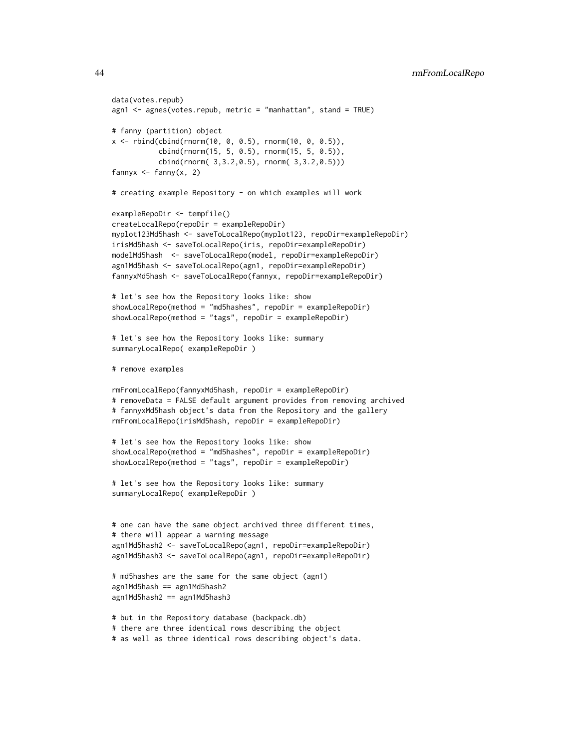```
data(votes.repub)
agn1 <- agnes(votes.repub, metric = "manhattan", stand = TRUE)

# fanny (partition) object
x <- rbind(cbind(rnorm(10, 0, 0.5), rnorm(10, 0, 0.5)),
           cbind(rnorm(15, 5, 0.5), rnorm(15, 5, 0.5)),
           cbind(rnorm( 3,3.2,0.5), rnorm( 3,3.2,0.5)))
fannyx <- fanny(x, 2)

# creating example Repository - on which examples will work

exampleRepoDir <- tempfile()
createLocalRepo(repoDir = exampleRepoDir)
myplot123Md5hash <- saveToLocalRepo(myplot123, repoDir=exampleRepoDir)
irisMd5hash <- saveToLocalRepo(iris, repoDir=exampleRepoDir)
modelMd5hash  <- saveToLocalRepo(model, repoDir=exampleRepoDir)
agn1Md5hash <- saveToLocalRepo(agn1, repoDir=exampleRepoDir)
fannyxMd5hash <- saveToLocalRepo(fannyx, repoDir=exampleRepoDir)

# let's see how the Repository looks like: show
showLocalRepo(method = "md5hashes", repoDir = exampleRepoDir)
showLocalRepo(method = "tags", repoDir = exampleRepoDir)

# let's see how the Repository looks like: summary
summaryLocalRepo( exampleRepoDir )

# remove examples

rmFromLocalRepo(fannyxMd5hash, repoDir = exampleRepoDir)
# removeData = FALSE default argument provides from removing archived
# fannyxMd5hash object's data from the Repository and the gallery
rmFromLocalRepo(irisMd5hash, repoDir = exampleRepoDir)

# let's see how the Repository looks like: show
showLocalRepo(method = "md5hashes", repoDir = exampleRepoDir)
showLocalRepo(method = "tags", repoDir = exampleRepoDir)

# let's see how the Repository looks like: summary
summaryLocalRepo( exampleRepoDir )


# one can have the same object archived three different times,
# there will appear a warning message
agn1Md5hash2 <- saveToLocalRepo(agn1, repoDir=exampleRepoDir)
agn1Md5hash3 <- saveToLocalRepo(agn1, repoDir=exampleRepoDir)

# md5hashes are the same for the same object (agn1)
agn1Md5hash == agn1Md5hash2
agn1Md5hash2 == agn1Md5hash3

# but in the Repository database (backpack.db)
# there are three identical rows describing the object
# as well as three identical rows describing object's data.
```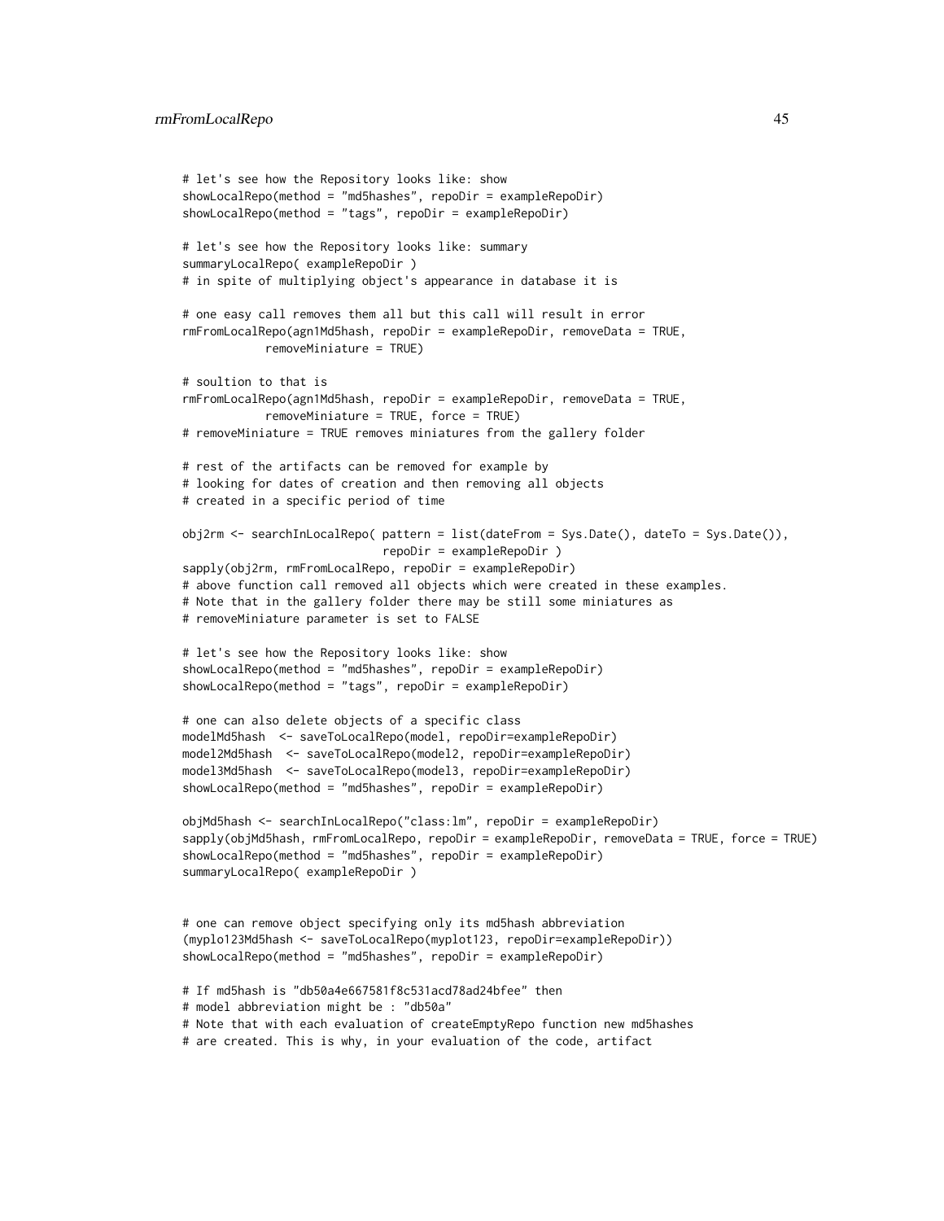```
# let's see how the Repository looks like: show
showLocalRepo(method = "md5hashes", repoDir = exampleRepoDir)
showLocalRepo(method = "tags", repoDir = exampleRepoDir)

# let's see how the Repository looks like: summary
summaryLocalRepo( exampleRepoDir )
# in spite of multiplying object's appearance in database it is

# one easy call removes them all but this call will result in error
rmFromLocalRepo(agn1Md5hash, repoDir = exampleRepoDir, removeData = TRUE,
            removeMiniature = TRUE)

# soultion to that is
rmFromLocalRepo(agn1Md5hash, repoDir = exampleRepoDir, removeData = TRUE,
            removeMiniature = TRUE, force = TRUE)
# removeMiniature = TRUE removes miniatures from the gallery folder

# rest of the artifacts can be removed for example by
# looking for dates of creation and then removing all objects
# created in a specific period of time

obj2rm <- searchInLocalRepo( pattern = list(dateFrom = Sys.Date(), dateTo = Sys.Date()),
                             repoDir = exampleRepoDir )
sapply(obj2rm, rmFromLocalRepo, repoDir = exampleRepoDir)
# above function call removed all objects which were created in these examples.
# Note that in the gallery folder there may be still some miniatures as
# removeMiniature parameter is set to FALSE

# let's see how the Repository looks like: show
showLocalRepo(method = "md5hashes", repoDir = exampleRepoDir)
showLocalRepo(method = "tags", repoDir = exampleRepoDir)

# one can also delete objects of a specific class
modelMd5hash  <- saveToLocalRepo(model, repoDir=exampleRepoDir)
model2Md5hash  <- saveToLocalRepo(model2, repoDir=exampleRepoDir)
model3Md5hash  <- saveToLocalRepo(model3, repoDir=exampleRepoDir)
showLocalRepo(method = "md5hashes", repoDir = exampleRepoDir)

objMd5hash <- searchInLocalRepo("class:lm", repoDir = exampleRepoDir)
sapply(objMd5hash, rmFromLocalRepo, repoDir = exampleRepoDir, removeData = TRUE, force = TRUE)
showLocalRepo(method = "md5hashes", repoDir = exampleRepoDir)
summaryLocalRepo( exampleRepoDir )


# one can remove object specifying only its md5hash abbreviation
(myplo123Md5hash <- saveToLocalRepo(myplot123, repoDir=exampleRepoDir))
showLocalRepo(method = "md5hashes", repoDir = exampleRepoDir)

# If md5hash is "db50a4e667581f8c531acd78ad24bfee" then
# model abbreviation might be : "db50a"
# Note that with each evaluation of createEmptyRepo function new md5hashes
# are created. This is why, in your evaluation of the code, artifact
```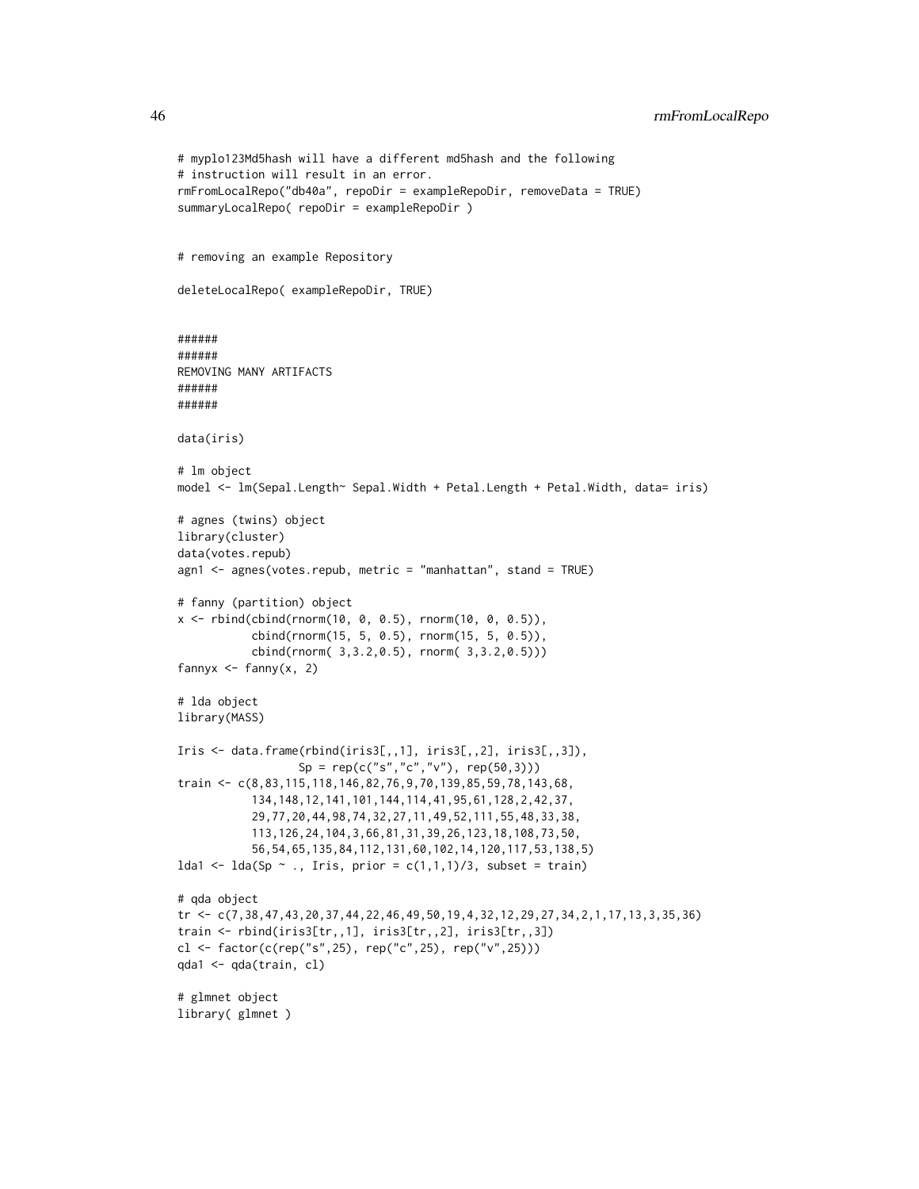```
# myplo123Md5hash will have a different md5hash and the following
# instruction will result in an error.
rmFromLocalRepo("db40a", repoDir = exampleRepoDir, removeData = TRUE)
summaryLocalRepo( repoDir = exampleRepoDir )


# removing an example Repository

deleteLocalRepo( exampleRepoDir, TRUE)


######
######
REMOVING MANY ARTIFACTS
######
######

data(iris)

# lm object
model <- lm(Sepal.Length~ Sepal.Width + Petal.Length + Petal.Width, data= iris)

# agnes (twins) object
library(cluster)
data(votes.repub)
agn1 <- agnes(votes.repub, metric = "manhattan", stand = TRUE)

# fanny (partition) object
x <- rbind(cbind(rnorm(10, 0, 0.5), rnorm(10, 0, 0.5)),
           cbind(rnorm(15, 5, 0.5), rnorm(15, 5, 0.5)),
           cbind(rnorm( 3,3.2,0.5), rnorm( 3,3.2,0.5)))
fannyx <- fanny(x, 2)

# lda object
library(MASS)

Iris <- data.frame(rbind(iris3[,,1], iris3[,,2], iris3[,,3]),
                   Sp = rep(c("s","c","v"), rep(50,3)))
train <- c(8,83,115,118,146,82,76,9,70,139,85,59,78,143,68,
           134,148,12,141,101,144,114,41,95,61,128,2,42,37,
           29,77,20,44,98,74,32,27,11,49,52,111,55,48,33,38,
           113,126,24,104,3,66,81,31,39,26,123,18,108,73,50,
           56,54,65,135,84,112,131,60,102,14,120,117,53,138,5)
lda1 <- lda(Sp ~ ., Iris, prior = c(1,1,1)/3, subset = train)

# qda object
tr <- c(7,38,47,43,20,37,44,22,46,49,50,19,4,32,12,29,27,34,2,1,17,13,3,35,36)
train <- rbind(iris3[tr,,1], iris3[tr,,2], iris3[tr,,3])
cl <- factor(c(rep("s",25), rep("c",25), rep("v",25)))
qda1 <- qda(train, cl)

# glmnet object
library( glmnet )
```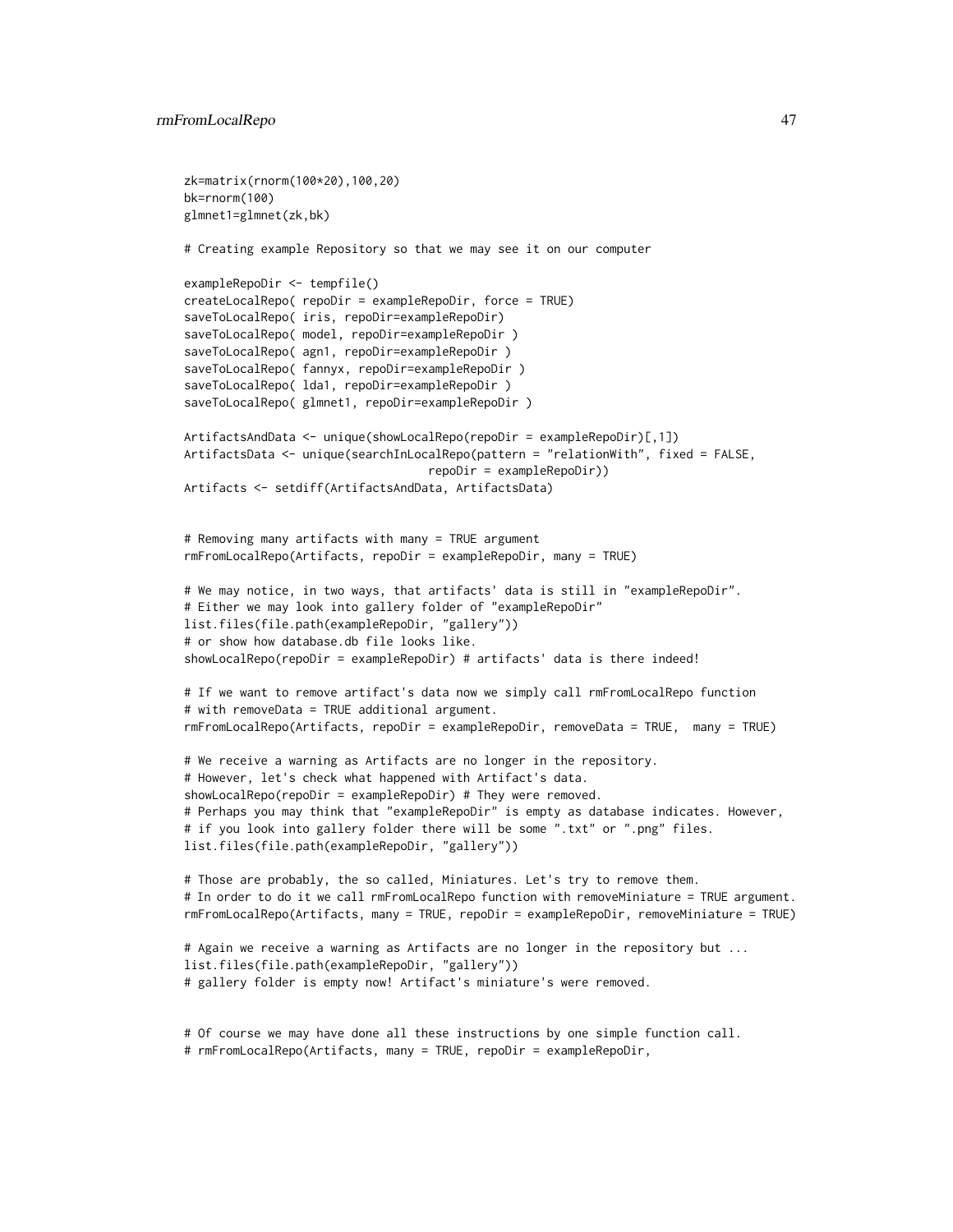```
zk=matrix(rnorm(100*20),100,20)
bk=rnorm(100)
glmnet1=glmnet(zk,bk)

# Creating example Repository so that we may see it on our computer

exampleRepoDir <- tempfile()
createLocalRepo( repoDir = exampleRepoDir, force = TRUE)
saveToLocalRepo( iris, repoDir=exampleRepoDir)
saveToLocalRepo( model, repoDir=exampleRepoDir )
saveToLocalRepo( agn1, repoDir=exampleRepoDir )
saveToLocalRepo( fannyx, repoDir=exampleRepoDir )
saveToLocalRepo( lda1, repoDir=exampleRepoDir )
saveToLocalRepo( glmnet1, repoDir=exampleRepoDir )

ArtifactsAndData <- unique(showLocalRepo(repoDir = exampleRepoDir)[,1])
ArtifactsData <- unique(searchInLocalRepo(pattern = "relationWith", fixed = FALSE,
                                repoDir = exampleRepoDir))
Artifacts <- setdiff(ArtifactsAndData, ArtifactsData)


# Removing many artifacts with many = TRUE argument
rmFromLocalRepo(Artifacts, repoDir = exampleRepoDir, many = TRUE)

# We may notice, in two ways, that artifacts' data is still in "exampleRepoDir".
# Either we may look into gallery folder of "exampleRepoDir"
list.files(file.path(exampleRepoDir, "gallery"))
# or show how database.db file looks like.
showLocalRepo(repoDir = exampleRepoDir) # artifacts' data is there indeed!

# If we want to remove artifact's data now we simply call rmFromLocalRepo function
# with removeData = TRUE additional argument.
rmFromLocalRepo(Artifacts, repoDir = exampleRepoDir, removeData = TRUE,  many = TRUE)

# We receive a warning as Artifacts are no longer in the repository.
# However, let's check what happened with Artifact's data.
showLocalRepo(repoDir = exampleRepoDir) # They were removed.
# Perhaps you may think that "exampleRepoDir" is empty as database indicates. However,
# if you look into gallery folder there will be some ".txt" or ".png" files.
list.files(file.path(exampleRepoDir, "gallery"))

# Those are probably, the so called, Miniatures. Let's try to remove them.
# In order to do it we call rmFromLocalRepo function with removeMiniature = TRUE argument.
rmFromLocalRepo(Artifacts, many = TRUE, repoDir = exampleRepoDir, removeMiniature = TRUE)

# Again we receive a warning as Artifacts are no longer in the repository but ...
list.files(file.path(exampleRepoDir, "gallery"))
# gallery folder is empty now! Artifact's miniature's were removed.


# Of course we may have done all these instructions by one simple function call.
# rmFromLocalRepo(Artifacts, many = TRUE, repoDir = exampleRepoDir,
```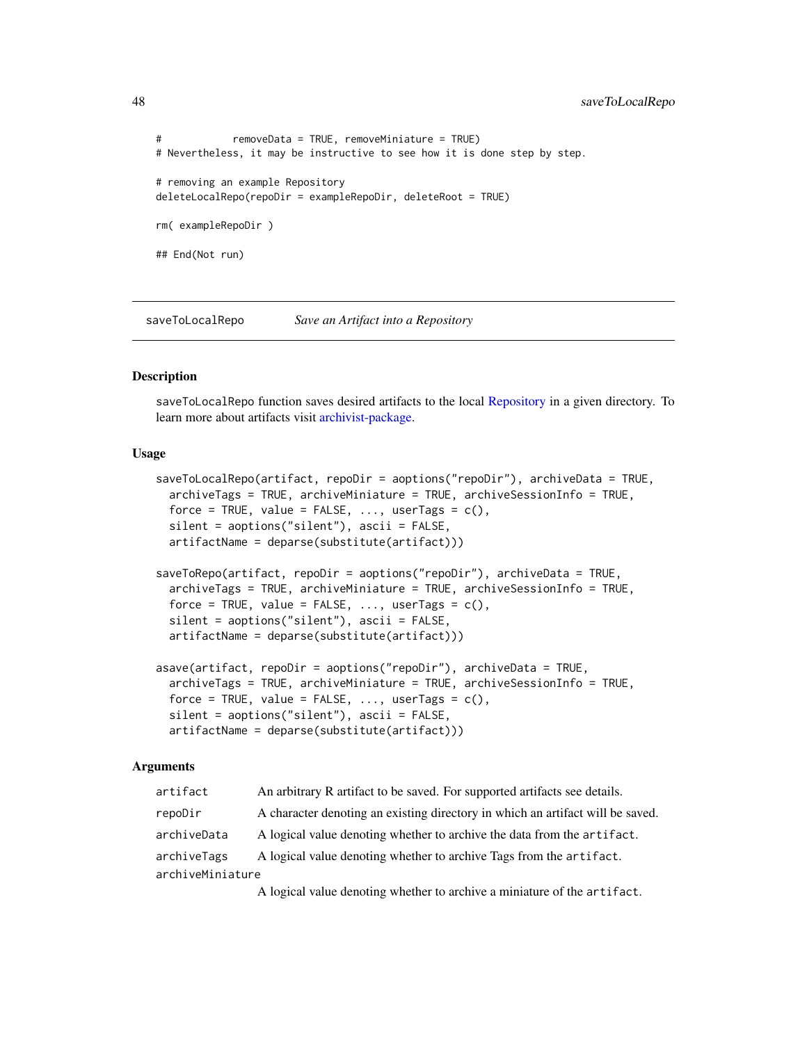```
#           removeData = TRUE, removeMiniature = TRUE)
# Nevertheless, it may be instructive to see how it is done step by step.

# removing an example Repository
deleteLocalRepo(repoDir = exampleRepoDir, deleteRoot = TRUE)

rm( exampleRepoDir )

## End(Not run)
```

---

saveToLocalRepo        *Save an Artifact into a Repository*

---

### Description

saveToLocalRepo function saves desired artifacts to the local Repository in a given directory. To learn more about artifacts visit archivist-package.

### Usage

```
saveToLocalRepo(artifact, repoDir = aoptions("repoDir"), archiveData = TRUE,
  archiveTags = TRUE, archiveMiniature = TRUE, archiveSessionInfo = TRUE,
  force = TRUE, value = FALSE, ..., userTags = c(),
  silent = aoptions("silent"), ascii = FALSE,
  artifactName = deparse(substitute(artifact)))

saveToRepo(artifact, repoDir = aoptions("repoDir"), archiveData = TRUE,
  archiveTags = TRUE, archiveMiniature = TRUE, archiveSessionInfo = TRUE,
  force = TRUE, value = FALSE, ..., userTags = c(),
  silent = aoptions("silent"), ascii = FALSE,
  artifactName = deparse(substitute(artifact)))

asave(artifact, repoDir = aoptions("repoDir"), archiveData = TRUE,
  archiveTags = TRUE, archiveMiniature = TRUE, archiveSessionInfo = TRUE,
  force = TRUE, value = FALSE, ..., userTags = c(),
  silent = aoptions("silent"), ascii = FALSE,
  artifactName = deparse(substitute(artifact)))
```

### Arguments

| | |
|---|---|
| artifact | An arbitrary R artifact to be saved. For supported artifacts see details. |
| repoDir | A character denoting an existing directory in which an artifact will be saved. |
| archiveData | A logical value denoting whether to archive the data from the artifact. |
| archiveTags | A logical value denoting whether to archive Tags from the artifact. |
| archiveMiniature | A logical value denoting whether to archive a miniature of the artifact. |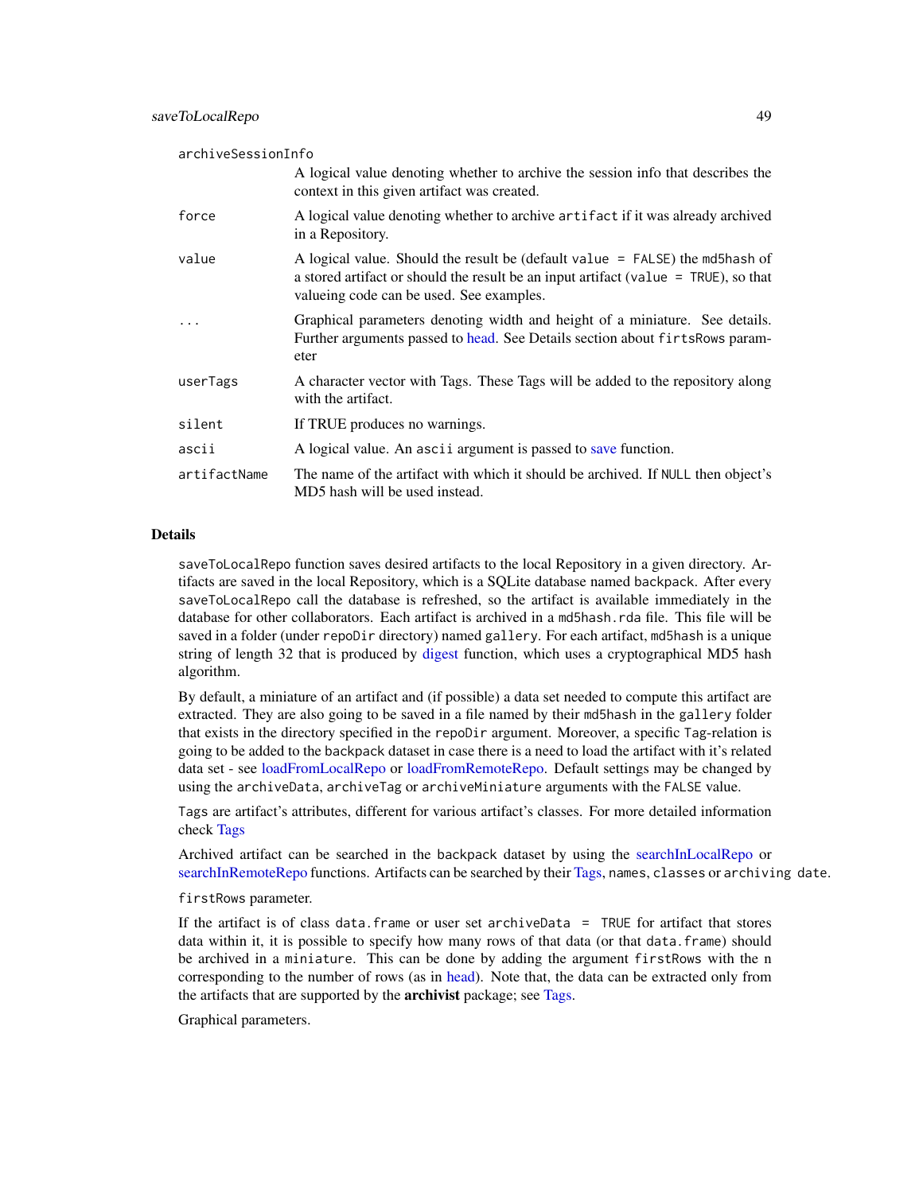| | |
|---|---|
| `archiveSessionInfo` | A logical value denoting whether to archive the session info that describes the context in this given artifact was created. |
| `force` | A logical value denoting whether to archive `artifact` if it was already archived in a Repository. |
| `value` | A logical value. Should the result be (default `value = FALSE`) the `md5hash` of a stored artifact or should the result be an input artifact (`value = TRUE`), so that valueing code can be used. See examples. |
| `...` | Graphical parameters denoting width and height of a miniature. See details. Further arguments passed to head. See Details section about `firtsRows` parameter |
| `userTags` | A character vector with Tags. These Tags will be added to the repository along with the artifact. |
| `silent` | If TRUE produces no warnings. |
| `ascii` | A logical value. An `ascii` argument is passed to save function. |
| `artifactName` | The name of the artifact with which it should be archived. If `NULL` then object's MD5 hash will be used instead. |

## Details

`saveToLocalRepo` function saves desired artifacts to the local Repository in a given directory. Artifacts are saved in the local Repository, which is a SQLite database named `backpack`. After every `saveToLocalRepo` call the database is refreshed, so the artifact is available immediately in the database for other collaborators. Each artifact is archived in a `md5hash.rda` file. This file will be saved in a folder (under `repoDir` directory) named `gallery`. For each artifact, `md5hash` is a unique string of length 32 that is produced by digest function, which uses a cryptographical MD5 hash algorithm.

By default, a miniature of an artifact and (if possible) a data set needed to compute this artifact are extracted. They are also going to be saved in a file named by their `md5hash` in the `gallery` folder that exists in the directory specified in the `repoDir` argument. Moreover, a specific `Tag`-relation is going to be added to the `backpack` dataset in case there is a need to load the artifact with it's related data set - see loadFromLocalRepo or loadFromRemoteRepo. Default settings may be changed by using the `archiveData`, `archiveTag` or `archiveMiniature` arguments with the `FALSE` value.

`Tags` are artifact's attributes, different for various artifact's classes. For more detailed information check Tags

Archived artifact can be searched in the `backpack` dataset by using the searchInLocalRepo or searchInRemoteRepo functions. Artifacts can be searched by their Tags, `names`, `classes` or `archiving date`.

`firstRows` parameter.

If the artifact is of class `data.frame` or user set `archiveData = TRUE` for artifact that stores data within it, it is possible to specify how many rows of that data (or that `data.frame`) should be archived in a `miniature`. This can be done by adding the argument `firstRows` with the n corresponding to the number of rows (as in head). Note that, the data can be extracted only from the artifacts that are supported by the **archivist** package; see Tags.

Graphical parameters.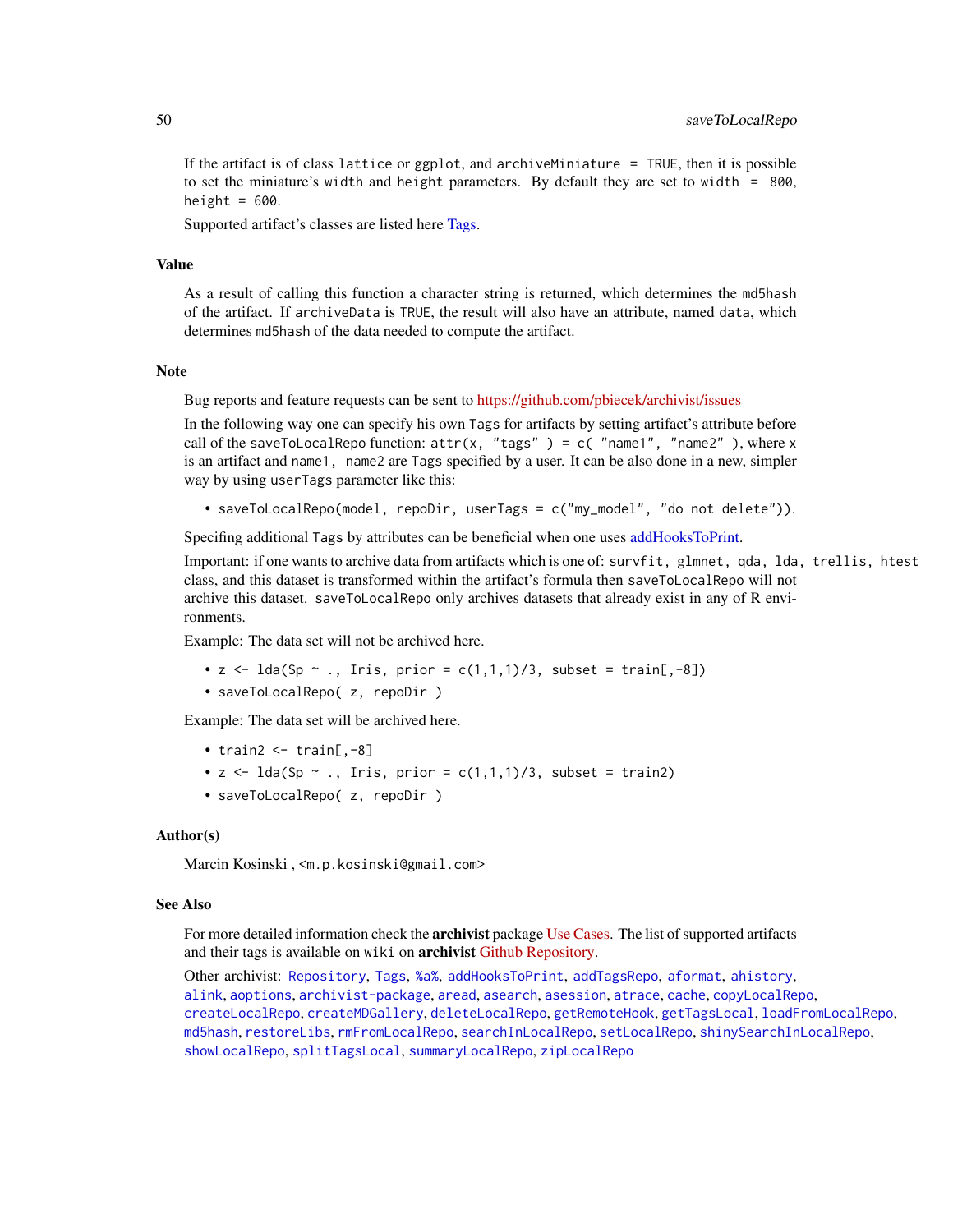If the artifact is of class `lattice` or `ggplot`, and `archiveMiniature = TRUE`, then it is possible to set the miniature's `width` and `height` parameters. By default they are set to `width = 800`, `height = 600`.

Supported artifact's classes are listed here Tags.

## Value

As a result of calling this function a character string is returned, which determines the `md5hash` of the artifact. If `archiveData` is `TRUE`, the result will also have an attribute, named `data`, which determines `md5hash` of the data needed to compute the artifact.

## Note

Bug reports and feature requests can be sent to https://github.com/pbiecek/archivist/issues

In the following way one can specify his own `Tags` for artifacts by setting artifact's attribute before call of the `saveToLocalRepo` function: `attr(x, "tags" ) = c( "name1", "name2" )`, where `x` is an artifact and `name1, name2` are `Tags` specified by a user. It can be also done in a new, simpler way by using `userTags` parameter like this:

- `saveToLocalRepo(model, repoDir, userTags = c("my_model", "do not delete"))`.

Specifing additional `Tags` by attributes can be beneficial when one uses addHooksToPrint.

Important: if one wants to archive data from artifacts which is one of: `survfit, glmnet, qda, lda, trellis, htest` class, and this dataset is transformed within the artifact's formula then `saveToLocalRepo` will not archive this dataset. `saveToLocalRepo` only archives datasets that already exist in any of R environments.

Example: The data set will not be archived here.

- `z <- lda(Sp ~ ., Iris, prior = c(1,1,1)/3, subset = train[,-8])`
- `saveToLocalRepo( z, repoDir )`

Example: The data set will be archived here.

- `train2 <- train[,-8]`
- `z <- lda(Sp ~ ., Iris, prior = c(1,1,1)/3, subset = train2)`
- `saveToLocalRepo( z, repoDir )`

## Author(s)

Marcin Kosinski , <m.p.kosinski@gmail.com>

## See Also

For more detailed information check the **archivist** package Use Cases. The list of supported artifacts and their tags is available on `wiki` on **archivist** Github Repository.

Other archivist: `Repository`, `Tags`, `%a%`, `addHooksToPrint`, `addTagsRepo`, `aformat`, `ahistory`, `alink`, `aoptions`, `archivist-package`, `aread`, `asearch`, `asession`, `atrace`, `cache`, `copyLocalRepo`, `createLocalRepo`, `createMDGallery`, `deleteLocalRepo`, `getRemoteHook`, `getTagsLocal`, `loadFromLocalRepo`, `md5hash`, `restoreLibs`, `rmFromLocalRepo`, `searchInLocalRepo`, `setLocalRepo`, `shinySearchInLocalRepo`, `showLocalRepo`, `splitTagsLocal`, `summaryLocalRepo`, `zipLocalRepo`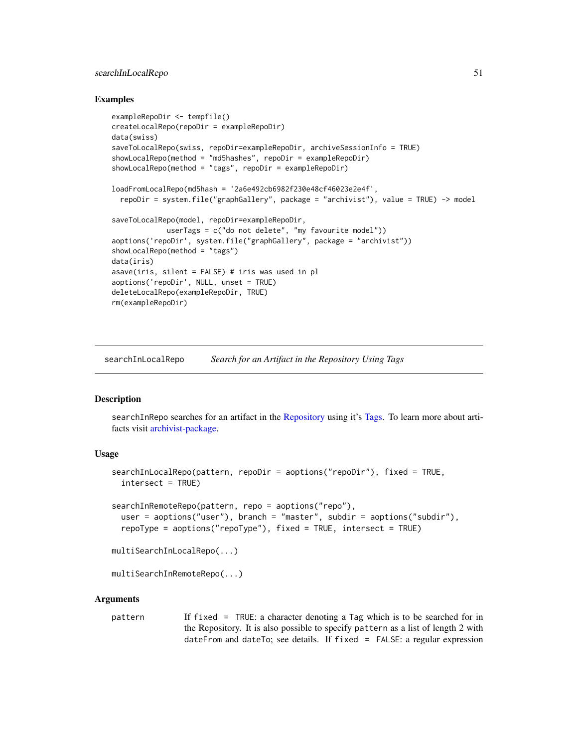### Examples

```
exampleRepoDir <- tempfile()
createLocalRepo(repoDir = exampleRepoDir)
data(swiss)
saveToLocalRepo(swiss, repoDir=exampleRepoDir, archiveSessionInfo = TRUE)
showLocalRepo(method = "md5hashes", repoDir = exampleRepoDir)
showLocalRepo(method = "tags", repoDir = exampleRepoDir)

loadFromLocalRepo(md5hash = '2a6e492cb6982f230e48cf46023e2e4f',
  repoDir = system.file("graphGallery", package = "archivist"), value = TRUE) -> model

saveToLocalRepo(model, repoDir=exampleRepoDir,
             userTags = c("do not delete", "my favourite model"))
aoptions('repoDir', system.file("graphGallery", package = "archivist"))
showLocalRepo(method = "tags")
data(iris)
asave(iris, silent = FALSE) # iris was used in pl
aoptions('repoDir', NULL, unset = TRUE)
deleteLocalRepo(exampleRepoDir, TRUE)
rm(exampleRepoDir)
```

---

## searchInLocalRepo — *Search for an Artifact in the Repository Using Tags*

### Description

searchInRepo searches for an artifact in the Repository using it's Tags. To learn more about artifacts visit archivist-package.

### Usage

```
searchInLocalRepo(pattern, repoDir = aoptions("repoDir"), fixed = TRUE,
  intersect = TRUE)

searchInRemoteRepo(pattern, repo = aoptions("repo"),
  user = aoptions("user"), branch = "master", subdir = aoptions("subdir"),
  repoType = aoptions("repoType"), fixed = TRUE, intersect = TRUE)

multiSearchInLocalRepo(...)

multiSearchInRemoteRepo(...)
```

### Arguments

pattern — If `fixed = TRUE`: a character denoting a Tag which is to be searched for in the Repository. It is also possible to specify `pattern` as a list of length 2 with `dateFrom` and `dateTo`; see details. If `fixed = FALSE`: a regular expression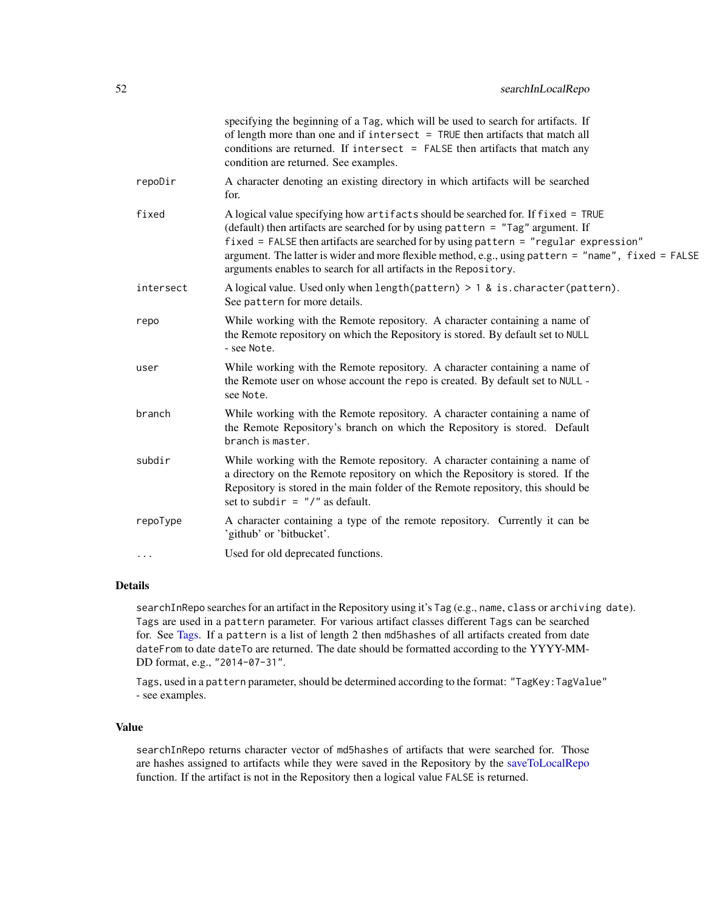| | |
|---|---|
| | specifying the beginning of a `Tag`, which will be used to search for artifacts. If of length more than one and if `intersect = TRUE` then artifacts that match all conditions are returned. If `intersect = FALSE` then artifacts that match any condition are returned. See examples. |
| repoDir | A character denoting an existing directory in which artifacts will be searched for. |
| fixed | A logical value specifying how `artifacts` should be searched for. If `fixed = TRUE` (default) then artifacts are searched for by using `pattern = "Tag"` argument. If `fixed = FALSE` then artifacts are searched for by using `pattern = "regular expression"` argument. The latter is wider and more flexible method, e.g., using `pattern = "name", fixed = FALSE` arguments enables to search for all artifacts in the `Repository`. |
| intersect | A logical value. Used only when `length(pattern) > 1 & is.character(pattern)`. See `pattern` for more details. |
| repo | While working with the Remote repository. A character containing a name of the Remote repository on which the Repository is stored. By default set to `NULL` - see `Note`. |
| user | While working with the Remote repository. A character containing a name of the Remote user on whose account the `repo` is created. By default set to `NULL` - see `Note`. |
| branch | While working with the Remote repository. A character containing a name of the Remote Repository's branch on which the Repository is stored. Default `branch` is `master`. |
| subdir | While working with the Remote repository. A character containing a name of a directory on the Remote repository on which the Repository is stored. If the Repository is stored in the main folder of the Remote repository, this should be set to `subdir = "/"` as default. |
| repoType | A character containing a type of the remote repository. Currently it can be 'github' or 'bitbucket'. |
| ... | Used for old deprecated functions. |

## Details

`searchInRepo` searches for an artifact in the Repository using it's `Tag` (e.g., `name`, `class` or `archiving date`). `Tags` are used in a `pattern` parameter. For various artifact classes different `Tags` can be searched for. See Tags. If a `pattern` is a list of length 2 then `md5hashes` of all artifacts created from date `dateFrom` to date `dateTo` are returned. The date should be formatted according to the YYYY-MM-DD format, e.g., `"2014-07-31"`.

`Tags`, used in a `pattern` parameter, should be determined according to the format: `"TagKey:TagValue"` - see examples.

## Value

`searchInRepo` returns character vector of `md5hashes` of artifacts that were searched for. Those are hashes assigned to artifacts while they were saved in the Repository by the saveToLocalRepo function. If the artifact is not in the Repository then a logical value `FALSE` is returned.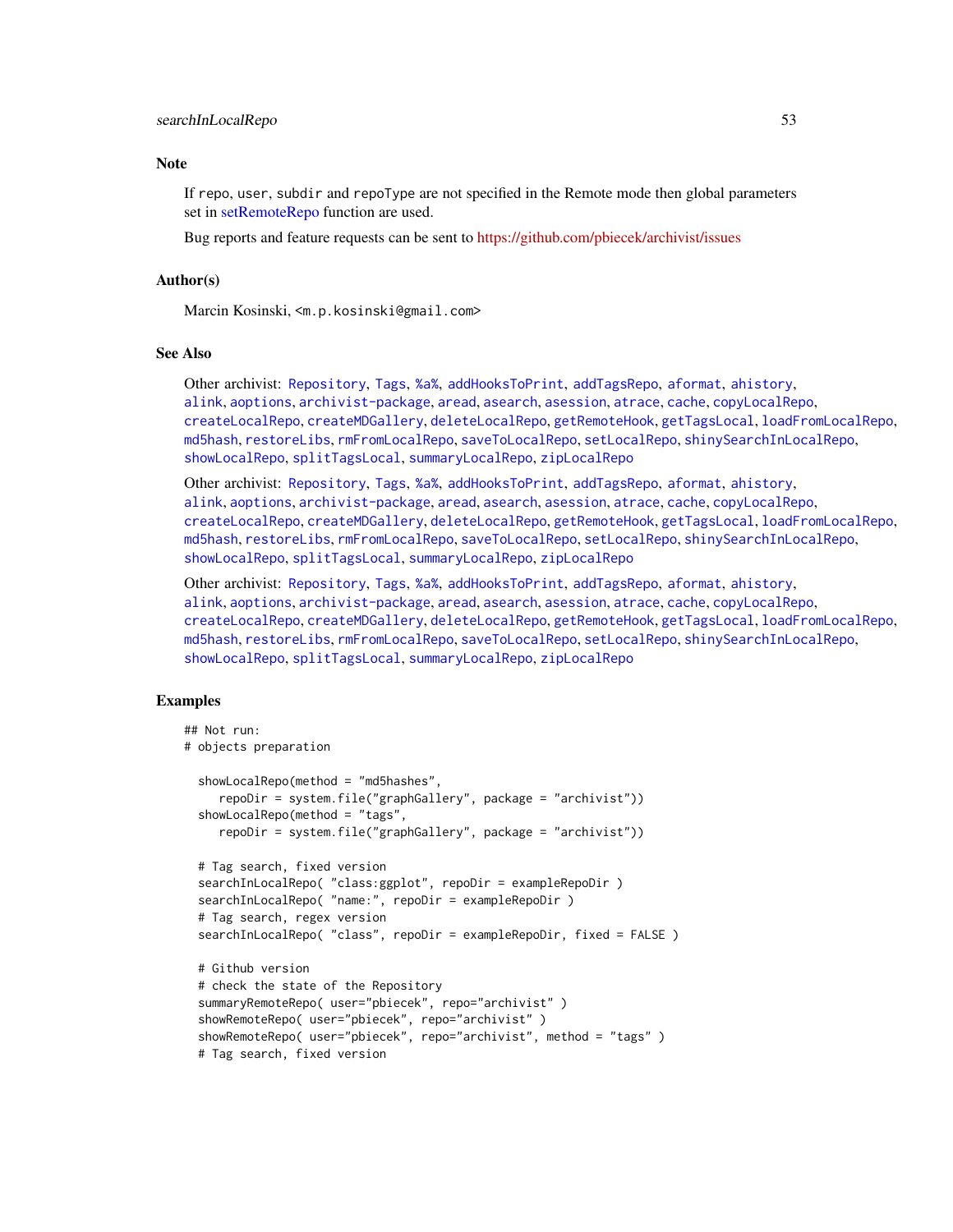## Note

If repo, user, subdir and repoType are not specified in the Remote mode then global parameters set in setRemoteRepo function are used.

Bug reports and feature requests can be sent to https://github.com/pbiecek/archivist/issues

## Author(s)

Marcin Kosinski, <m.p.kosinski@gmail.com>

## See Also

Other archivist: Repository, Tags, %a%, addHooksToPrint, addTagsRepo, aformat, ahistory, alink, aoptions, archivist-package, aread, asearch, asession, atrace, cache, copyLocalRepo, createLocalRepo, createMDGallery, deleteLocalRepo, getRemoteHook, getTagsLocal, loadFromLocalRepo, md5hash, restoreLibs, rmFromLocalRepo, saveToLocalRepo, setLocalRepo, shinySearchInLocalRepo, showLocalRepo, splitTagsLocal, summaryLocalRepo, zipLocalRepo

Other archivist: Repository, Tags, %a%, addHooksToPrint, addTagsRepo, aformat, ahistory, alink, aoptions, archivist-package, aread, asearch, asession, atrace, cache, copyLocalRepo, createLocalRepo, createMDGallery, deleteLocalRepo, getRemoteHook, getTagsLocal, loadFromLocalRepo, md5hash, restoreLibs, rmFromLocalRepo, saveToLocalRepo, setLocalRepo, shinySearchInLocalRepo, showLocalRepo, splitTagsLocal, summaryLocalRepo, zipLocalRepo

Other archivist: Repository, Tags, %a%, addHooksToPrint, addTagsRepo, aformat, ahistory, alink, aoptions, archivist-package, aread, asearch, asession, atrace, cache, copyLocalRepo, createLocalRepo, createMDGallery, deleteLocalRepo, getRemoteHook, getTagsLocal, loadFromLocalRepo, md5hash, restoreLibs, rmFromLocalRepo, saveToLocalRepo, setLocalRepo, shinySearchInLocalRepo, showLocalRepo, splitTagsLocal, summaryLocalRepo, zipLocalRepo

## Examples

```
## Not run:
# objects preparation

  showLocalRepo(method = "md5hashes",
     repoDir = system.file("graphGallery", package = "archivist"))
  showLocalRepo(method = "tags",
     repoDir = system.file("graphGallery", package = "archivist"))

  # Tag search, fixed version
  searchInLocalRepo( "class:ggplot", repoDir = exampleRepoDir )
  searchInLocalRepo( "name:", repoDir = exampleRepoDir )
  # Tag search, regex version
  searchInLocalRepo( "class", repoDir = exampleRepoDir, fixed = FALSE )

  # Github version
  # check the state of the Repository
  summaryRemoteRepo( user="pbiecek", repo="archivist" )
  showRemoteRepo( user="pbiecek", repo="archivist" )
  showRemoteRepo( user="pbiecek", repo="archivist", method = "tags" )
  # Tag search, fixed version
```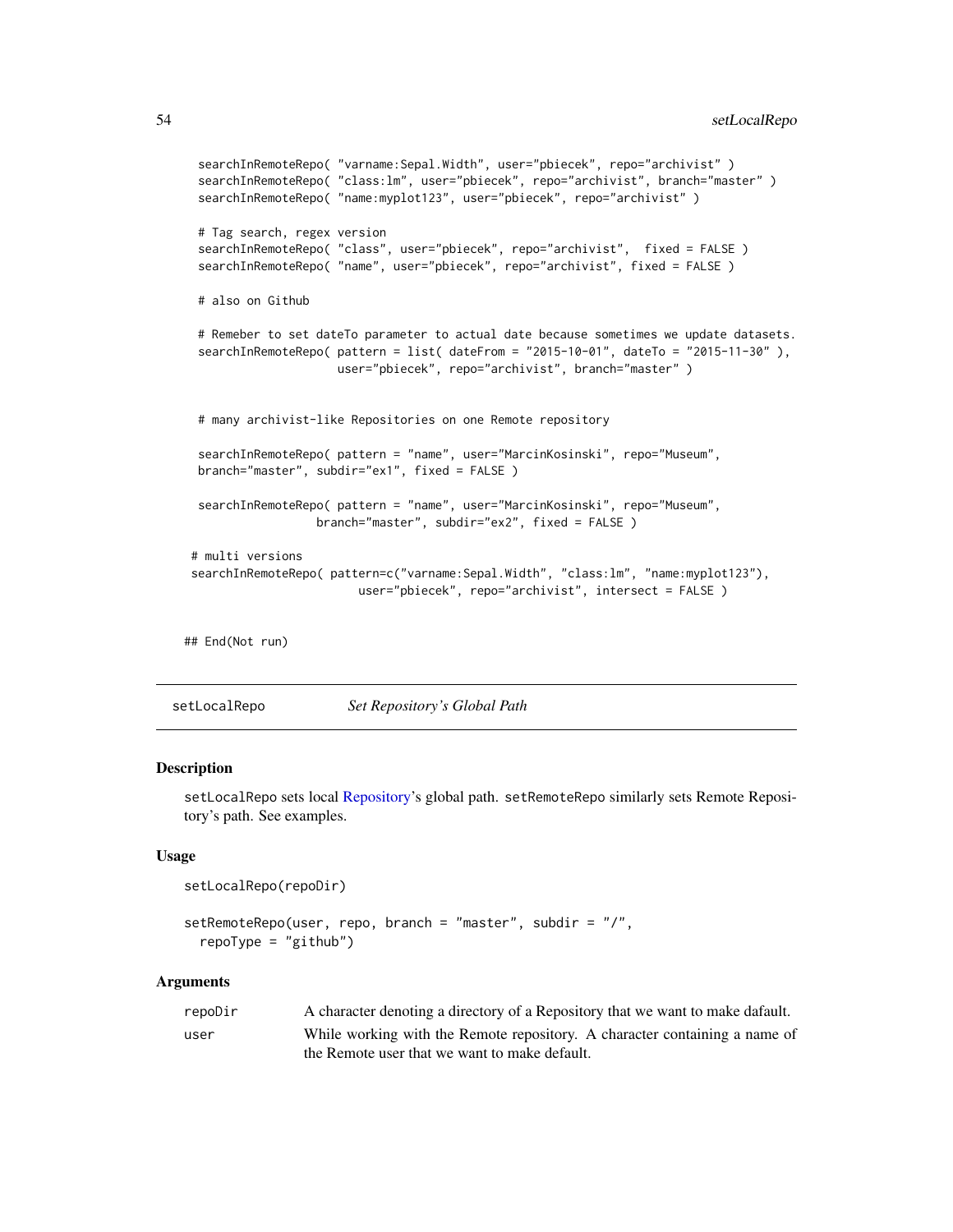```
searchInRemoteRepo( "varname:Sepal.Width", user="pbiecek", repo="archivist" )
searchInRemoteRepo( "class:lm", user="pbiecek", repo="archivist", branch="master" )
searchInRemoteRepo( "name:myplot123", user="pbiecek", repo="archivist" )

# Tag search, regex version
searchInRemoteRepo( "class", user="pbiecek", repo="archivist",  fixed = FALSE )
searchInRemoteRepo( "name", user="pbiecek", repo="archivist", fixed = FALSE )

# also on Github

# Remeber to set dateTo parameter to actual date because sometimes we update datasets.
searchInRemoteRepo( pattern = list( dateFrom = "2015-10-01", dateTo = "2015-11-30" ),
                    user="pbiecek", repo="archivist", branch="master" )


# many archivist-like Repositories on one Remote repository

searchInRemoteRepo( pattern = "name", user="MarcinKosinski", repo="Museum",
branch="master", subdir="ex1", fixed = FALSE )

searchInRemoteRepo( pattern = "name", user="MarcinKosinski", repo="Museum",
                 branch="master", subdir="ex2", fixed = FALSE )

# multi versions
searchInRemoteRepo( pattern=c("varname:Sepal.Width", "class:lm", "name:myplot123"),
                        user="pbiecek", repo="archivist", intersect = FALSE )


## End(Not run)
```

---

## setLocalRepo — *Set Repository's Global Path*

### Description

setLocalRepo sets local Repository's global path. setRemoteRepo similarly sets Remote Repository's path. See examples.

### Usage

```
setLocalRepo(repoDir)

setRemoteRepo(user, repo, branch = "master", subdir = "/",
  repoType = "github")
```

### Arguments

| | |
|---|---|
| repoDir | A character denoting a directory of a Repository that we want to make dafault. |
| user | While working with the Remote repository. A character containing a name of the Remote user that we want to make default. |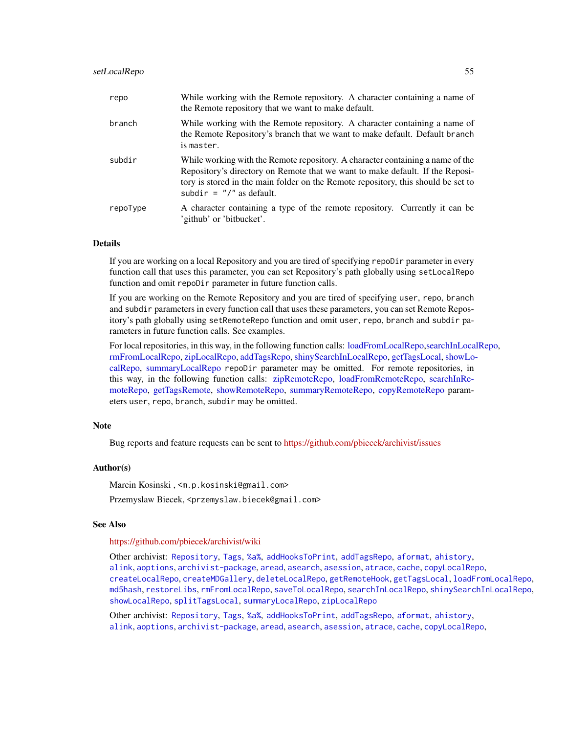| | |
|---|---|
| `repo` | While working with the Remote repository. A character containing a name of the Remote repository that we want to make default. |
| `branch` | While working with the Remote repository. A character containing a name of the Remote Repository's branch that we want to make default. Default `branch` is `master`. |
| `subdir` | While working with the Remote repository. A character containing a name of the Repository's directory on Remote that we want to make default. If the Repository is stored in the main folder on the Remote repository, this should be set to `subdir = "/"` as default. |
| `repoType` | A character containing a type of the remote repository. Currently it can be 'github' or 'bitbucket'. |

## Details

If you are working on a local Repository and you are tired of specifying `repoDir` parameter in every function call that uses this parameter, you can set Repository's path globally using `setLocalRepo` function and omit `repoDir` parameter in future function calls.

If you are working on the Remote Repository and you are tired of specifying `user`, `repo`, `branch` and `subdir` parameters in every function call that uses these parameters, you can set Remote Repository's path globally using `setRemoteRepo` function and omit `user`, `repo`, `branch` and `subdir` parameters in future function calls. See examples.

For local repositories, in this way, in the following function calls: loadFromLocalRepo,searchInLocalRepo, rmFromLocalRepo, zipLocalRepo, addTagsRepo, shinySearchInLocalRepo, getTagsLocal, showLocalRepo, summaryLocalRepo `repoDir` parameter may be omitted. For remote repositories, in this way, in the following function calls: zipRemoteRepo, loadFromRemoteRepo, searchInRemoteRepo, getTagsRemote, showRemoteRepo, summaryRemoteRepo, copyRemoteRepo parameters `user`, `repo`, `branch`, `subdir` may be omitted.

## Note

Bug reports and feature requests can be sent to https://github.com/pbiecek/archivist/issues

## Author(s)

Marcin Kosinski , `<m.p.kosinski@gmail.com>`

Przemyslaw Biecek, `<przemyslaw.biecek@gmail.com>`

## See Also

https://github.com/pbiecek/archivist/wiki

Other archivist: `Repository`, `Tags`, `%a%`, `addHooksToPrint`, `addTagsRepo`, `aformat`, `ahistory`, `alink`, `aoptions`, `archivist-package`, `aread`, `asearch`, `asession`, `atrace`, `cache`, `copyLocalRepo`, `createLocalRepo`, `createMDGallery`, `deleteLocalRepo`, `getRemoteHook`, `getTagsLocal`, `loadFromLocalRepo`, `md5hash`, `restoreLibs`, `rmFromLocalRepo`, `saveToLocalRepo`, `searchInLocalRepo`, `shinySearchInLocalRepo`, `showLocalRepo`, `splitTagsLocal`, `summaryLocalRepo`, `zipLocalRepo`

Other archivist: `Repository`, `Tags`, `%a%`, `addHooksToPrint`, `addTagsRepo`, `aformat`, `ahistory`, `alink`, `aoptions`, `archivist-package`, `aread`, `asearch`, `asession`, `atrace`, `cache`, `copyLocalRepo`,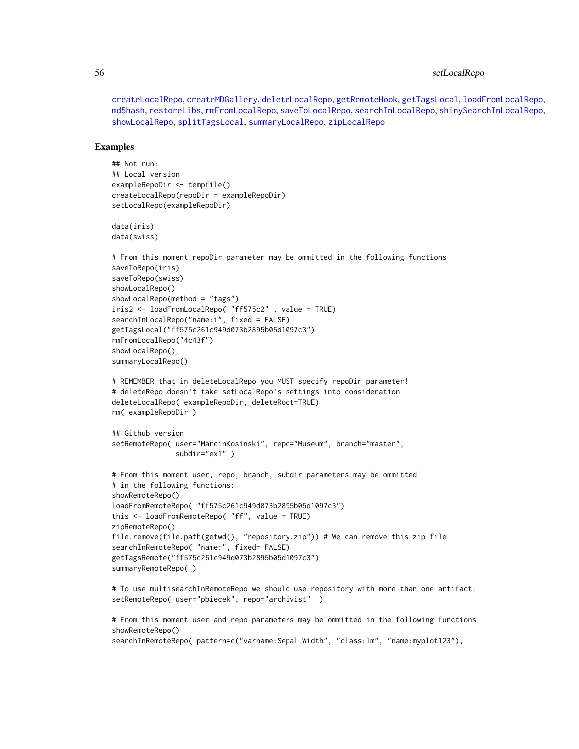createLocalRepo, createMDGallery, deleteLocalRepo, getRemoteHook, getTagsLocal, loadFromLocalRepo, md5hash, restoreLibs, rmFromLocalRepo, saveToLocalRepo, searchInLocalRepo, shinySearchInLocalRepo, showLocalRepo, splitTagsLocal, summaryLocalRepo, zipLocalRepo

## Examples

```
## Not run:
## Local version
exampleRepoDir <- tempfile()
createLocalRepo(repoDir = exampleRepoDir)
setLocalRepo(exampleRepoDir)

data(iris)
data(swiss)

# From this moment repoDir parameter may be ommitted in the following functions
saveToRepo(iris)
saveToRepo(swiss)
showLocalRepo()
showLocalRepo(method = "tags")
iris2 <- loadFromLocalRepo( "ff575c2" , value = TRUE)
searchInLocalRepo("name:i", fixed = FALSE)
getTagsLocal("ff575c261c949d073b2895b05d1097c3")
rmFromLocalRepo("4c43f")
showLocalRepo()
summaryLocalRepo()

# REMEMBER that in deleteLocalRepo you MUST specify repoDir parameter!
# deleteRepo doesn't take setLocalRepo's settings into consideration
deleteLocalRepo( exampleRepoDir, deleteRoot=TRUE)
rm( exampleRepoDir )

## Github version
setRemoteRepo( user="MarcinKosinski", repo="Museum", branch="master",
               subdir="ex1" )

# From this moment user, repo, branch, subdir parameters may be ommitted
# in the following functions:
showRemoteRepo()
loadFromRemoteRepo( "ff575c261c949d073b2895b05d1097c3")
this <- loadFromRemoteRepo( "ff", value = TRUE)
zipRemoteRepo()
file.remove(file.path(getwd(), "repository.zip")) # We can remove this zip file
searchInRemoteRepo( "name:", fixed= FALSE)
getTagsRemote("ff575c261c949d073b2895b05d1097c3")
summaryRemoteRepo( )

# To use multisearchInRemoteRepo we should use repository with more than one artifact.
setRemoteRepo( user="pbiecek", repo="archivist"  )

# From this moment user and repo parameters may be ommitted in the following functions
showRemoteRepo()
searchInRemoteRepo( pattern=c("varname:Sepal.Width", "class:lm", "name:myplot123"),
```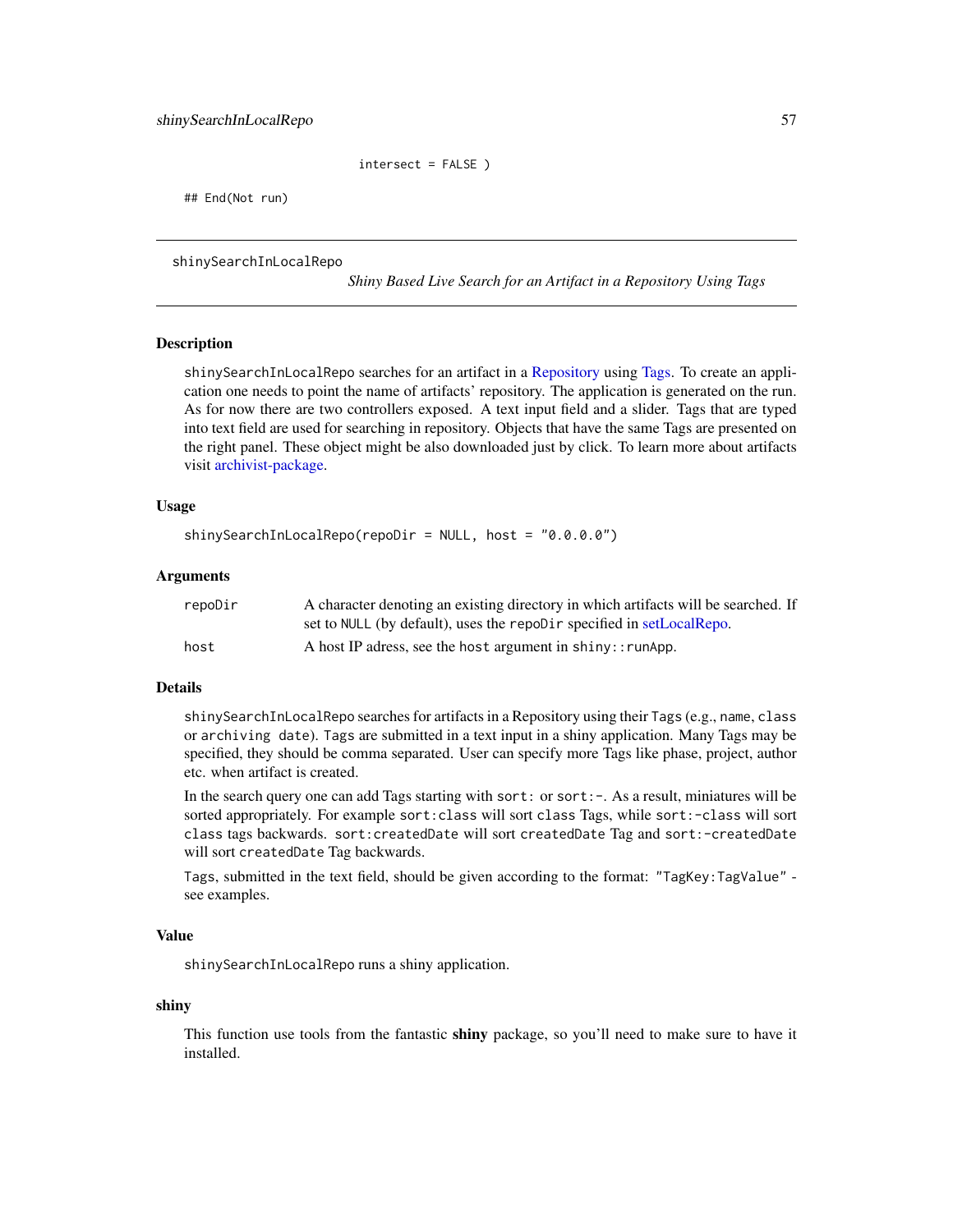```
                    intersect = FALSE )

## End(Not run)
```

shinySearchInLocalRepo

## *Shiny Based Live Search for an Artifact in a Repository Using Tags*

### Description

`shinySearchInLocalRepo` searches for an artifact in a Repository using Tags. To create an application one needs to point the name of artifacts' repository. The application is generated on the run. As for now there are two controllers exposed. A text input field and a slider. Tags that are typed into text field are used for searching in repository. Objects that have the same Tags are presented on the right panel. These object might be also downloaded just by click. To learn more about artifacts visit archivist-package.

### Usage

```
shinySearchInLocalRepo(repoDir = NULL, host = "0.0.0.0")
```

### Arguments

| | |
|---|---|
| `repoDir` | A character denoting an existing directory in which artifacts will be searched. If set to `NULL` (by default), uses the `repoDir` specified in setLocalRepo. |
| `host` | A host IP adress, see the `host` argument in `shiny::runApp`. |

### Details

`shinySearchInLocalRepo` searches for artifacts in a Repository using their `Tags` (e.g., `name`, `class` or `archiving date`). `Tags` are submitted in a text input in a shiny application. Many Tags may be specified, they should be comma separated. User can specify more Tags like phase, project, author etc. when artifact is created.

In the search query one can add Tags starting with `sort:` or `sort:-`. As a result, miniatures will be sorted appropriately. For example `sort:class` will sort `class` Tags, while `sort:-class` will sort `class` tags backwards. `sort:createdDate` will sort `createdDate` Tag and `sort:-createdDate` will sort `createdDate` Tag backwards.

`Tags`, submitted in the text field, should be given according to the format: `"TagKey:TagValue"` - see examples.

### Value

`shinySearchInLocalRepo` runs a shiny application.

### shiny

This function use tools from the fantastic **shiny** package, so you'll need to make sure to have it installed.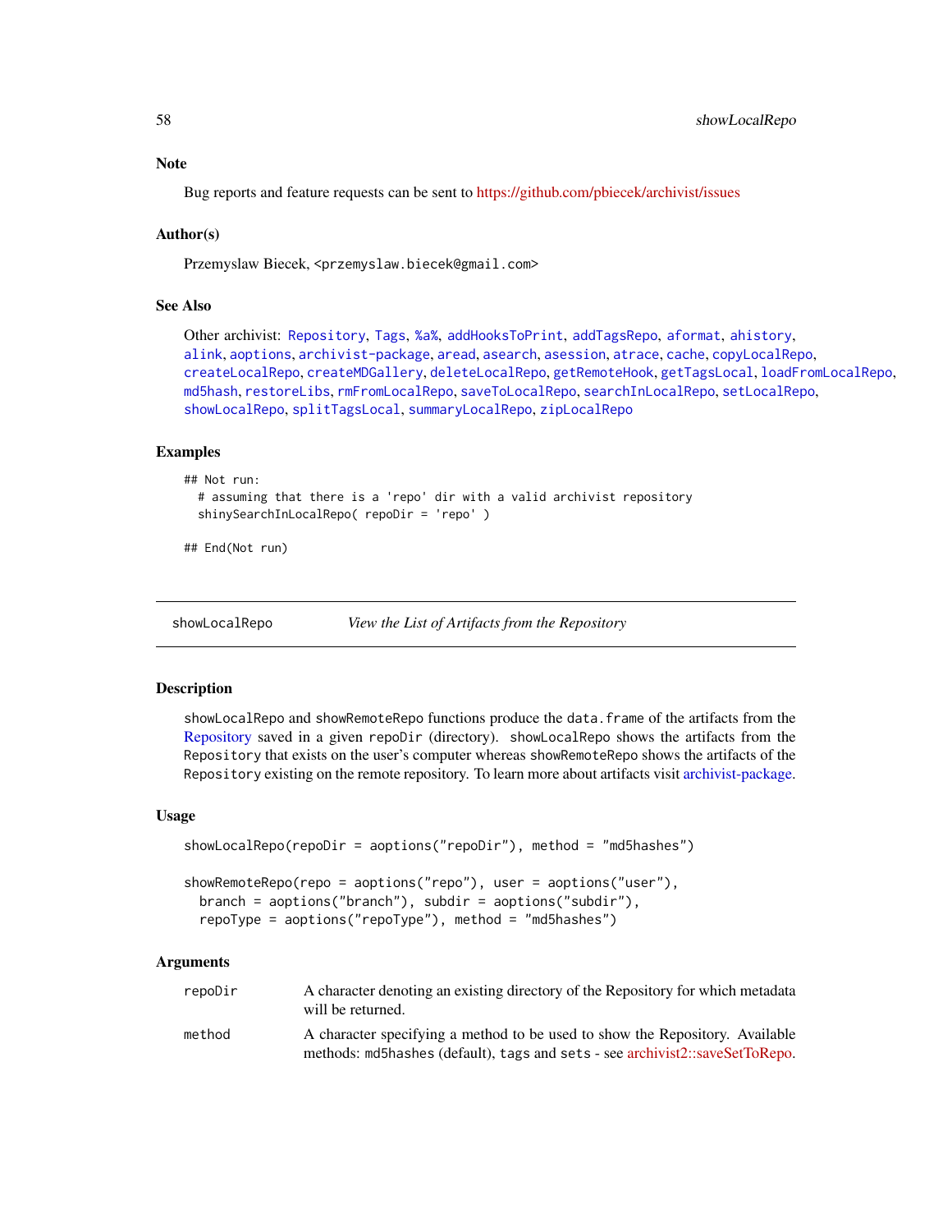### Note

Bug reports and feature requests can be sent to https://github.com/pbiecek/archivist/issues

### Author(s)

Przemyslaw Biecek, <przemyslaw.biecek@gmail.com>

### See Also

Other archivist: Repository, Tags, %a%, addHooksToPrint, addTagsRepo, aformat, ahistory, alink, aoptions, archivist-package, aread, asearch, asession, atrace, cache, copyLocalRepo, createLocalRepo, createMDGallery, deleteLocalRepo, getRemoteHook, getTagsLocal, loadFromLocalRepo, md5hash, restoreLibs, rmFromLocalRepo, saveToLocalRepo, searchInLocalRepo, setLocalRepo, showLocalRepo, splitTagsLocal, summaryLocalRepo, zipLocalRepo

### Examples

```
## Not run:
  # assuming that there is a 'repo' dir with a valid archivist repository
  shinySearchInLocalRepo( repoDir = 'repo' )

## End(Not run)
```

---

## showLocalRepo — *View the List of Artifacts from the Repository*

---

### Description

showLocalRepo and showRemoteRepo functions produce the data.frame of the artifacts from the Repository saved in a given repoDir (directory). showLocalRepo shows the artifacts from the Repository that exists on the user's computer whereas showRemoteRepo shows the artifacts of the Repository existing on the remote repository. To learn more about artifacts visit archivist-package.

### Usage

```
showLocalRepo(repoDir = aoptions("repoDir"), method = "md5hashes")

showRemoteRepo(repo = aoptions("repo"), user = aoptions("user"),
  branch = aoptions("branch"), subdir = aoptions("subdir"),
  repoType = aoptions("repoType"), method = "md5hashes")
```

### Arguments

| | |
|---|---|
| repoDir | A character denoting an existing directory of the Repository for which metadata will be returned. |
| method | A character specifying a method to be used to show the Repository. Available methods: md5hashes (default), tags and sets - see archivist2::saveSetToRepo. |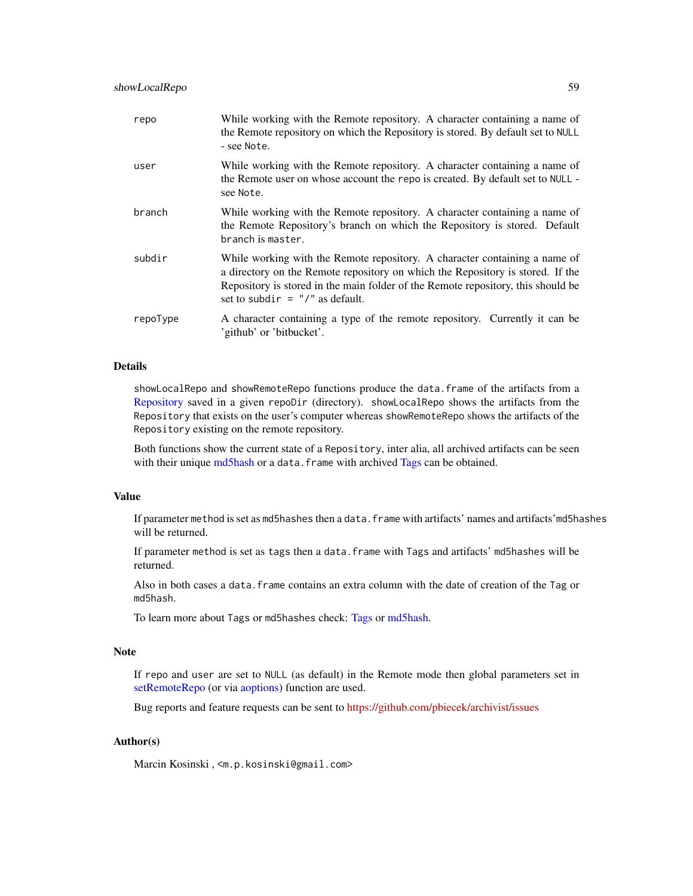| | |
|---|---|
| `repo` | While working with the Remote repository. A character containing a name of the Remote repository on which the Repository is stored. By default set to `NULL` - see `Note`. |
| `user` | While working with the Remote repository. A character containing a name of the Remote user on whose account the `repo` is created. By default set to `NULL` - see `Note`. |
| `branch` | While working with the Remote repository. A character containing a name of the Remote Repository's branch on which the Repository is stored. Default `branch` is `master`. |
| `subdir` | While working with the Remote repository. A character containing a name of a directory on the Remote repository on which the Repository is stored. If the Repository is stored in the main folder of the Remote repository, this should be set to `subdir = "/"` as default. |
| `repoType` | A character containing a type of the remote repository. Currently it can be 'github' or 'bitbucket'. |

## Details

`showLocalRepo` and `showRemoteRepo` functions produce the `data.frame` of the artifacts from a Repository saved in a given `repoDir` (directory). `showLocalRepo` shows the artifacts from the `Repository` that exists on the user's computer whereas `showRemoteRepo` shows the artifacts of the `Repository` existing on the remote repository.

Both functions show the current state of a `Repository`, inter alia, all archived artifacts can be seen with their unique md5hash or a `data.frame` with archived Tags can be obtained.

## Value

If parameter `method` is set as `md5hashes` then a `data.frame` with artifacts' names and artifacts' `md5hashes` will be returned.

If parameter `method` is set as `tags` then a `data.frame` with `Tags` and artifacts' `md5hashes` will be returned.

Also in both cases a `data.frame` contains an extra column with the date of creation of the `Tag` or `md5hash`.

To learn more about `Tags` or `md5hashes` check: Tags or md5hash.

## Note

If `repo` and `user` are set to `NULL` (as default) in the Remote mode then global parameters set in setRemoteRepo (or via aoptions) function are used.

Bug reports and feature requests can be sent to https://github.com/pbiecek/archivist/issues

## Author(s)

Marcin Kosinski , `<m.p.kosinski@gmail.com>`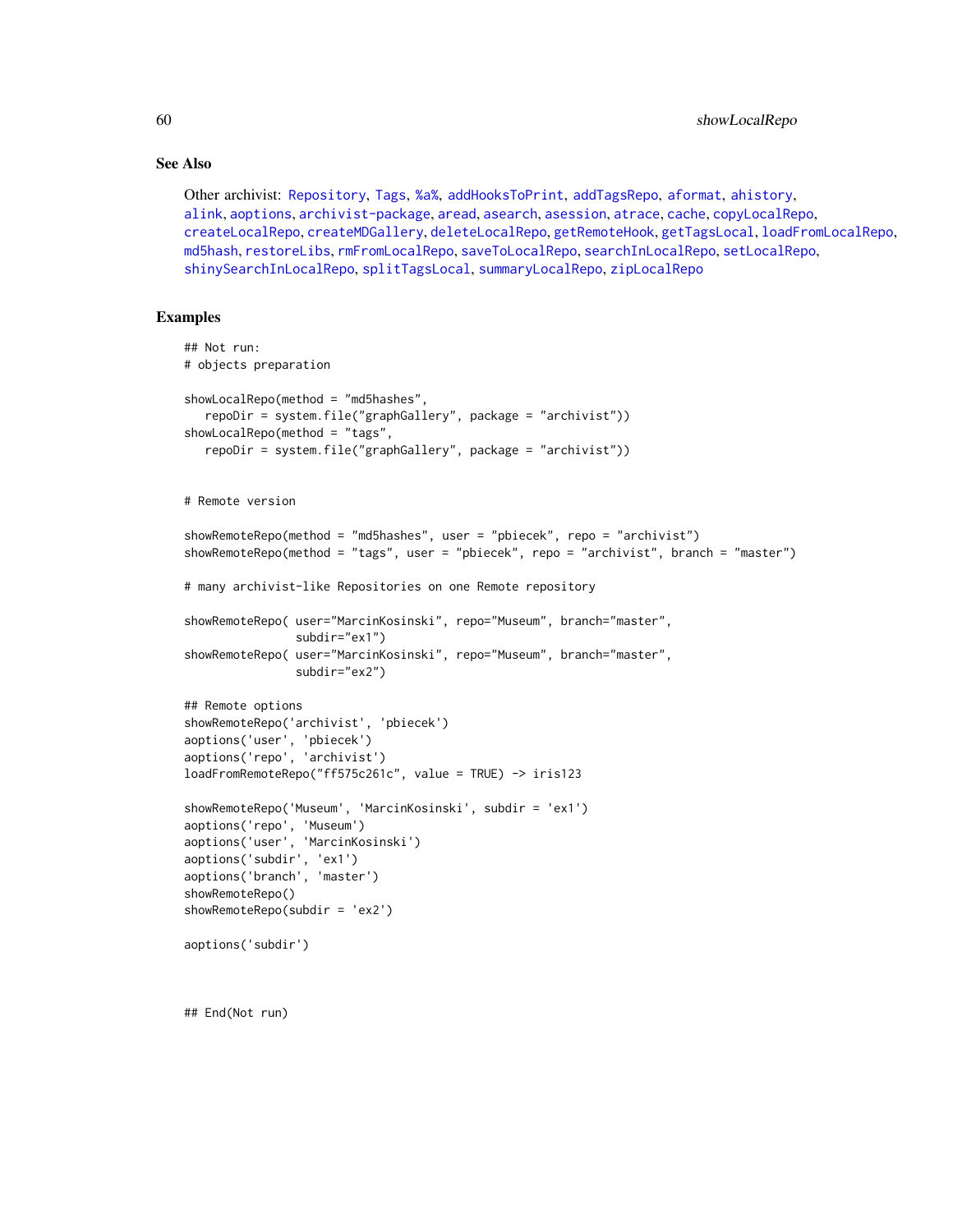## See Also

Other archivist: Repository, Tags, %a%, addHooksToPrint, addTagsRepo, aformat, ahistory, alink, aoptions, archivist-package, aread, asearch, asession, atrace, cache, copyLocalRepo, createLocalRepo, createMDGallery, deleteLocalRepo, getRemoteHook, getTagsLocal, loadFromLocalRepo, md5hash, restoreLibs, rmFromLocalRepo, saveToLocalRepo, searchInLocalRepo, setLocalRepo, shinySearchInLocalRepo, splitTagsLocal, summaryLocalRepo, zipLocalRepo

## Examples

```
## Not run:
# objects preparation

showLocalRepo(method = "md5hashes",
   repoDir = system.file("graphGallery", package = "archivist"))
showLocalRepo(method = "tags",
   repoDir = system.file("graphGallery", package = "archivist"))


# Remote version

showRemoteRepo(method = "md5hashes", user = "pbiecek", repo = "archivist")
showRemoteRepo(method = "tags", user = "pbiecek", repo = "archivist", branch = "master")

# many archivist-like Repositories on one Remote repository

showRemoteRepo( user="MarcinKosinski", repo="Museum", branch="master",
                subdir="ex1")
showRemoteRepo( user="MarcinKosinski", repo="Museum", branch="master",
                subdir="ex2")

## Remote options
showRemoteRepo('archivist', 'pbiecek')
aoptions('user', 'pbiecek')
aoptions('repo', 'archivist')
loadFromRemoteRepo("ff575c261c", value = TRUE) -> iris123

showRemoteRepo('Museum', 'MarcinKosinski', subdir = 'ex1')
aoptions('repo', 'Museum')
aoptions('user', 'MarcinKosinski')
aoptions('subdir', 'ex1')
aoptions('branch', 'master')
showRemoteRepo()
showRemoteRepo(subdir = 'ex2')

aoptions('subdir')



## End(Not run)
```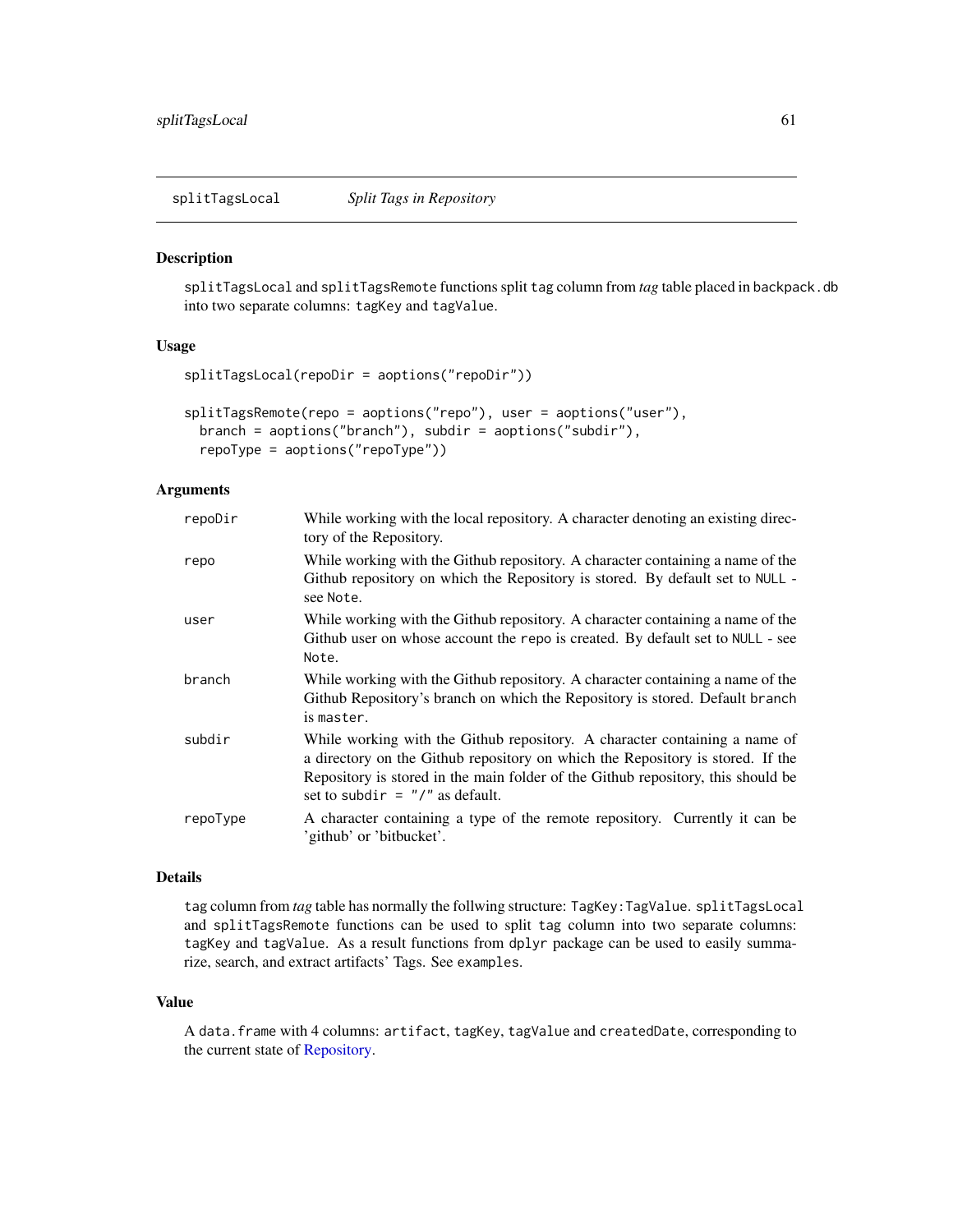## splitTagsLocal — *Split Tags in Repository*

### Description

`splitTagsLocal` and `splitTagsRemote` functions split `tag` column from *tag* table placed in `backpack.db` into two separate columns: `tagKey` and `tagValue`.

### Usage

```
splitTagsLocal(repoDir = aoptions("repoDir"))

splitTagsRemote(repo = aoptions("repo"), user = aoptions("user"),
  branch = aoptions("branch"), subdir = aoptions("subdir"),
  repoType = aoptions("repoType"))
```

### Arguments

| | |
|---|---|
| `repoDir` | While working with the local repository. A character denoting an existing directory of the Repository. |
| `repo` | While working with the Github repository. A character containing a name of the Github repository on which the Repository is stored. By default set to `NULL` - see `Note`. |
| `user` | While working with the Github repository. A character containing a name of the Github user on whose account the `repo` is created. By default set to `NULL` - see `Note`. |
| `branch` | While working with the Github repository. A character containing a name of the Github Repository's branch on which the Repository is stored. Default `branch` is `master`. |
| `subdir` | While working with the Github repository. A character containing a name of a directory on the Github repository on which the Repository is stored. If the Repository is stored in the main folder of the Github repository, this should be set to `subdir = "/"` as default. |
| `repoType` | A character containing a type of the remote repository. Currently it can be 'github' or 'bitbucket'. |

### Details

`tag` column from *tag* table has normally the follwing structure: `TagKey:TagValue`. `splitTagsLocal` and `splitTagsRemote` functions can be used to split `tag` column into two separate columns: `tagKey` and `tagValue`. As a result functions from `dplyr` package can be used to easily summarize, search, and extract artifacts' Tags. See `examples`.

### Value

A `data.frame` with 4 columns: `artifact`, `tagKey`, `tagValue` and `createdDate`, corresponding to the current state of Repository.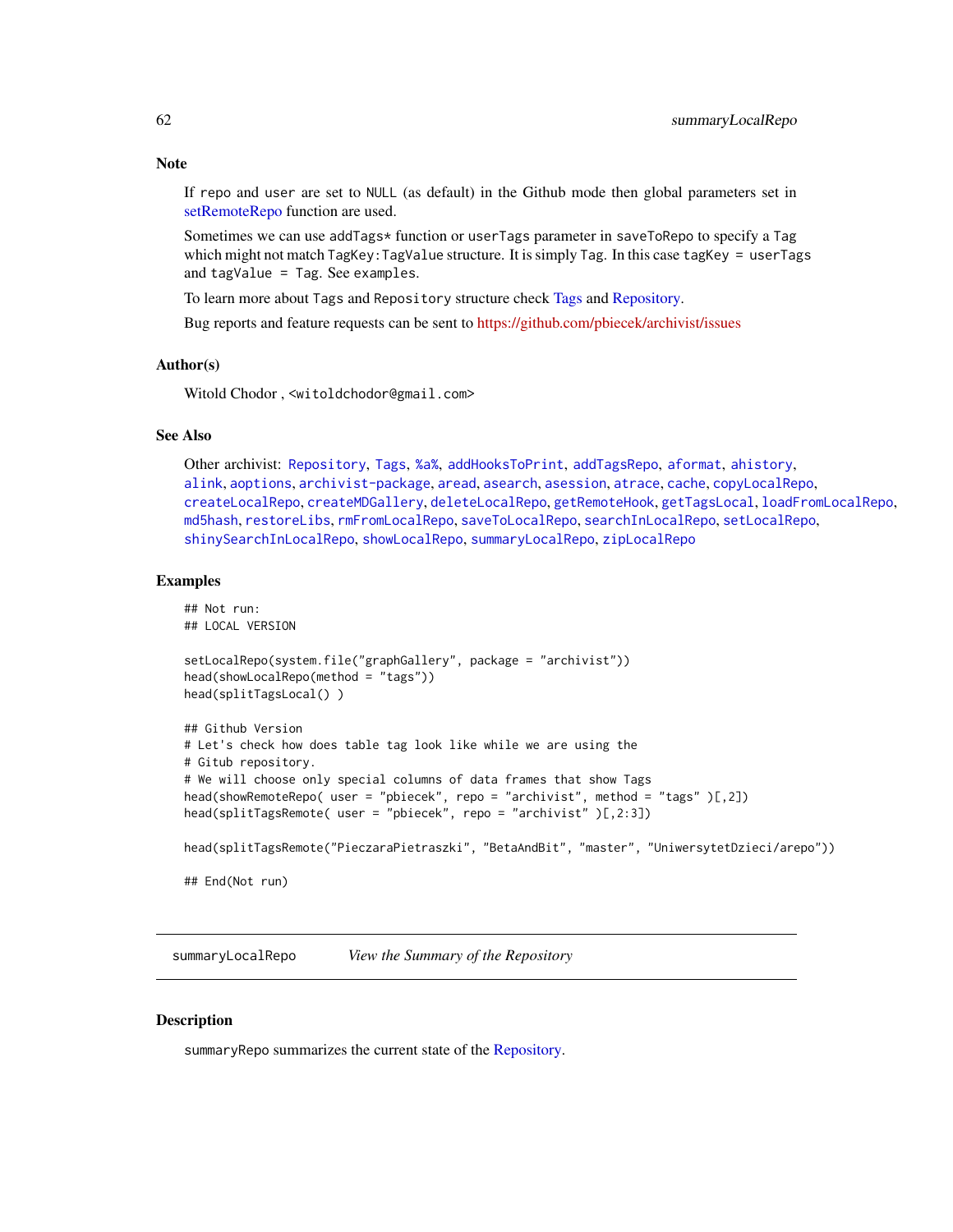### Note

If repo and user are set to NULL (as default) in the Github mode then global parameters set in setRemoteRepo function are used.

Sometimes we can use addTags* function or userTags parameter in saveToRepo to specify a Tag which might not match TagKey:TagValue structure. It is simply Tag. In this case tagKey = userTags and tagValue = Tag. See examples.

To learn more about Tags and Repository structure check Tags and Repository.

Bug reports and feature requests can be sent to https://github.com/pbiecek/archivist/issues

### Author(s)

Witold Chodor , <witoldchodor@gmail.com>

### See Also

Other archivist: Repository, Tags, %a%, addHooksToPrint, addTagsRepo, aformat, ahistory, alink, aoptions, archivist-package, aread, asearch, asession, atrace, cache, copyLocalRepo, createLocalRepo, createMDGallery, deleteLocalRepo, getRemoteHook, getTagsLocal, loadFromLocalRepo, md5hash, restoreLibs, rmFromLocalRepo, saveToLocalRepo, searchInLocalRepo, setLocalRepo, shinySearchInLocalRepo, showLocalRepo, summaryLocalRepo, zipLocalRepo

### Examples

```
## Not run:
## LOCAL VERSION

setLocalRepo(system.file("graphGallery", package = "archivist"))
head(showLocalRepo(method = "tags"))
head(splitTagsLocal() )

## Github Version
# Let's check how does table tag look like while we are using the
# Gitub repository.
# We will choose only special columns of data frames that show Tags
head(showRemoteRepo( user = "pbiecek", repo = "archivist", method = "tags" )[,2])
head(splitTagsRemote( user = "pbiecek", repo = "archivist" )[,2:3])

head(splitTagsRemote("PieczaraPietraszki", "BetaAndBit", "master", "UniwersytetDzieci/arepo"))

## End(Not run)
```

---

## summaryLocalRepo — *View the Summary of the Repository*

### Description

summaryRepo summarizes the current state of the Repository.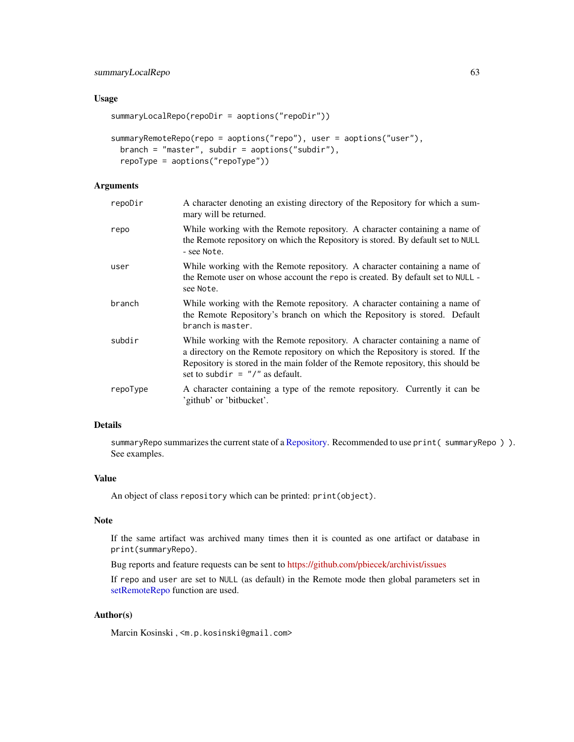### Usage

```
summaryLocalRepo(repoDir = aoptions("repoDir"))

summaryRemoteRepo(repo = aoptions("repo"), user = aoptions("user"),
  branch = "master", subdir = aoptions("subdir"),
  repoType = aoptions("repoType"))
```

### Arguments

| | |
|---|---|
| repoDir | A character denoting an existing directory of the Repository for which a summary will be returned. |
| repo | While working with the Remote repository. A character containing a name of the Remote repository on which the Repository is stored. By default set to `NULL` - see `Note`. |
| user | While working with the Remote repository. A character containing a name of the Remote user on whose account the `repo` is created. By default set to `NULL` - see `Note`. |
| branch | While working with the Remote repository. A character containing a name of the Remote Repository's branch on which the Repository is stored. Default `branch` is `master`. |
| subdir | While working with the Remote repository. A character containing a name of a directory on the Remote repository on which the Repository is stored. If the Repository is stored in the main folder of the Remote repository, this should be set to `subdir = "/"` as default. |
| repoType | A character containing a type of the remote repository. Currently it can be 'github' or 'bitbucket'. |

### Details

`summaryRepo` summarizes the current state of a Repository. Recommended to use `print( summaryRepo ) )`. See examples.

### Value

An object of class `repository` which can be printed: `print(object)`.

### Note

If the same artifact was archived many times then it is counted as one artifact or database in `print(summaryRepo)`.

Bug reports and feature requests can be sent to https://github.com/pbiecek/archivist/issues

If `repo` and `user` are set to `NULL` (as default) in the Remote mode then global parameters set in setRemoteRepo function are used.

### Author(s)

Marcin Kosinski , <m.p.kosinski@gmail.com>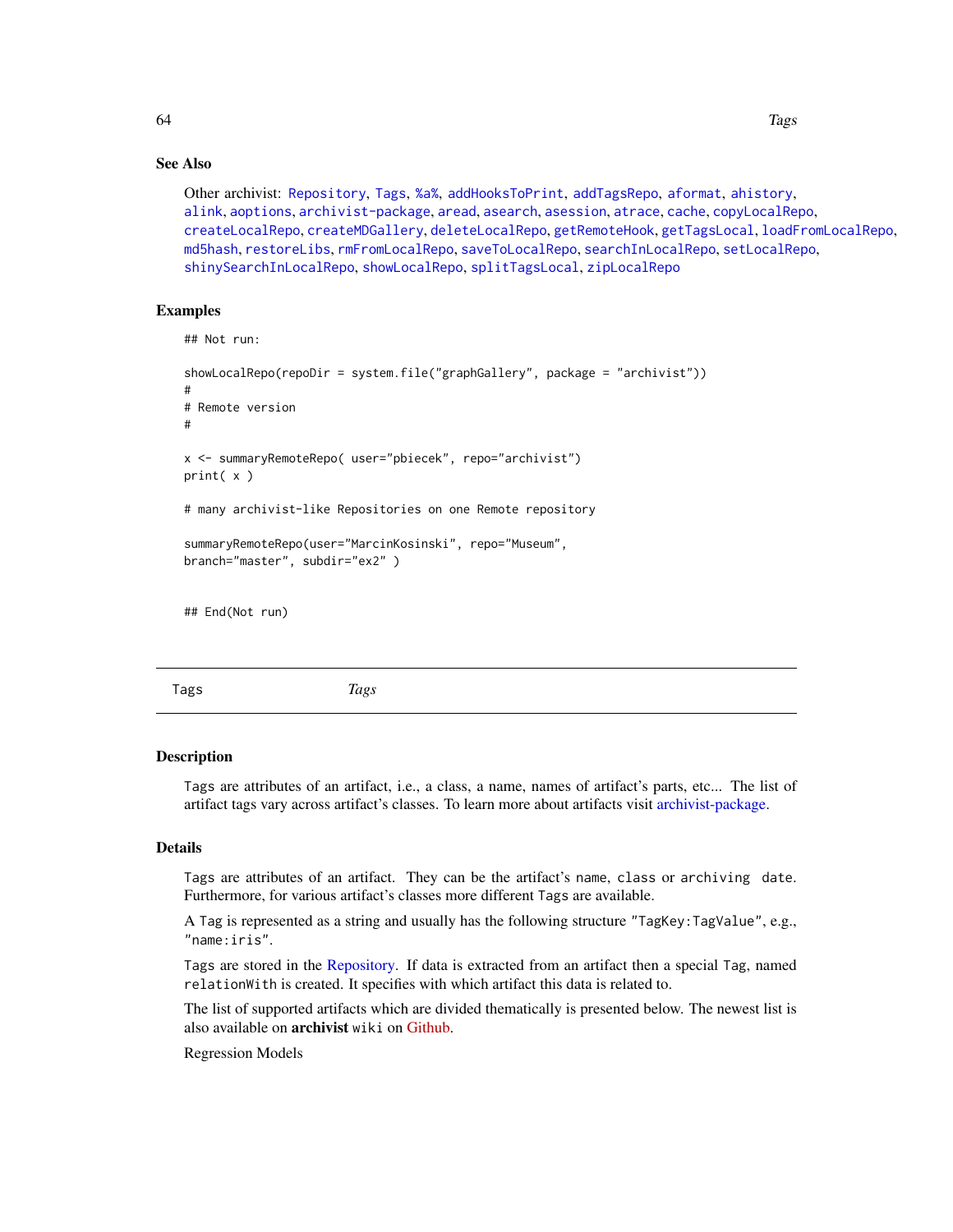## See Also

Other archivist: `Repository`, `Tags`, `%a%`, `addHooksToPrint`, `addTagsRepo`, `aformat`, `ahistory`, `alink`, `aoptions`, `archivist-package`, `aread`, `asearch`, `asession`, `atrace`, `cache`, `copyLocalRepo`, `createLocalRepo`, `createMDGallery`, `deleteLocalRepo`, `getRemoteHook`, `getTagsLocal`, `loadFromLocalRepo`, `md5hash`, `restoreLibs`, `rmFromLocalRepo`, `saveToLocalRepo`, `searchInLocalRepo`, `setLocalRepo`, `shinySearchInLocalRepo`, `showLocalRepo`, `splitTagsLocal`, `zipLocalRepo`

## Examples

```
## Not run:

showLocalRepo(repoDir = system.file("graphGallery", package = "archivist"))
#
# Remote version
#

x <- summaryRemoteRepo( user="pbiecek", repo="archivist")
print( x )

# many archivist-like Repositories on one Remote repository

summaryRemoteRepo(user="MarcinKosinski", repo="Museum",
branch="master", subdir="ex2" )


## End(Not run)
```

---

# Tags — *Tags*

## Description

`Tags` are attributes of an artifact, i.e., a class, a name, names of artifact's parts, etc... The list of artifact tags vary across artifact's classes. To learn more about artifacts visit archivist-package.

## Details

`Tags` are attributes of an artifact. They can be the artifact's `name`, `class` or `archiving date`. Furthermore, for various artifact's classes more different `Tags` are available.

A `Tag` is represented as a string and usually has the following structure `"TagKey:TagValue"`, e.g., `"name:iris"`.

`Tags` are stored in the Repository. If data is extracted from an artifact then a special `Tag`, named `relationWith` is created. It specifies with which artifact this data is related to.

The list of supported artifacts which are divided thematically is presented below. The newest list is also available on **archivist** `wiki` on Github.

Regression Models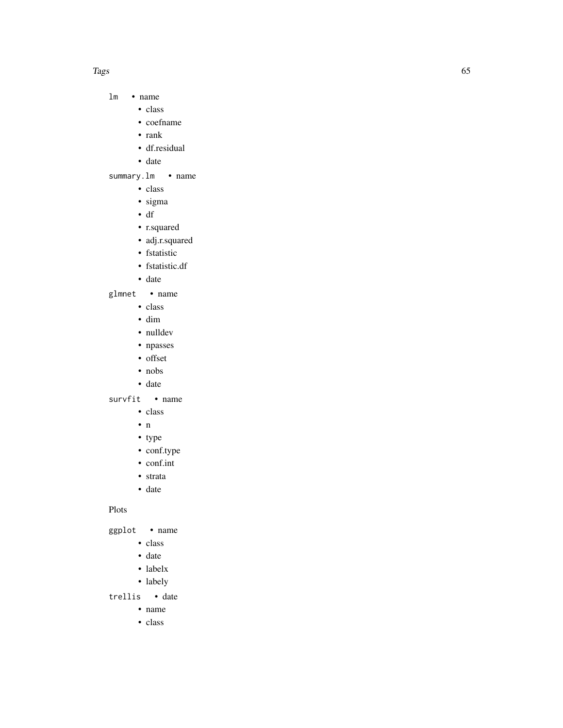`lm`
- name
- class
- coefname
- rank
- df.residual
- date

`summary.lm`
- name
- class
- sigma
- df
- r.squared
- adj.r.squared
- fstatistic
- fstatistic.df
- date

`glmnet`
- name
- class
- dim
- nulldev
- npasses
- offset
- nobs
- date

`survfit`
- name
- class
- n
- type
- conf.type
- conf.int
- strata
- date

Plots

`ggplot`
- name
- class
- date
- labelx
- labely

`trellis`
- date
- name
- class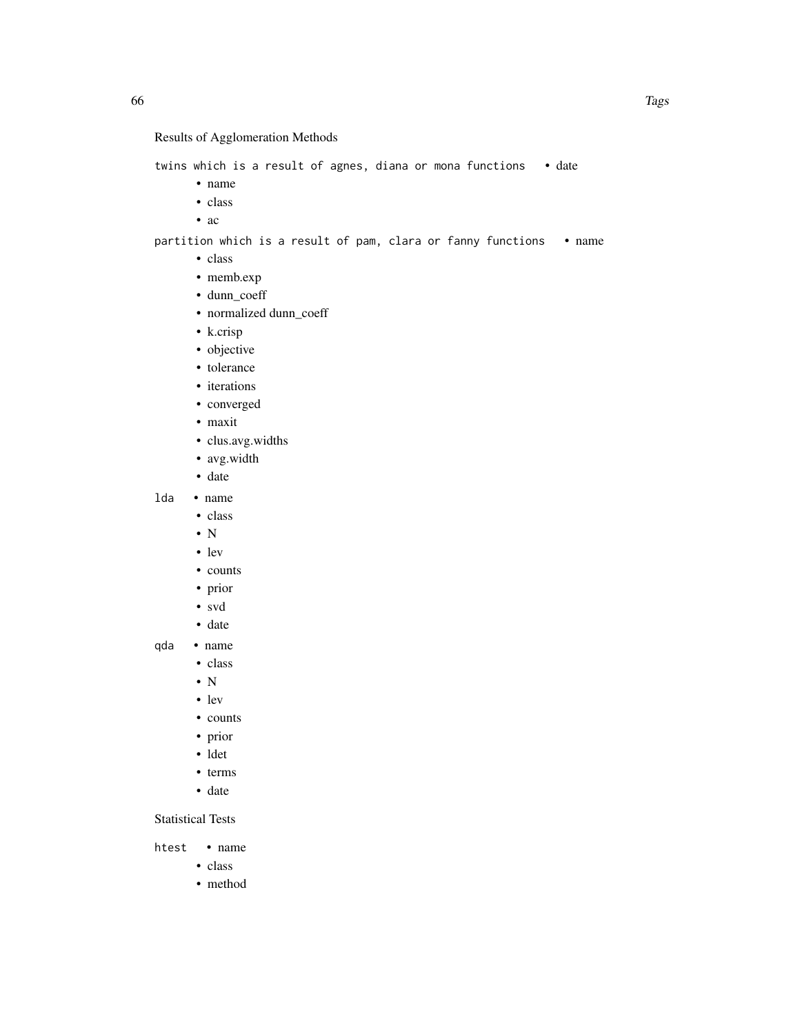Results of Agglomeration Methods

`twins which is a result of agnes, diana or mona functions`
- date
- name
- class
- ac

`partition which is a result of pam, clara or fanny functions`
- name
- class
- memb.exp
- dunn_coeff
- normalized dunn_coeff
- k.crisp
- objective
- tolerance
- iterations
- converged
- maxit
- clus.avg.widths
- avg.width
- date

`lda`
- name
- class
- N
- lev
- counts
- prior
- svd
- date

`qda`
- name
- class
- N
- lev
- counts
- prior
- ldet
- terms
- date

Statistical Tests

`htest`
- name
- class
- method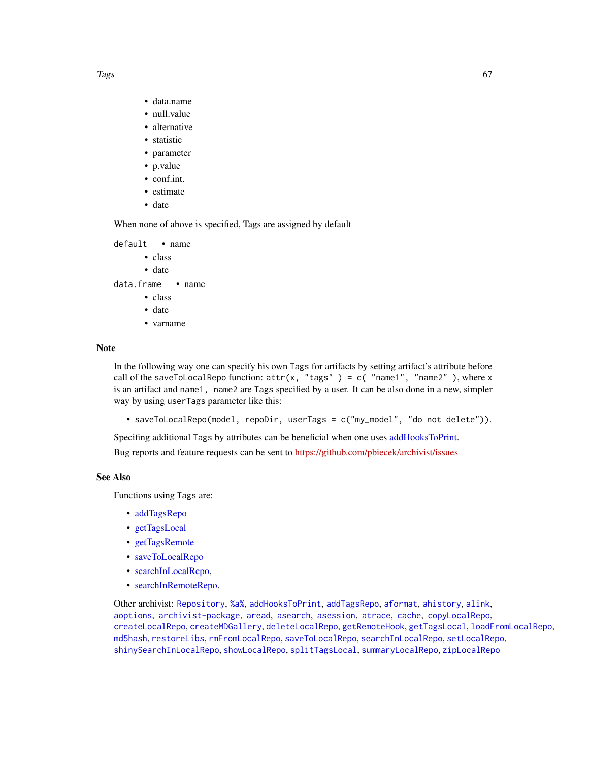- data.name
- null.value
- alternative
- statistic
- parameter
- p.value
- conf.int.
- estimate
- date

When none of above is specified, Tags are assigned by default

`default`
- name
- class
- date

`data.frame`
- name
- class
- date
- varname

## Note

In the following way one can specify his own `Tags` for artifacts by setting artifact's attribute before call of the `saveToLocalRepo` function: `attr(x, "tags" ) = c( "name1", "name2" )`, where `x` is an artifact and `name1, name2` are `Tags` specified by a user. It can be also done in a new, simpler way by using `userTags` parameter like this:

- `saveToLocalRepo(model, repoDir, userTags = c("my_model", "do not delete"))`.

Specifing additional `Tags` by attributes can be beneficial when one uses addHooksToPrint.

Bug reports and feature requests can be sent to https://github.com/pbiecek/archivist/issues

## See Also

Functions using `Tags` are:

- addTagsRepo
- getTagsLocal
- getTagsRemote
- saveToLocalRepo
- searchInLocalRepo,
- searchInRemoteRepo.

Other archivist: `Repository`, `%a%`, `addHooksToPrint`, `addTagsRepo`, `aformat`, `ahistory`, `alink`, `aoptions`, `archivist-package`, `aread`, `asearch`, `asession`, `atrace`, `cache`, `copyLocalRepo`, `createLocalRepo`, `createMDGallery`, `deleteLocalRepo`, `getRemoteHook`, `getTagsLocal`, `loadFromLocalRepo`, `md5hash`, `restoreLibs`, `rmFromLocalRepo`, `saveToLocalRepo`, `searchInLocalRepo`, `setLocalRepo`, `shinySearchInLocalRepo`, `showLocalRepo`, `splitTagsLocal`, `summaryLocalRepo`, `zipLocalRepo`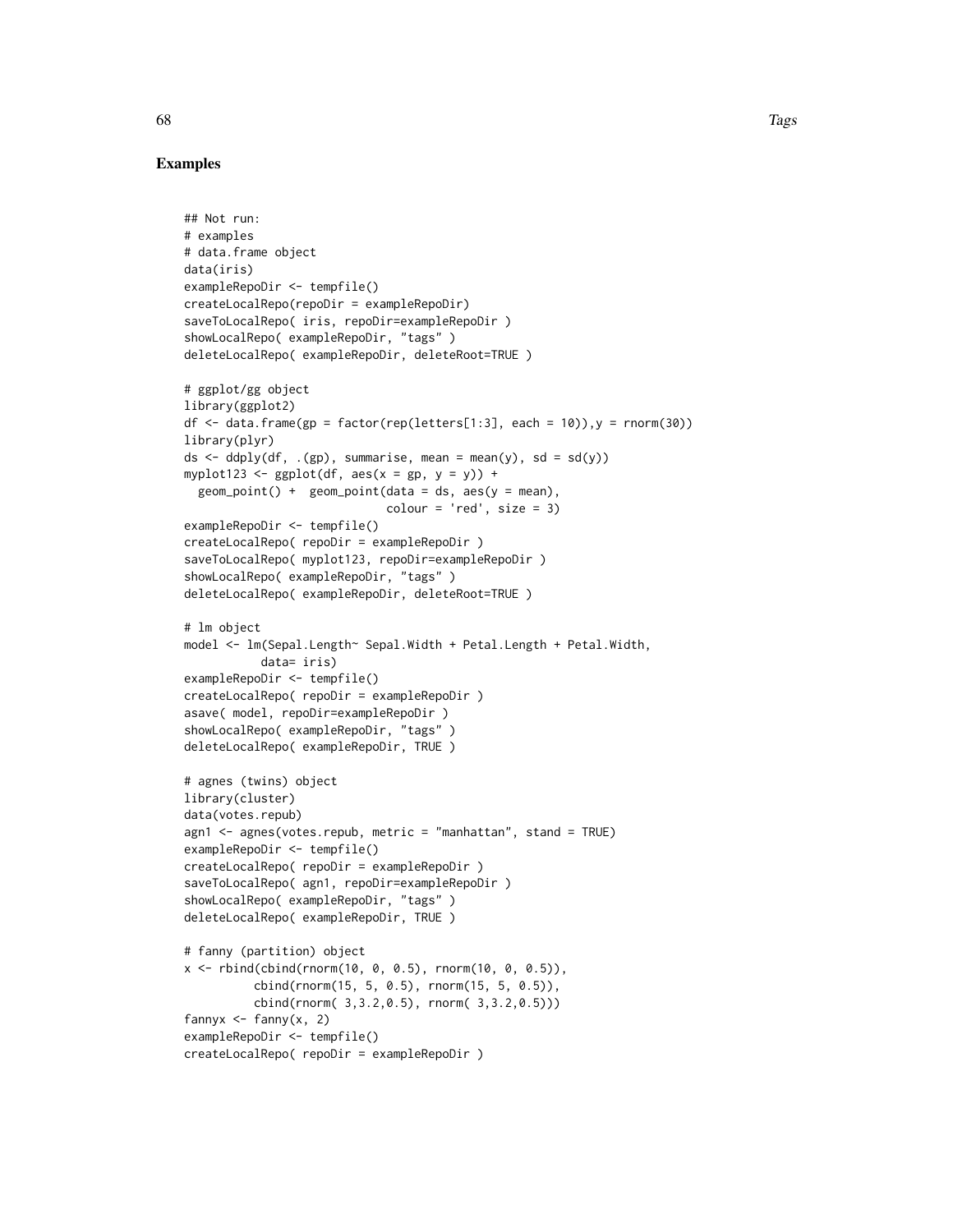## Examples

```
## Not run:
# examples
# data.frame object
data(iris)
exampleRepoDir <- tempfile()
createLocalRepo(repoDir = exampleRepoDir)
saveToLocalRepo( iris, repoDir=exampleRepoDir )
showLocalRepo( exampleRepoDir, "tags" )
deleteLocalRepo( exampleRepoDir, deleteRoot=TRUE )

# ggplot/gg object
library(ggplot2)
df <- data.frame(gp = factor(rep(letters[1:3], each = 10)),y = rnorm(30))
library(plyr)
ds <- ddply(df, .(gp), summarise, mean = mean(y), sd = sd(y))
myplot123 <- ggplot(df, aes(x = gp, y = y)) +
  geom_point() +  geom_point(data = ds, aes(y = mean),
                            colour = 'red', size = 3)
exampleRepoDir <- tempfile()
createLocalRepo( repoDir = exampleRepoDir )
saveToLocalRepo( myplot123, repoDir=exampleRepoDir )
showLocalRepo( exampleRepoDir, "tags" )
deleteLocalRepo( exampleRepoDir, deleteRoot=TRUE )

# lm object
model <- lm(Sepal.Length~ Sepal.Width + Petal.Length + Petal.Width,
           data= iris)
exampleRepoDir <- tempfile()
createLocalRepo( repoDir = exampleRepoDir )
asave( model, repoDir=exampleRepoDir )
showLocalRepo( exampleRepoDir, "tags" )
deleteLocalRepo( exampleRepoDir, TRUE )

# agnes (twins) object
library(cluster)
data(votes.repub)
agn1 <- agnes(votes.repub, metric = "manhattan", stand = TRUE)
exampleRepoDir <- tempfile()
createLocalRepo( repoDir = exampleRepoDir )
saveToLocalRepo( agn1, repoDir=exampleRepoDir )
showLocalRepo( exampleRepoDir, "tags" )
deleteLocalRepo( exampleRepoDir, TRUE )

# fanny (partition) object
x <- rbind(cbind(rnorm(10, 0, 0.5), rnorm(10, 0, 0.5)),
          cbind(rnorm(15, 5, 0.5), rnorm(15, 5, 0.5)),
          cbind(rnorm( 3,3.2,0.5), rnorm( 3,3.2,0.5)))
fannyx <- fanny(x, 2)
exampleRepoDir <- tempfile()
createLocalRepo( repoDir = exampleRepoDir )
```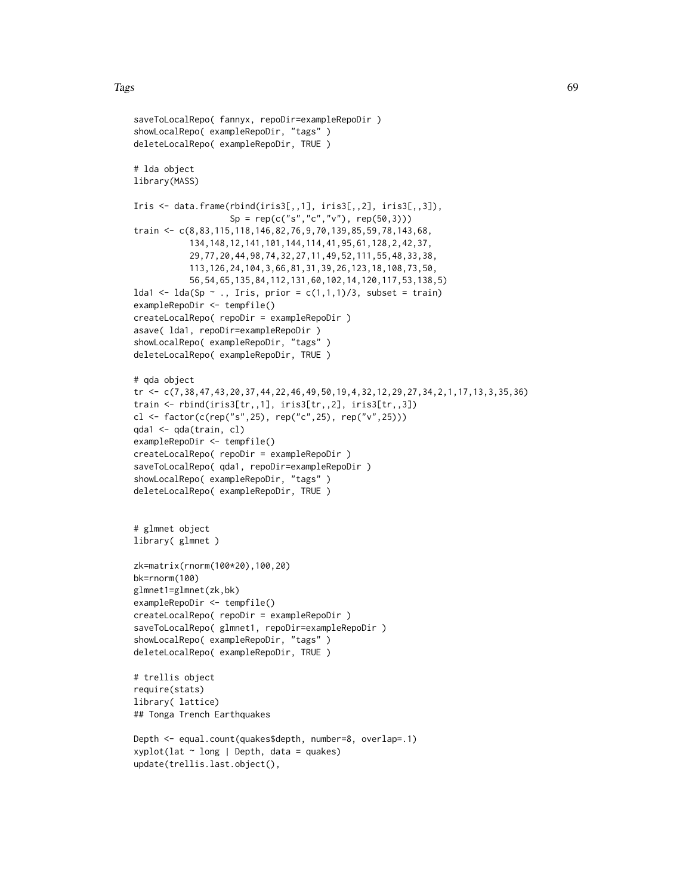```
saveToLocalRepo( fannyx, repoDir=exampleRepoDir )
showLocalRepo( exampleRepoDir, "tags" )
deleteLocalRepo( exampleRepoDir, TRUE )

# lda object
library(MASS)

Iris <- data.frame(rbind(iris3[,,1], iris3[,,2], iris3[,,3]),
                   Sp = rep(c("s","c","v"), rep(50,3)))
train <- c(8,83,115,118,146,82,76,9,70,139,85,59,78,143,68,
           134,148,12,141,101,144,114,41,95,61,128,2,42,37,
           29,77,20,44,98,74,32,27,11,49,52,111,55,48,33,38,
           113,126,24,104,3,66,81,31,39,26,123,18,108,73,50,
           56,54,65,135,84,112,131,60,102,14,120,117,53,138,5)
lda1 <- lda(Sp ~ ., Iris, prior = c(1,1,1)/3, subset = train)
exampleRepoDir <- tempfile()
createLocalRepo( repoDir = exampleRepoDir )
asave( lda1, repoDir=exampleRepoDir )
showLocalRepo( exampleRepoDir, "tags" )
deleteLocalRepo( exampleRepoDir, TRUE )

# qda object
tr <- c(7,38,47,43,20,37,44,22,46,49,50,19,4,32,12,29,27,34,2,1,17,13,3,35,36)
train <- rbind(iris3[tr,,1], iris3[tr,,2], iris3[tr,,3])
cl <- factor(c(rep("s",25), rep("c",25), rep("v",25)))
qda1 <- qda(train, cl)
exampleRepoDir <- tempfile()
createLocalRepo( repoDir = exampleRepoDir )
saveToLocalRepo( qda1, repoDir=exampleRepoDir )
showLocalRepo( exampleRepoDir, "tags" )
deleteLocalRepo( exampleRepoDir, TRUE )


# glmnet object
library( glmnet )

zk=matrix(rnorm(100*20),100,20)
bk=rnorm(100)
glmnet1=glmnet(zk,bk)
exampleRepoDir <- tempfile()
createLocalRepo( repoDir = exampleRepoDir )
saveToLocalRepo( glmnet1, repoDir=exampleRepoDir )
showLocalRepo( exampleRepoDir, "tags" )
deleteLocalRepo( exampleRepoDir, TRUE )

# trellis object
require(stats)
library( lattice)
## Tonga Trench Earthquakes

Depth <- equal.count(quakes$depth, number=8, overlap=.1)
xyplot(lat ~ long | Depth, data = quakes)
update(trellis.last.object(),
```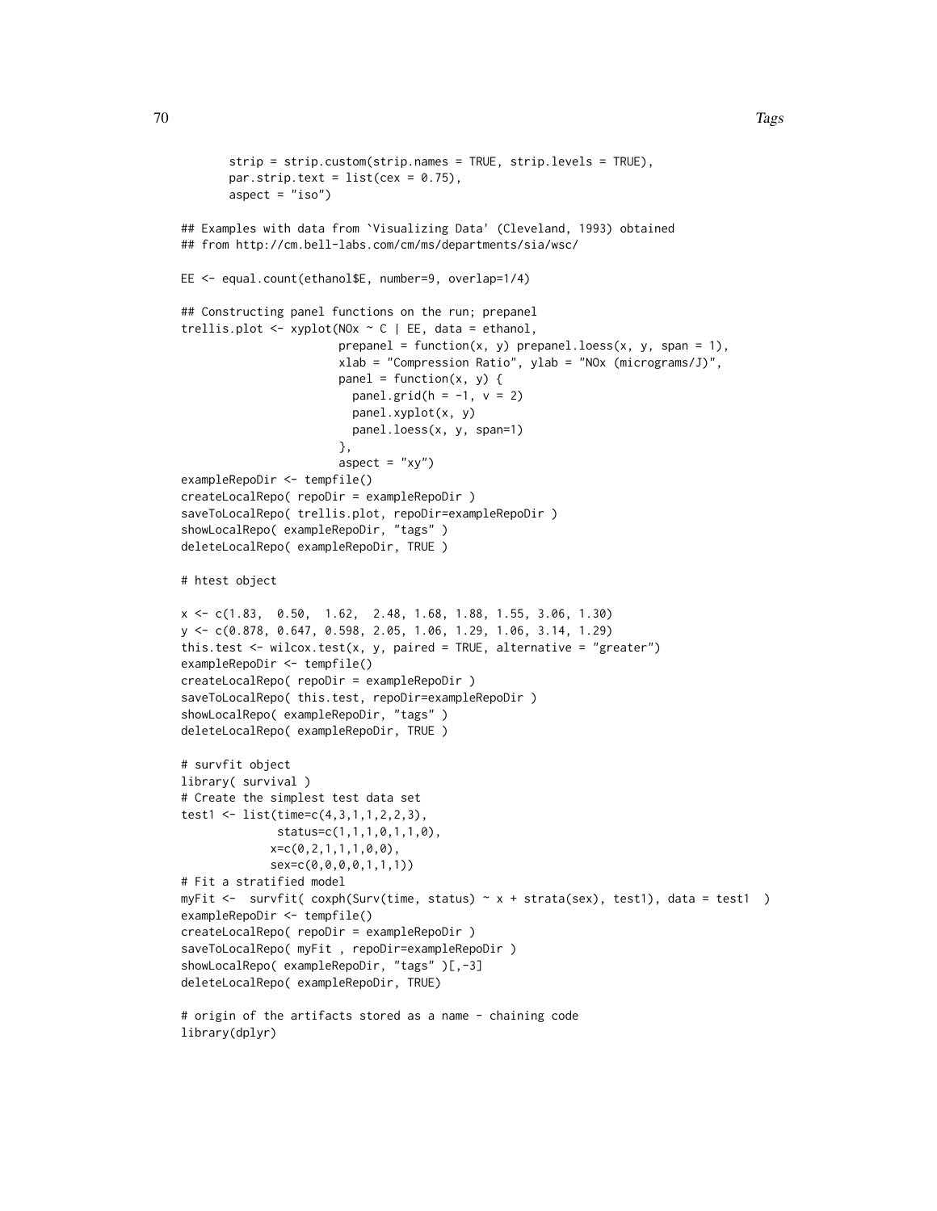```
       strip = strip.custom(strip.names = TRUE, strip.levels = TRUE),
       par.strip.text = list(cex = 0.75),
       aspect = "iso")

## Examples with data from `Visualizing Data' (Cleveland, 1993) obtained
## from http://cm.bell-labs.com/cm/ms/departments/sia/wsc/

EE <- equal.count(ethanol$E, number=9, overlap=1/4)

## Constructing panel functions on the run; prepanel
trellis.plot <- xyplot(NOx ~ C | EE, data = ethanol,
                       prepanel = function(x, y) prepanel.loess(x, y, span = 1),
                       xlab = "Compression Ratio", ylab = "NOx (micrograms/J)",
                       panel = function(x, y) {
                         panel.grid(h = -1, v = 2)
                         panel.xyplot(x, y)
                         panel.loess(x, y, span=1)
                       },
                       aspect = "xy")
exampleRepoDir <- tempfile()
createLocalRepo( repoDir = exampleRepoDir )
saveToLocalRepo( trellis.plot, repoDir=exampleRepoDir )
showLocalRepo( exampleRepoDir, "tags" )
deleteLocalRepo( exampleRepoDir, TRUE )

# htest object

x <- c(1.83,  0.50,  1.62,  2.48, 1.68, 1.88, 1.55, 3.06, 1.30)
y <- c(0.878, 0.647, 0.598, 2.05, 1.06, 1.29, 1.06, 3.14, 1.29)
this.test <- wilcox.test(x, y, paired = TRUE, alternative = "greater")
exampleRepoDir <- tempfile()
createLocalRepo( repoDir = exampleRepoDir )
saveToLocalRepo( this.test, repoDir=exampleRepoDir )
showLocalRepo( exampleRepoDir, "tags" )
deleteLocalRepo( exampleRepoDir, TRUE )

# survfit object
library( survival )
# Create the simplest test data set
test1 <- list(time=c(4,3,1,1,2,2,3),
              status=c(1,1,1,0,1,1,0),
             x=c(0,2,1,1,1,0,0),
             sex=c(0,0,0,0,1,1,1))
# Fit a stratified model
myFit <-  survfit( coxph(Surv(time, status) ~ x + strata(sex), test1), data = test1  )
exampleRepoDir <- tempfile()
createLocalRepo( repoDir = exampleRepoDir )
saveToLocalRepo( myFit , repoDir=exampleRepoDir )
showLocalRepo( exampleRepoDir, "tags" )[,-3]
deleteLocalRepo( exampleRepoDir, TRUE)

# origin of the artifacts stored as a name - chaining code
library(dplyr)
```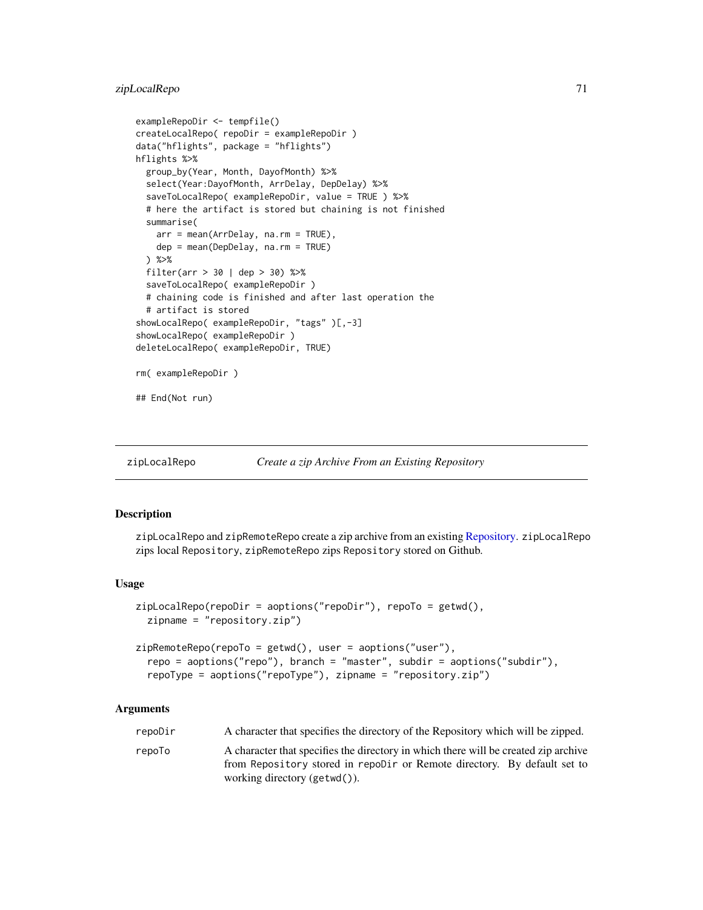```
exampleRepoDir <- tempfile()
createLocalRepo( repoDir = exampleRepoDir )
data("hflights", package = "hflights")
hflights %>%
  group_by(Year, Month, DayofMonth) %>%
  select(Year:DayofMonth, ArrDelay, DepDelay) %>%
  saveToLocalRepo( exampleRepoDir, value = TRUE ) %>%
  # here the artifact is stored but chaining is not finished
  summarise(
    arr = mean(ArrDelay, na.rm = TRUE),
    dep = mean(DepDelay, na.rm = TRUE)
  ) %>%
  filter(arr > 30 | dep > 30) %>%
  saveToLocalRepo( exampleRepoDir )
  # chaining code is finished and after last operation the
  # artifact is stored
showLocalRepo( exampleRepoDir, "tags" )[,-3]
showLocalRepo( exampleRepoDir )
deleteLocalRepo( exampleRepoDir, TRUE)

rm( exampleRepoDir )

## End(Not run)
```

---

## zipLocalRepo — *Create a zip Archive From an Existing Repository*

### Description

`zipLocalRepo` and `zipRemoteRepo` create a zip archive from an existing Repository. `zipLocalRepo` zips local `Repository`, `zipRemoteRepo` zips `Repository` stored on Github.

### Usage

```
zipLocalRepo(repoDir = aoptions("repoDir"), repoTo = getwd(),
  zipname = "repository.zip")

zipRemoteRepo(repoTo = getwd(), user = aoptions("user"),
  repo = aoptions("repo"), branch = "master", subdir = aoptions("subdir"),
  repoType = aoptions("repoType"), zipname = "repository.zip")
```

### Arguments

| | |
|---|---|
| `repoDir` | A character that specifies the directory of the Repository which will be zipped. |
| `repoTo` | A character that specifies the directory in which there will be created zip archive from `Repository` stored in `repoDir` or Remote directory. By default set to working directory (`getwd()`). |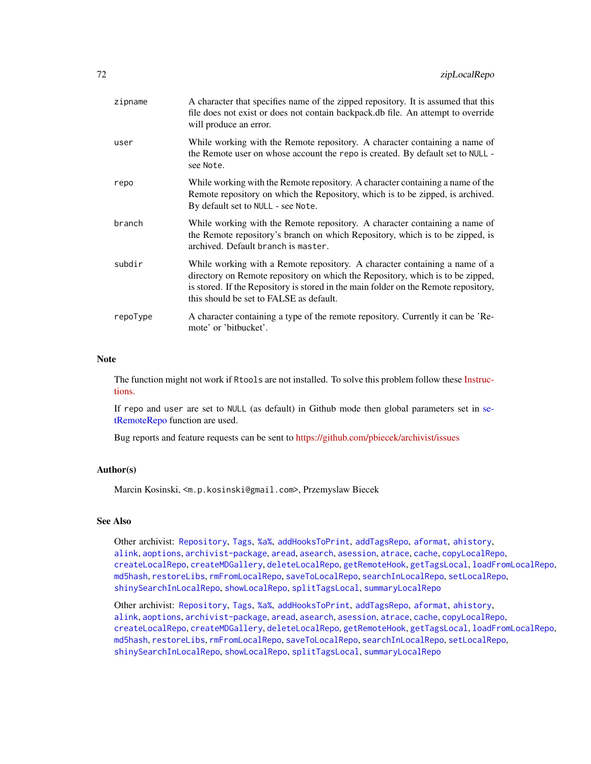| | |
|---|---|
| zipname | A character that specifies name of the zipped repository. It is assumed that this file does not exist or does not contain backpack.db file. An attempt to override will produce an error. |
| user | While working with the Remote repository. A character containing a name of the Remote user on whose account the repo is created. By default set to NULL - see Note. |
| repo | While working with the Remote repository. A character containing a name of the Remote repository on which the Repository, which is to be zipped, is archived. By default set to NULL - see Note. |
| branch | While working with the Remote repository. A character containing a name of the Remote repository's branch on which Repository, which is to be zipped, is archived. Default branch is master. |
| subdir | While working with a Remote repository. A character containing a name of a directory on Remote repository on which the Repository, which is to be zipped, is stored. If the Repository is stored in the main folder on the Remote repository, this should be set to FALSE as default. |
| repoType | A character containing a type of the remote repository. Currently it can be 'Remote' or 'bitbucket'. |

## Note

The function might not work if Rtools are not installed. To solve this problem follow these Instructions.

If repo and user are set to NULL (as default) in Github mode then global parameters set in setRemoteRepo function are used.

Bug reports and feature requests can be sent to https://github.com/pbiecek/archivist/issues

## Author(s)

Marcin Kosinski, <m.p.kosinski@gmail.com>, Przemyslaw Biecek

## See Also

Other archivist: Repository, Tags, %a%, addHooksToPrint, addTagsRepo, aformat, ahistory, alink, aoptions, archivist-package, aread, asearch, asession, atrace, cache, copyLocalRepo, createLocalRepo, createMDGallery, deleteLocalRepo, getRemoteHook, getTagsLocal, loadFromLocalRepo, md5hash, restoreLibs, rmFromLocalRepo, saveToLocalRepo, searchInLocalRepo, setLocalRepo, shinySearchInLocalRepo, showLocalRepo, splitTagsLocal, summaryLocalRepo

Other archivist: Repository, Tags, %a%, addHooksToPrint, addTagsRepo, aformat, ahistory, alink, aoptions, archivist-package, aread, asearch, asession, atrace, cache, copyLocalRepo, createLocalRepo, createMDGallery, deleteLocalRepo, getRemoteHook, getTagsLocal, loadFromLocalRepo, md5hash, restoreLibs, rmFromLocalRepo, saveToLocalRepo, searchInLocalRepo, setLocalRepo, shinySearchInLocalRepo, showLocalRepo, splitTagsLocal, summaryLocalRepo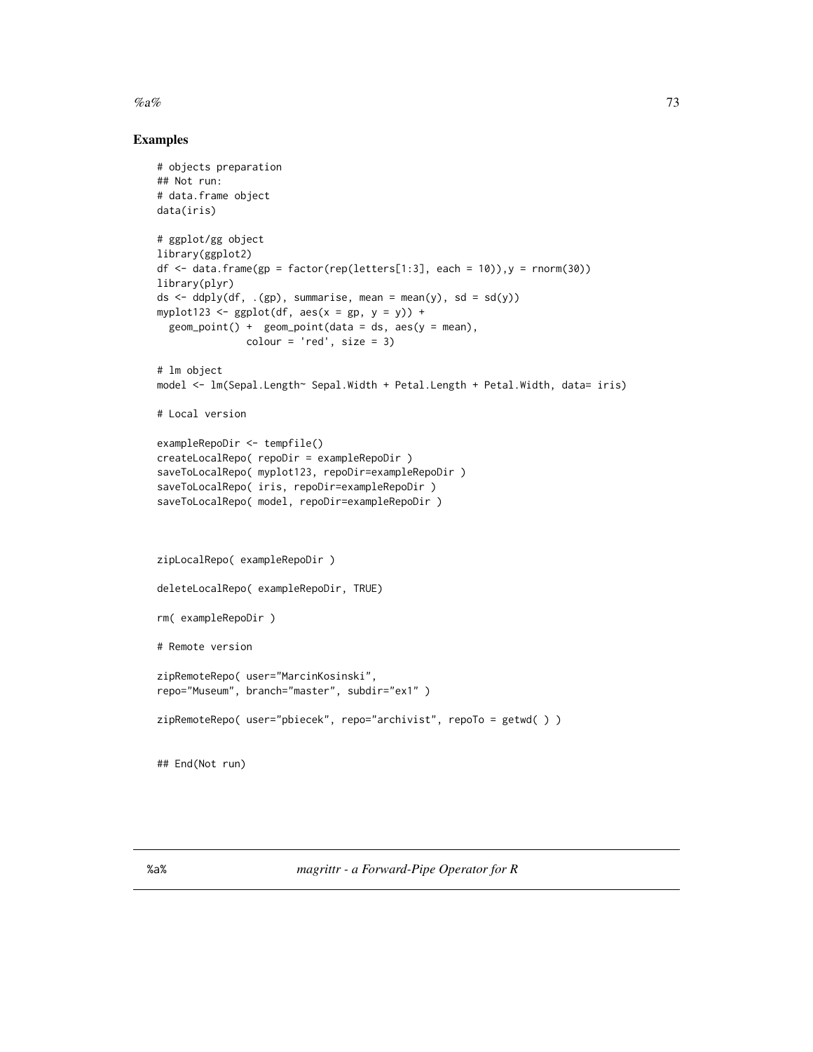## Examples

```
# objects preparation
## Not run:
# data.frame object
data(iris)

# ggplot/gg object
library(ggplot2)
df <- data.frame(gp = factor(rep(letters[1:3], each = 10)),y = rnorm(30))
library(plyr)
ds <- ddply(df, .(gp), summarise, mean = mean(y), sd = sd(y))
myplot123 <- ggplot(df, aes(x = gp, y = y)) +
  geom_point() +  geom_point(data = ds, aes(y = mean),
               colour = 'red', size = 3)

# lm object
model <- lm(Sepal.Length~ Sepal.Width + Petal.Length + Petal.Width, data= iris)

# Local version

exampleRepoDir <- tempfile()
createLocalRepo( repoDir = exampleRepoDir )
saveToLocalRepo( myplot123, repoDir=exampleRepoDir )
saveToLocalRepo( iris, repoDir=exampleRepoDir )
saveToLocalRepo( model, repoDir=exampleRepoDir )



zipLocalRepo( exampleRepoDir )

deleteLocalRepo( exampleRepoDir, TRUE)

rm( exampleRepoDir )

# Remote version

zipRemoteRepo( user="MarcinKosinski",
repo="Museum", branch="master", subdir="ex1" )

zipRemoteRepo( user="pbiecek", repo="archivist", repoTo = getwd( ) )


## End(Not run)
```

---

%a% *magrittr - a Forward-Pipe Operator for R*

---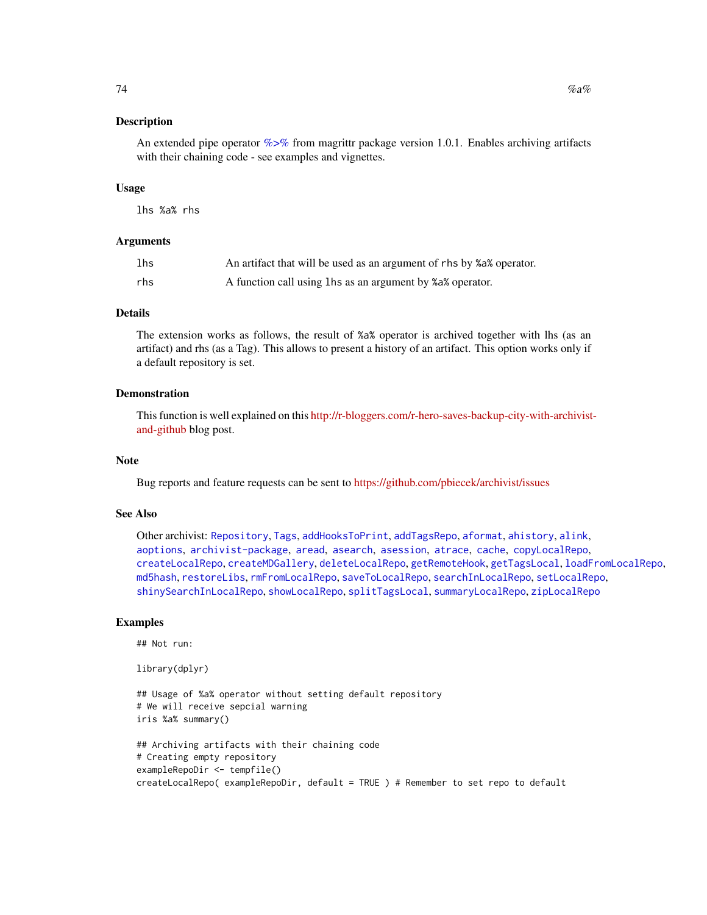### Description

An extended pipe operator %>% from magrittr package version 1.0.1. Enables archiving artifacts with their chaining code - see examples and vignettes.

### Usage

```
lhs %a% rhs
```

### Arguments

| | |
|---|---|
| `lhs` | An artifact that will be used as an argument of `rhs` by `%a%` operator. |
| `rhs` | A function call using `lhs` as an argument by `%a%` operator. |

### Details

The extension works as follows, the result of `%a%` operator is archived together with lhs (as an artifact) and rhs (as a Tag). This allows to present a history of an artifact. This option works only if a default repository is set.

### Demonstration

This function is well explained on this http://r-bloggers.com/r-hero-saves-backup-city-with-archivist-and-github blog post.

### Note

Bug reports and feature requests can be sent to https://github.com/pbiecek/archivist/issues

### See Also

Other archivist: `Repository`, `Tags`, `addHooksToPrint`, `addTagsRepo`, `aformat`, `ahistory`, `alink`, `aoptions`, `archivist-package`, `aread`, `asearch`, `asession`, `atrace`, `cache`, `copyLocalRepo`, `createLocalRepo`, `createMDGallery`, `deleteLocalRepo`, `getRemoteHook`, `getTagsLocal`, `loadFromLocalRepo`, `md5hash`, `restoreLibs`, `rmFromLocalRepo`, `saveToLocalRepo`, `searchInLocalRepo`, `setLocalRepo`, `shinySearchInLocalRepo`, `showLocalRepo`, `splitTagsLocal`, `summaryLocalRepo`, `zipLocalRepo`

### Examples

```
## Not run:

library(dplyr)

## Usage of %a% operator without setting default repository
# We will receive sepcial warning
iris %a% summary()

## Archiving artifacts with their chaining code
# Creating empty repository
exampleRepoDir <- tempfile()
createLocalRepo( exampleRepoDir, default = TRUE ) # Remember to set repo to default
```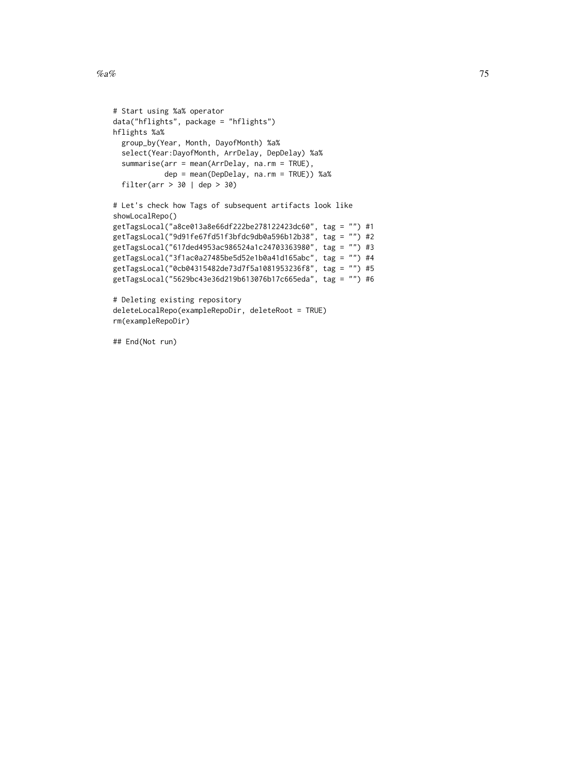```
# Start using %a% operator
data("hflights", package = "hflights")
hflights %a%
  group_by(Year, Month, DayofMonth) %a%
  select(Year:DayofMonth, ArrDelay, DepDelay) %a%
  summarise(arr = mean(ArrDelay, na.rm = TRUE),
            dep = mean(DepDelay, na.rm = TRUE)) %a%
  filter(arr > 30 | dep > 30)

# Let's check how Tags of subsequent artifacts look like
showLocalRepo()
getTagsLocal("a8ce013a8e66df222be278122423dc60", tag = "") #1
getTagsLocal("9d91fe67fd51f3bfdc9db0a596b12b38", tag = "") #2
getTagsLocal("617ded4953ac986524a1c24703363980", tag = "") #3
getTagsLocal("3f1ac0a27485be5d52e1b0a41d165abc", tag = "") #4
getTagsLocal("0cb04315482de73d7f5a1081953236f8", tag = "") #5
getTagsLocal("5629bc43e36d219b613076b17c665eda", tag = "") #6

# Deleting existing repository
deleteLocalRepo(exampleRepoDir, deleteRoot = TRUE)
rm(exampleRepoDir)

## End(Not run)
```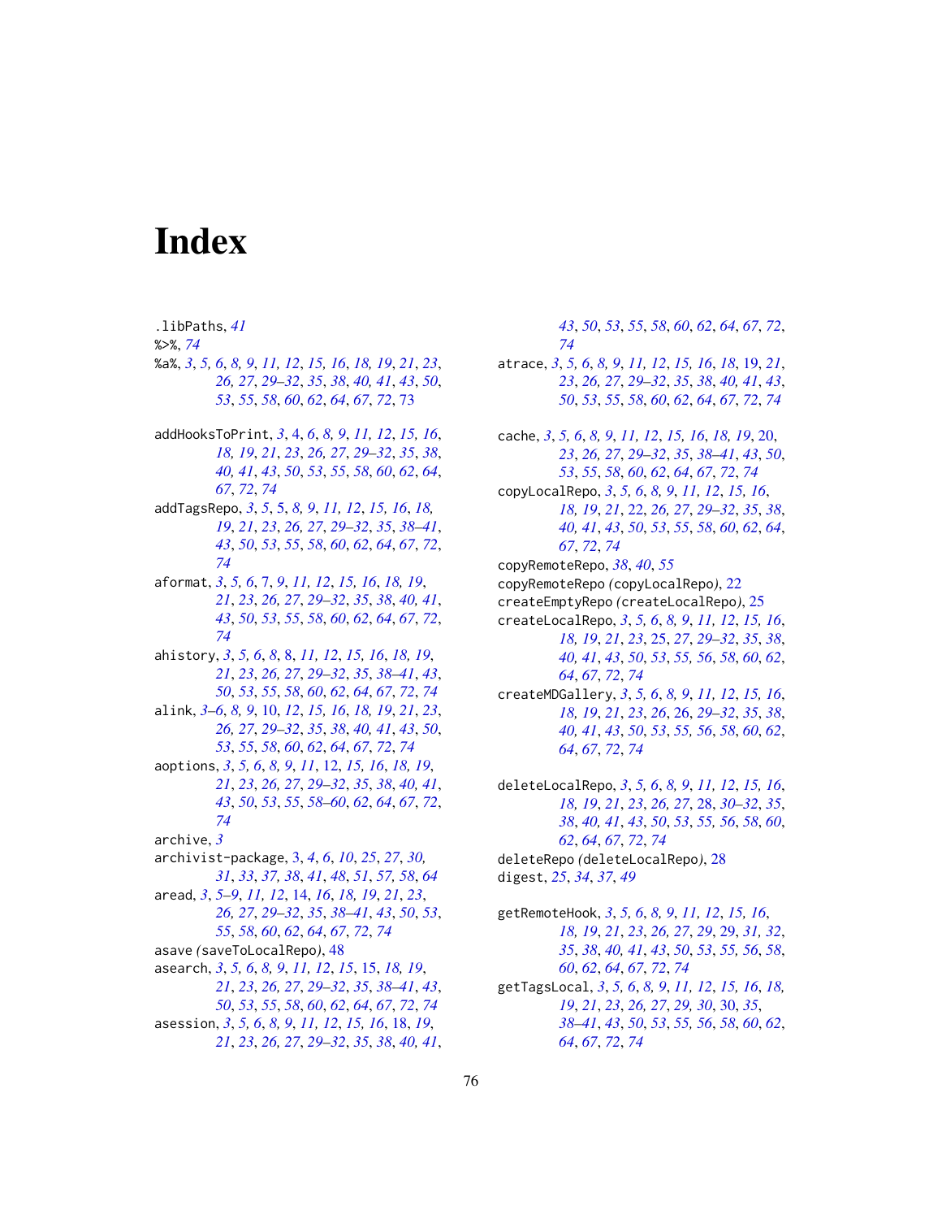# Index

.libPaths, *41*
%>%, *74*
%a%, *3*, *5, 6*, *8, 9*, *11, 12*, *15, 16*, *18, 19*, *21*, *23*, *26, 27*, *29–32*, *35*, *38*, *40, 41*, *43*, *50*, *53*, *55*, *58*, *60*, *62*, *64*, *67*, *72*, 73

addHooksToPrint, *3*, 4, *6*, *8, 9*, *11, 12*, *15, 16*, *18, 19*, *21*, *23*, *26, 27*, *29–32*, *35*, *38*, *40, 41*, *43*, *50*, *53*, *55*, *58*, *60*, *62*, *64*, *67*, *72*, *74*
addTagsRepo, *3*, *5*, 5, *8, 9*, *11, 12*, *15, 16*, *18, 19*, *21*, *23*, *26, 27*, *29–32*, *35*, *38–41*, *43*, *50*, *53*, *55*, *58*, *60*, *62*, *64*, *67*, *72*, *74*
aformat, *3*, *5, 6*, 7, *9*, *11, 12*, *15, 16*, *18, 19*, *21*, *23*, *26, 27*, *29–32*, *35*, *38*, *40, 41*, *43*, *50*, *53*, *55*, *58*, *60*, *62*, *64*, *67*, *72*, *74*
ahistory, *3*, *5, 6*, *8*, 8, *11, 12*, *15, 16*, *18, 19*, *21*, *23*, *26, 27*, *29–32*, *35*, *38–41*, *43*, *50*, *53*, *55*, *58*, *60*, *62*, *64*, *67*, *72*, *74*
alink, *3–6*, *8, 9*, 10, *12*, *15, 16*, *18, 19*, *21*, *23*, *26, 27*, *29–32*, *35*, *38*, *40, 41*, *43*, *50*, *53*, *55*, *58*, *60*, *62*, *64*, *67*, *72*, *74*
aoptions, *3*, *5, 6*, *8, 9*, *11*, 12, *15, 16*, *18, 19*, *21*, *23*, *26, 27*, *29–32*, *35*, *38*, *40, 41*, *43*, *50*, *53*, *55*, *58–60*, *62*, *64*, *67*, *72*, *74*
archive, *3*
archivist-package, 3, *4*, *6*, *10*, *25*, *27*, *30, 31*, *33*, *37*, *38*, *41*, *48*, *51*, *57*, *58*, *64*
aread, *3*, *5–9*, *11, 12*, 14, *16*, *18, 19*, *21*, *23*, *26, 27*, *29–32*, *35*, *38–41*, *43*, *50*, *53*, *55*, *58*, *60*, *62*, *64*, *67*, *72*, *74*
asave (saveToLocalRepo), 48
asearch, *3*, *5, 6*, *8, 9*, *11, 12*, *15*, 15, *18, 19*, *21*, *23*, *26, 27*, *29–32*, *35*, *38–41*, *43*, *50*, *53*, *55*, *58*, *60*, *62*, *64*, *67*, *72*, *74*
asession, *3*, *5, 6*, *8, 9*, *11, 12*, *15, 16*, 18, *19*, *21*, *23*, *26, 27*, *29–32*, *35*, *38*, *40, 41*, *43*, *50*, *53*, *55*, *58*, *60*, *62*, *64*, *67*, *72*, *74*
atrace, *3*, *5, 6*, *8, 9*, *11, 12*, *15, 16*, *18*, 19, *21*, *23*, *26, 27*, *29–32*, *35*, *38*, *40, 41*, *43*, *50*, *53*, *55*, *58*, *60*, *62*, *64*, *67*, *72*, *74*

cache, *3*, *5, 6*, *8, 9*, *11, 12*, *15, 16*, *18, 19*, 20, *23*, *26, 27*, *29–32*, *35*, *38–41*, *43*, *50*, *53*, *55*, *58*, *60*, *62*, *64*, *67*, *72*, *74*
copyLocalRepo, *3*, *5, 6*, *8, 9*, *11, 12*, *15, 16*, *18, 19*, *21*, 22, *26, 27*, *29–32*, *35*, *38*, *40, 41*, *43*, *50*, *53*, *55*, *58*, *60*, *62*, *64*, *67*, *72*, *74*
copyRemoteRepo, *38*, *40*, *55*
copyRemoteRepo *(copyLocalRepo)*, 22
createEmptyRepo *(createLocalRepo)*, 25
createLocalRepo, *3*, *5, 6*, *8, 9*, *11, 12*, *15, 16*, *18, 19*, *21*, *23*, 25, *27*, *29–32*, *35*, *38*, *40, 41*, *43*, *50*, *53*, *55*, *56*, *58*, *60*, *62*, *64*, *67*, *72*, *74*
createMDGallery, *3*, *5, 6*, *8, 9*, *11, 12*, *15, 16*, *18, 19*, *21*, *23*, *26*, 26, *29–32*, *35*, *38*, *40, 41*, *43*, *50*, *53*, *55, 56*, *58*, *60*, *62*, *64*, *67*, *72*, *74*

deleteLocalRepo, *3*, *5, 6*, *8, 9*, *11, 12*, *15, 16*, *18, 19*, *21*, *23*, *26, 27*, 28, *30–32*, *35*, *38*, *40, 41*, *43*, *50*, *53*, *55, 56*, *58*, *60*, *62*, *64*, *67*, *72*, *74*
deleteRepo *(deleteLocalRepo)*, 28
digest, *25*, *34*, *37*, *49*

getRemoteHook, *3*, *5, 6*, *8, 9*, *11, 12*, *15, 16*, *18, 19*, *21*, *23*, *26, 27*, *29*, 29, *31, 32*, *35*, *38*, *40, 41*, *43*, *50*, *53*, *55, 56*, *58*, *60*, *62*, *64*, *67*, *72*, *74*
getTagsLocal, *3*, *5, 6*, *8, 9*, *11, 12*, *15, 16*, *18, 19*, *21*, *23*, *26, 27*, *29, 30*, 30, *35*, *38–41*, *43*, *50*, *53*, *55, 56*, *58*, *60*, *62*, *64*, *67*, *72*, *74*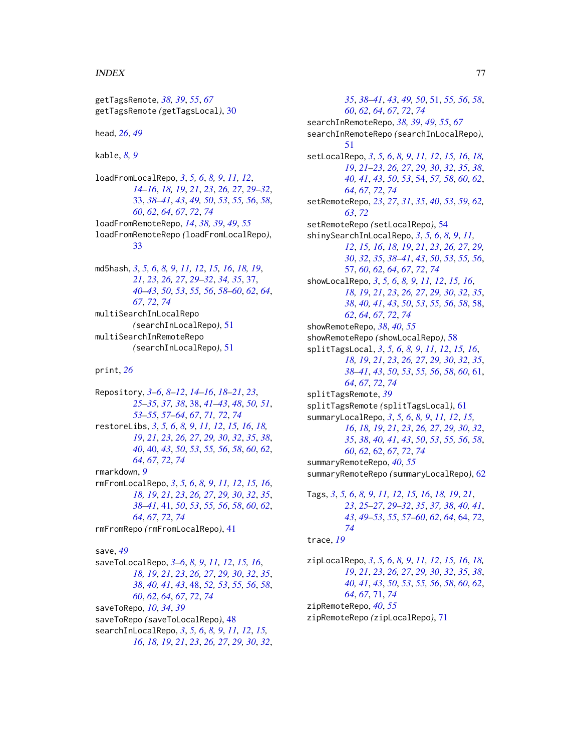getTagsRemote, *38, 39*, *55*, *67*
getTagsRemote *(*getTagsLocal*)*, 30

head, *26*, *49*

kable, *8, 9*

loadFromLocalRepo, *3*, *5, 6*, *8, 9*, *11, 12*, *14–16*, *18, 19*, *21*, *23*, *26, 27*, *29–32*, 33, *38–41*, *43*, *49, 50*, *53*, *55, 56*, *58*, *60*, *62*, *64*, *67*, *72*, *74*
loadFromRemoteRepo, *14*, *38, 39*, *49*, *55*
loadFromRemoteRepo *(*loadFromLocalRepo*)*, 33

md5hash, *3*, *5, 6*, *8, 9*, *11, 12*, *15, 16*, *18, 19*, *21*, *23*, *26, 27*, *29–32*, *34, 35*, 37, *40–43*, *50*, *53*, *55, 56*, *58–60*, *62*, *64*, *67*, *72*, *74*
multiSearchInLocalRepo *(*searchInLocalRepo*)*, 51
multiSearchInRemoteRepo *(*searchInLocalRepo*)*, 51

print, *26*

Repository, *3–6*, *8–12*, *14–16*, *18–21*, *23*, *25–35*, *37, 38*, 38, *41–43*, *48*, *50, 51*, *53–55*, *57–64*, *67*, *71, 72*, *74*
restoreLibs, *3*, *5, 6*, *8, 9*, *11, 12*, *15, 16*, *18, 19*, *21*, *23*, *26, 27*, *29, 30*, *32*, *35*, *38*, *40*, 40, *43*, *50*, *53*, *55, 56*, *58*, *60*, *62*, *64*, *67*, *72*, *74*
rmarkdown, *9*
rmFromLocalRepo, *3*, *5, 6*, *8, 9*, *11, 12*, *15, 16*, *18, 19*, *21*, *23*, *26, 27*, *29, 30*, *32*, *35*, *38–41*, 41, *50*, *53*, *55, 56*, *58*, *60*, *62*, *64*, *67*, *72*, *74*
rmFromRepo *(*rmFromLocalRepo*)*, 41

save, *49*
saveToLocalRepo, *3–6*, *8, 9*, *11, 12*, *15, 16*, *18, 19*, *21*, *23*, *26, 27*, *29, 30*, *32*, *35*, *38*, *40, 41*, *43*, 48, *52, 53*, *55, 56*, *58*, *60*, *62*, *64*, *67*, *72*, *74*
saveToRepo, *10*, *34*, *39*
saveToRepo *(*saveToLocalRepo*)*, 48
searchInLocalRepo, *3*, *5, 6*, *8, 9*, *11, 12*, *15, 16*, *18, 19*, *21*, *23*, *26, 27*, *29, 30*, *32*, *35*, *38–41*, *43*, *49, 50*, 51, *55, 56*, *58*, *60*, *62*, *64*, *67*, *72*, *74*
searchInRemoteRepo, *38, 39*, *49*, *55*, *67*
searchInRemoteRepo *(*searchInLocalRepo*)*, 51
setLocalRepo, *3*, *5, 6*, *8, 9*, *11, 12*, *15, 16*, *18, 19*, *21–23*, *26, 27*, *29, 30*, *32*, *35*, *38*, *40, 41*, *43*, *50*, *53*, 54, *57, 58*, *60*, *62*, *64*, *67*, *72*, *74*
setRemoteRepo, *23*, *27*, *31*, *35*, *40*, *53*, *59*, *62*, *63*, *72*
setRemoteRepo *(*setLocalRepo*)*, 54
shinySearchInLocalRepo, *3*, *5, 6*, *8, 9*, *11, 12*, *15, 16*, *18, 19*, *21*, *23*, *26, 27*, *29, 30*, *32*, *35*, *38–41*, *43*, *50*, *53*, *55, 56*, 57, *60*, *62*, *64*, *67*, *72*, *74*
showLocalRepo, *3*, *5, 6*, *8, 9*, *11, 12*, *15, 16*, *18, 19*, *21*, *23*, *26, 27*, *29, 30*, *32*, *35*, *38*, *40, 41*, *43*, *50*, *53*, *55, 56*, *58*, 58, *62*, *64*, *67*, *72*, *74*
showRemoteRepo, *38*, *40*, *55*
showRemoteRepo *(*showLocalRepo*)*, 58
splitTagsLocal, *3*, *5, 6*, *8, 9*, *11, 12*, *15, 16*, *18, 19*, *21*, *23*, *26, 27*, *29, 30*, *32*, *35*, *38–41*, *43*, *50*, *53*, *55, 56*, *58*, *60*, 61, *64*, *67*, *72*, *74*
splitTagsRemote, *39*
splitTagsRemote *(*splitTagsLocal*)*, 61
summaryLocalRepo, *3*, *5, 6*, *8, 9*, *11, 12*, *15, 16*, *18, 19*, *21*, *23*, *26, 27*, *29, 30*, *32*, *35*, *38*, *40, 41*, *43*, *50*, *53*, *55, 56*, *58*, *60*, *62*, 62, *67*, *72*, *74*
summaryRemoteRepo, *40*, *55*
summaryRemoteRepo *(*summaryLocalRepo*)*, 62

Tags, *3*, *5, 6*, *8, 9*, *11, 12*, *15, 16*, *18, 19*, *21*, *23*, *25–27*, *29–32*, *35*, *37, 38*, *40, 41*, *43*, *49–53*, *55*, *57–60*, *62*, *64*, 64, *72*, *74*
trace, *19*

zipLocalRepo, *3*, *5, 6*, *8, 9*, *11, 12*, *15, 16*, *18, 19*, *21*, *23*, *26, 27*, *29, 30*, *32*, *35*, *38*, *40, 41*, *43*, *50*, *53*, *55, 56*, *58*, *60*, *62*, *64*, *67*, 71, *74*
zipRemoteRepo, *40*, *55*
zipRemoteRepo *(*zipLocalRepo*)*, 71